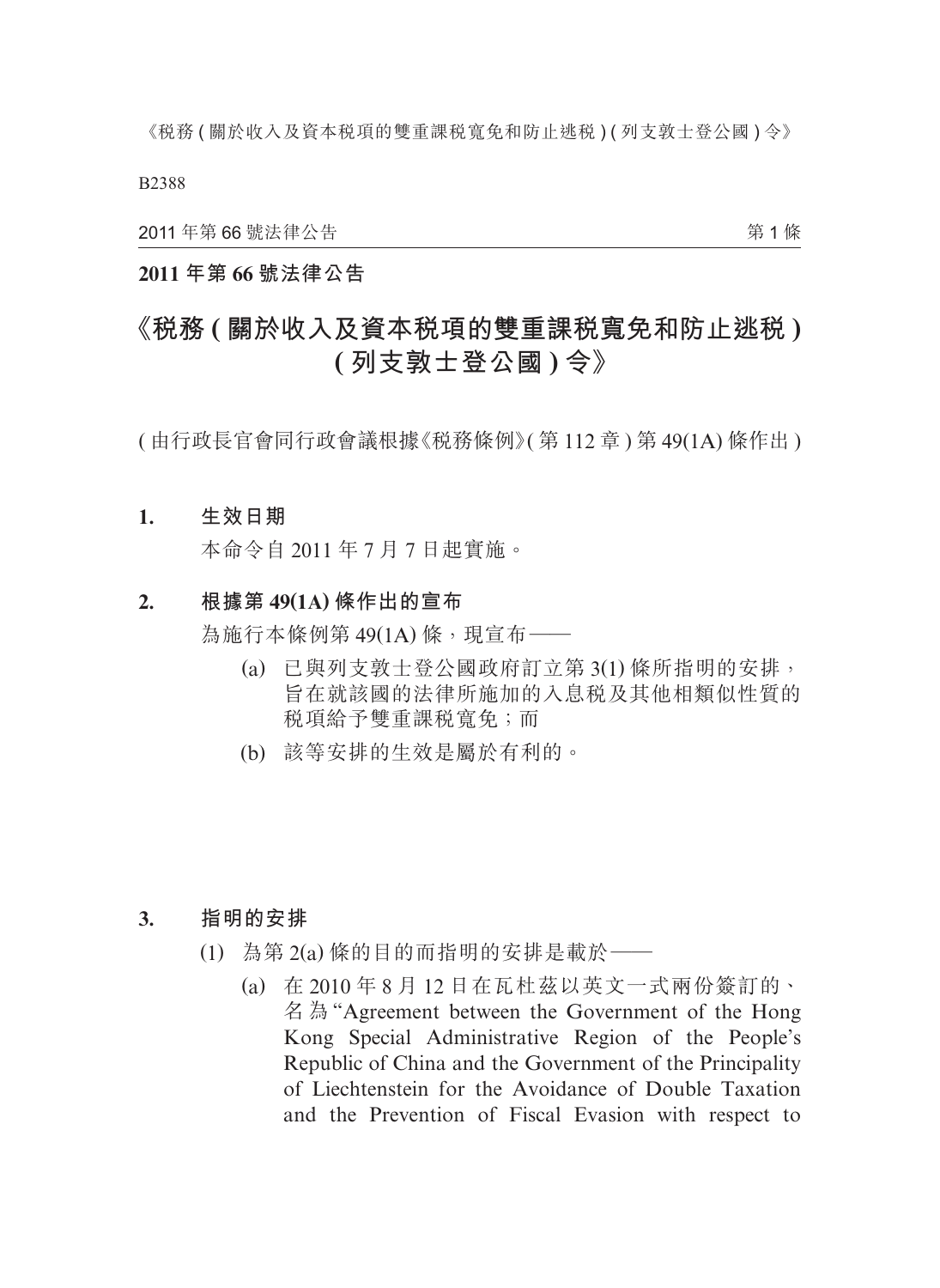## 2011 年第 66 號法律公告

# 《稅務 ( 關於收入及資本稅項的雙重課稅寬免和防止逃稅 ) ( 列支敦士登公國 ) 令》

( 由行政長官會同行政會議根據《稅務條例》( 第 112 章 ) 第 49(1A) 條作出 )

### 1. 生效日期

本命令自 2011 年 7 月 7 日起實施。

### 2. 根據第 49(1A) 條作出的宣布

為施行本條例第 49(1A) 條，現宣布——

(a) 已與列支敦士登公國政府訂立第 3(1) 條所指明的安排，旨在就該國的法律所施加的入息稅及其他相類似性質的稅項給予雙重課稅寬免；而

(b) 該等安排的生效是屬於有利的。

### 3. 指明的安排

(1) 為第 2(a) 條的目的而指明的安排是載於——

(a) 在 2010 年 8 月 12 日在瓦杜茲以英文一式兩份簽訂的、名為 "Agreement between the Government of the Hong Kong Special Administrative Region of the People's Republic of China and the Government of the Principality of Liechtenstein for the Avoidance of Double Taxation and the Prevention of Fiscal Evasion with respect to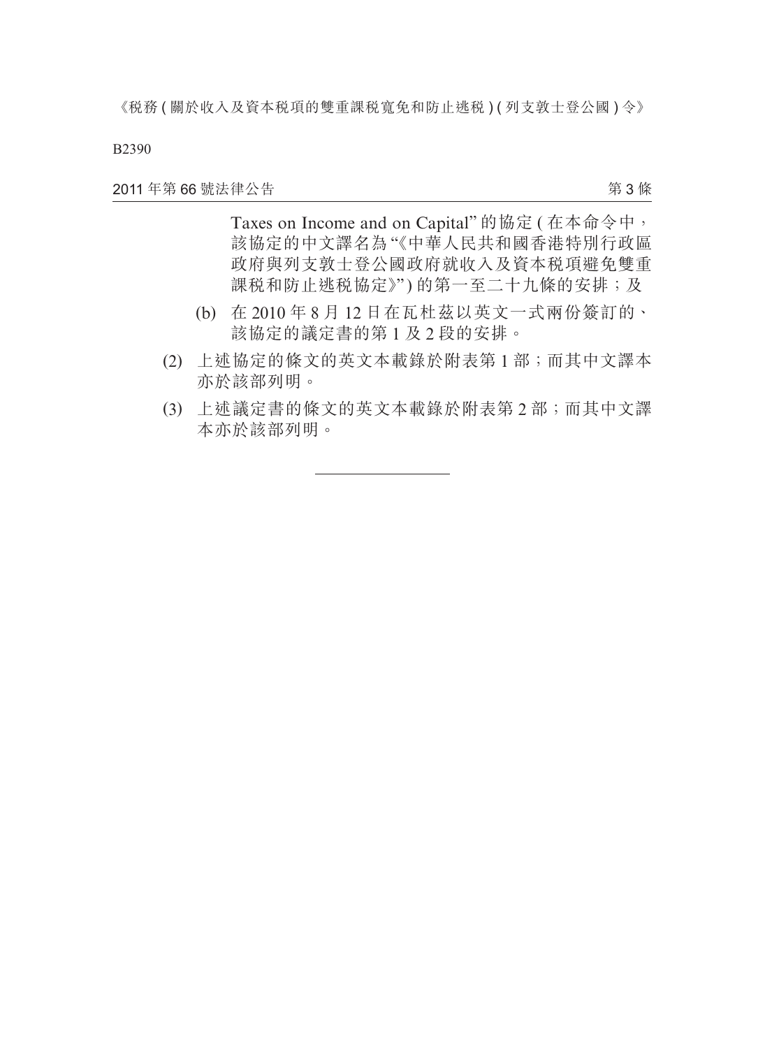Taxes on Income and on Capital" 的協定 ( 在本命令中，該協定的中文譯名為 "《中華人民共和國香港特別行政區政府與列支敦士登公國政府就收入及資本稅項避免雙重課稅和防止逃稅協定》") 的第一至二十九條的安排；及

(b) 在 2010 年 8 月 12 日在瓦杜茲以英文一式兩份簽訂的、該協定的議定書的第 1 及 2 段的安排。

(2) 上述協定的條文的英文本載錄於附表第 1 部；而其中文譯本亦於該部列明。

(3) 上述議定書的條文的英文本載錄於附表第 2 部；而其中文譯本亦於該部列明。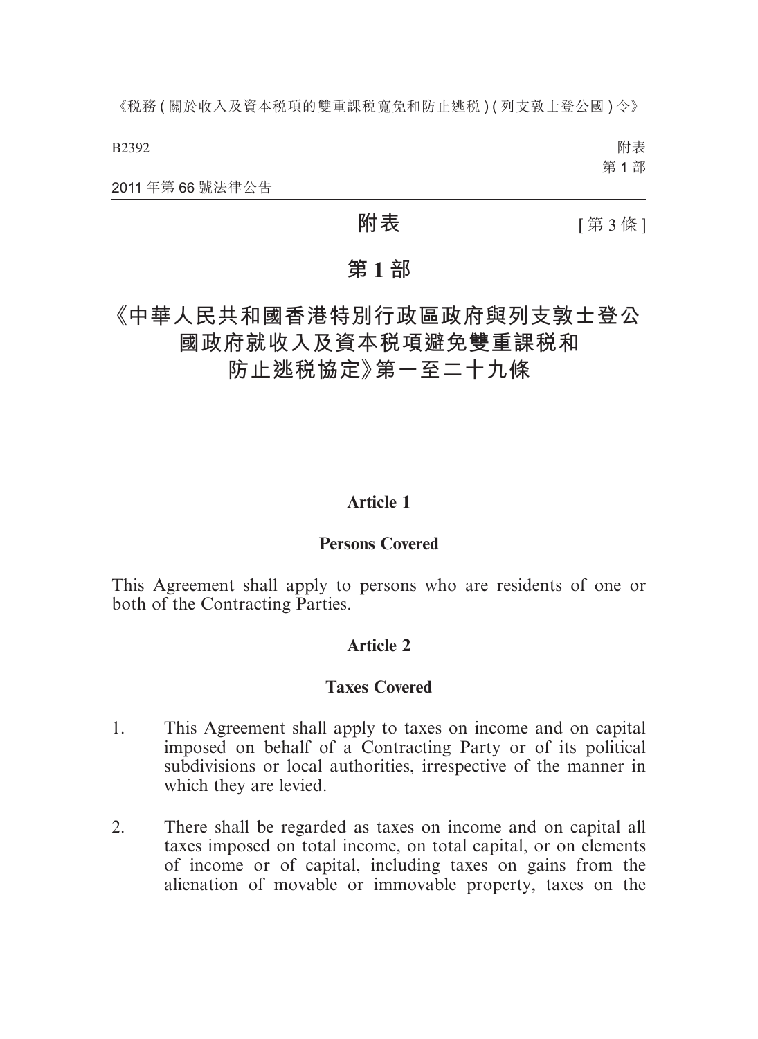# 附表

[第 3 條]

## 第 1 部

## 《中華人民共和國香港特別行政區政府與列支敦士登公國政府就收入及資本稅項避免雙重課稅和防止逃稅協定》第一至二十九條

### Article 1

### Persons Covered

This Agreement shall apply to persons who are residents of one or both of the Contracting Parties.

### Article 2

### Taxes Covered

1. This Agreement shall apply to taxes on income and on capital imposed on behalf of a Contracting Party or of its political subdivisions or local authorities, irrespective of the manner in which they are levied.

2. There shall be regarded as taxes on income and on capital all taxes imposed on total income, on total capital, or on elements of income or of capital, including taxes on gains from the alienation of movable or immovable property, taxes on the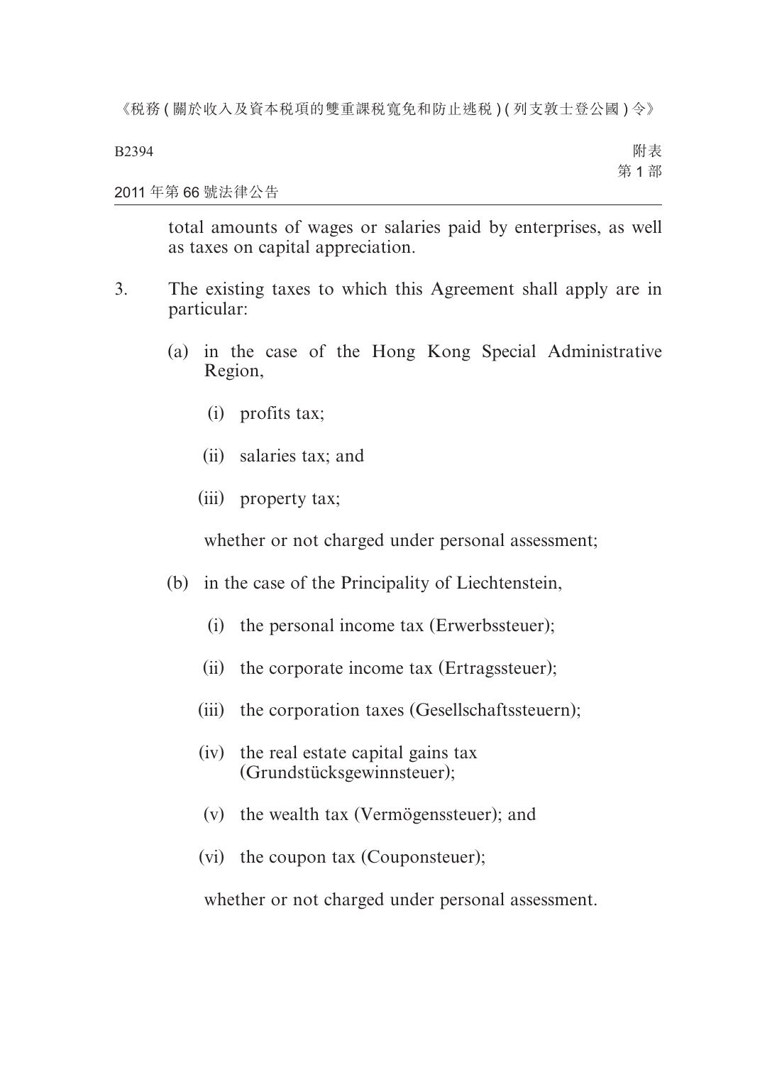total amounts of wages or salaries paid by enterprises, as well as taxes on capital appreciation.

3. The existing taxes to which this Agreement shall apply are in particular:

   (a) in the case of the Hong Kong Special Administrative Region,

      (i) profits tax;

      (ii) salaries tax; and

      (iii) property tax;

      whether or not charged under personal assessment;

   (b) in the case of the Principality of Liechtenstein,

      (i) the personal income tax (Erwerbssteuer);

      (ii) the corporate income tax (Ertragssteuer);

      (iii) the corporation taxes (Gesellschaftssteuern);

      (iv) the real estate capital gains tax (Grundstücksgewinnsteuer);

      (v) the wealth tax (Vermögenssteuer); and

      (vi) the coupon tax (Couponsteuer);

      whether or not charged under personal assessment.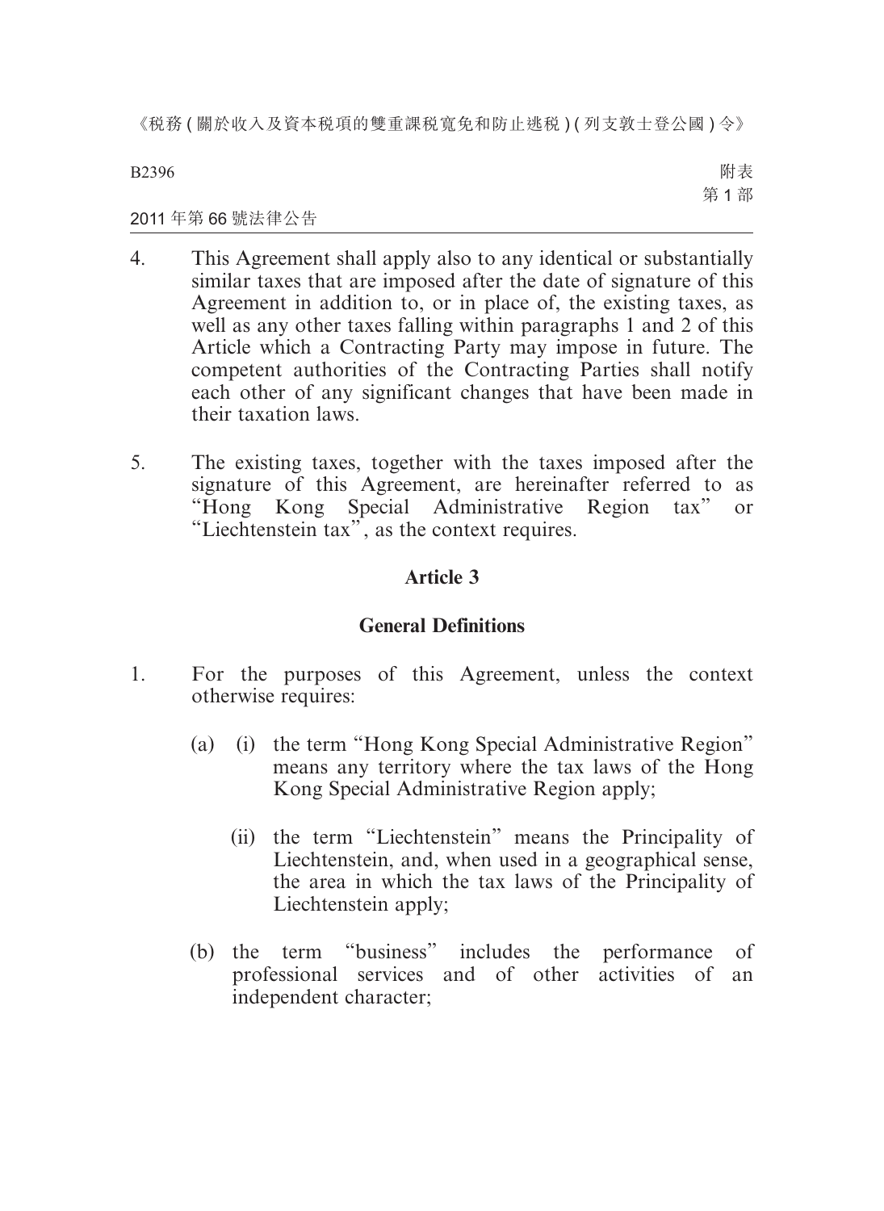4. This Agreement shall apply also to any identical or substantially similar taxes that are imposed after the date of signature of this Agreement in addition to, or in place of, the existing taxes, as well as any other taxes falling within paragraphs 1 and 2 of this Article which a Contracting Party may impose in future. The competent authorities of the Contracting Parties shall notify each other of any significant changes that have been made in their taxation laws.

5. The existing taxes, together with the taxes imposed after the signature of this Agreement, are hereinafter referred to as "Hong Kong Special Administrative Region tax" or "Liechtenstein tax", as the context requires.

## Article 3

## General Definitions

1. For the purposes of this Agreement, unless the context otherwise requires:

   (a) (i) the term "Hong Kong Special Administrative Region" means any territory where the tax laws of the Hong Kong Special Administrative Region apply;

   (ii) the term "Liechtenstein" means the Principality of Liechtenstein, and, when used in a geographical sense, the area in which the tax laws of the Principality of Liechtenstein apply;

   (b) the term "business" includes the performance of professional services and of other activities of an independent character;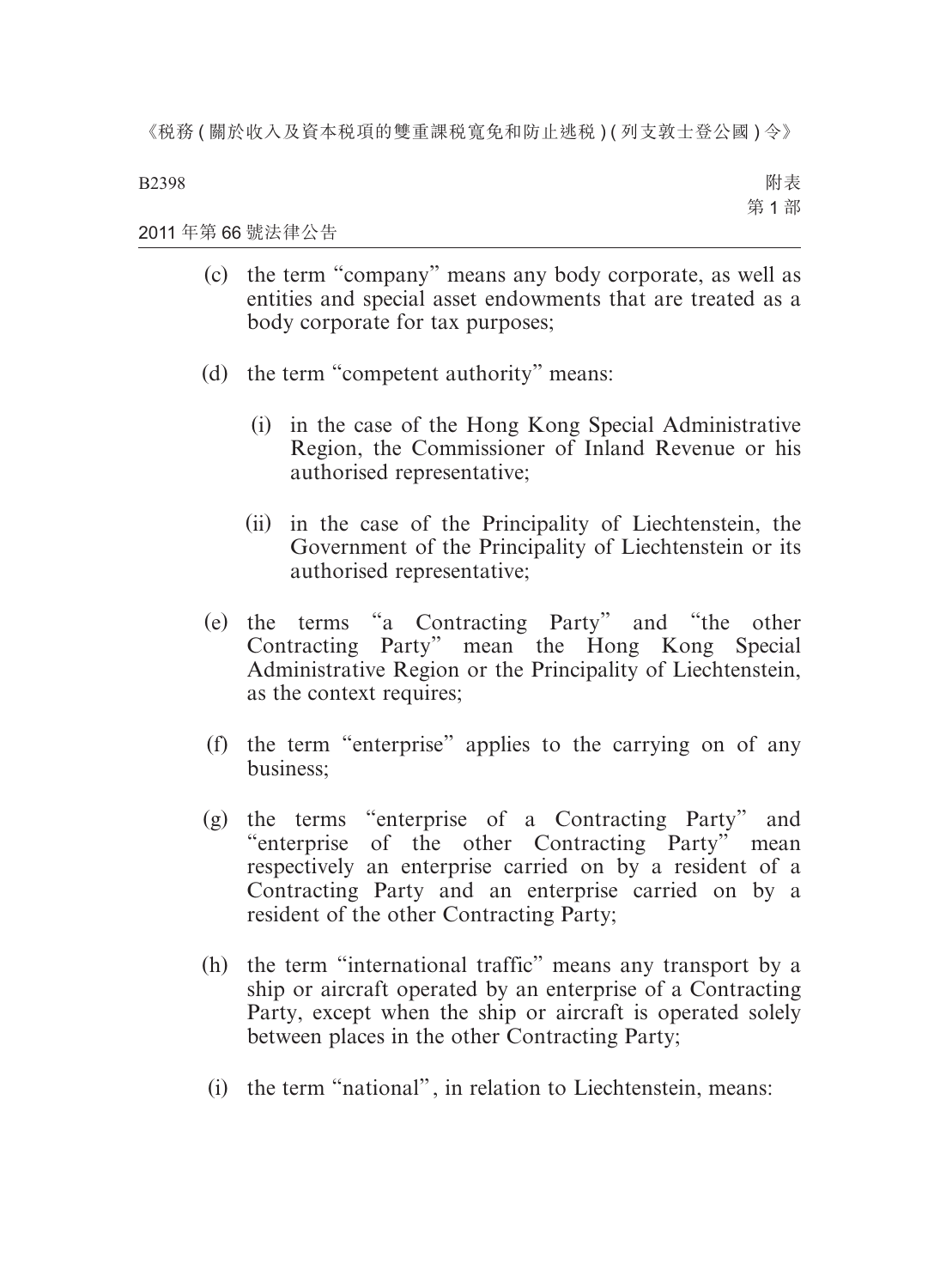(c) the term "company" means any body corporate, as well as entities and special asset endowments that are treated as a body corporate for tax purposes;

(d) the term "competent authority" means:

   (i) in the case of the Hong Kong Special Administrative Region, the Commissioner of Inland Revenue or his authorised representative;

   (ii) in the case of the Principality of Liechtenstein, the Government of the Principality of Liechtenstein or its authorised representative;

(e) the terms "a Contracting Party" and "the other Contracting Party" mean the Hong Kong Special Administrative Region or the Principality of Liechtenstein, as the context requires;

(f) the term "enterprise" applies to the carrying on of any business;

(g) the terms "enterprise of a Contracting Party" and "enterprise of the other Contracting Party" mean respectively an enterprise carried on by a resident of a Contracting Party and an enterprise carried on by a resident of the other Contracting Party;

(h) the term "international traffic" means any transport by a ship or aircraft operated by an enterprise of a Contracting Party, except when the ship or aircraft is operated solely between places in the other Contracting Party;

(i) the term "national", in relation to Liechtenstein, means: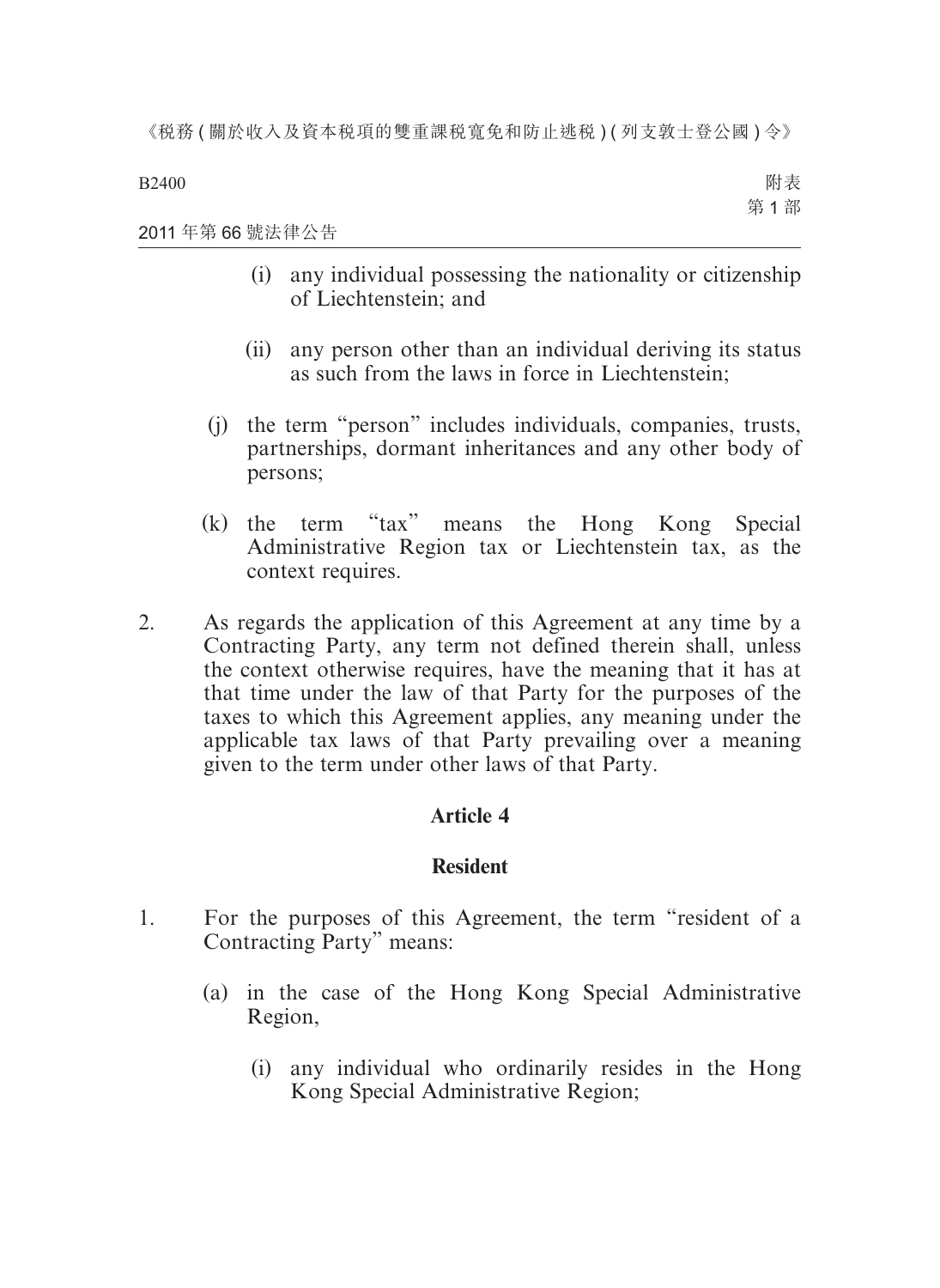(i) any individual possessing the nationality or citizenship of Liechtenstein; and

(ii) any person other than an individual deriving its status as such from the laws in force in Liechtenstein;

(j) the term "person" includes individuals, companies, trusts, partnerships, dormant inheritances and any other body of persons;

(k) the term "tax" means the Hong Kong Special Administrative Region tax or Liechtenstein tax, as the context requires.

2. As regards the application of this Agreement at any time by a Contracting Party, any term not defined therein shall, unless the context otherwise requires, have the meaning that it has at that time under the law of that Party for the purposes of the taxes to which this Agreement applies, any meaning under the applicable tax laws of that Party prevailing over a meaning given to the term under other laws of that Party.

## Article 4

### Resident

1. For the purposes of this Agreement, the term "resident of a Contracting Party" means:

(a) in the case of the Hong Kong Special Administrative Region,

(i) any individual who ordinarily resides in the Hong Kong Special Administrative Region;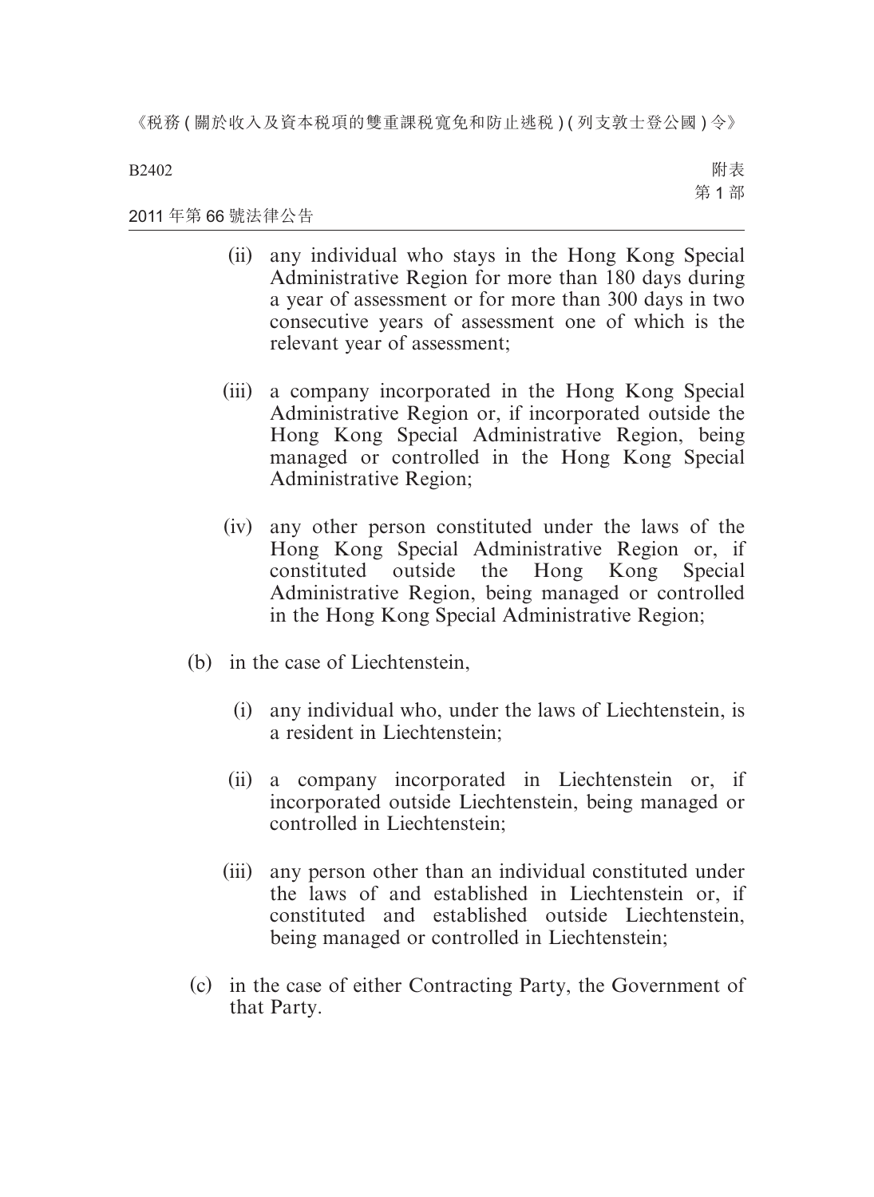(ii) any individual who stays in the Hong Kong Special Administrative Region for more than 180 days during a year of assessment or for more than 300 days in two consecutive years of assessment one of which is the relevant year of assessment;

(iii) a company incorporated in the Hong Kong Special Administrative Region or, if incorporated outside the Hong Kong Special Administrative Region, being managed or controlled in the Hong Kong Special Administrative Region;

(iv) any other person constituted under the laws of the Hong Kong Special Administrative Region or, if constituted outside the Hong Kong Special Administrative Region, being managed or controlled in the Hong Kong Special Administrative Region;

(b) in the case of Liechtenstein,

(i) any individual who, under the laws of Liechtenstein, is a resident in Liechtenstein;

(ii) a company incorporated in Liechtenstein or, if incorporated outside Liechtenstein, being managed or controlled in Liechtenstein;

(iii) any person other than an individual constituted under the laws of and established in Liechtenstein or, if constituted and established outside Liechtenstein, being managed or controlled in Liechtenstein;

(c) in the case of either Contracting Party, the Government of that Party.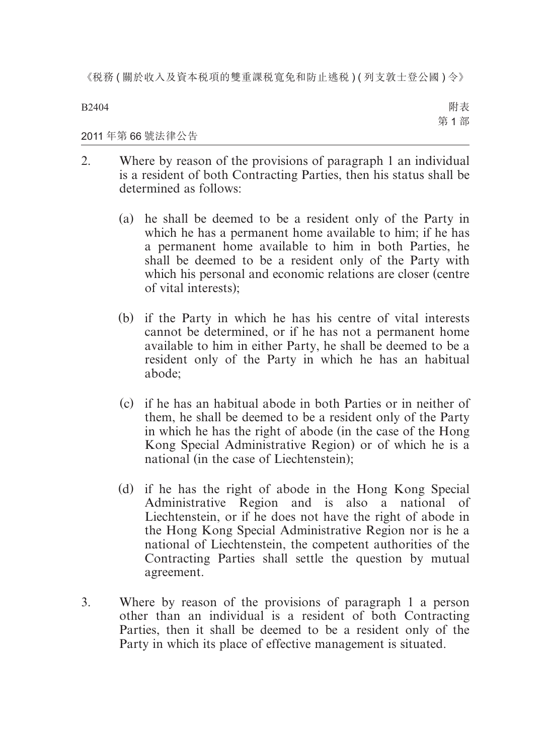2. Where by reason of the provisions of paragraph 1 an individual is a resident of both Contracting Parties, then his status shall be determined as follows:

   (a) he shall be deemed to be a resident only of the Party in which he has a permanent home available to him; if he has a permanent home available to him in both Parties, he shall be deemed to be a resident only of the Party with which his personal and economic relations are closer (centre of vital interests);

   (b) if the Party in which he has his centre of vital interests cannot be determined, or if he has not a permanent home available to him in either Party, he shall be deemed to be a resident only of the Party in which he has an habitual abode;

   (c) if he has an habitual abode in both Parties or in neither of them, he shall be deemed to be a resident only of the Party in which he has the right of abode (in the case of the Hong Kong Special Administrative Region) or of which he is a national (in the case of Liechtenstein);

   (d) if he has the right of abode in the Hong Kong Special Administrative Region and is also a national of Liechtenstein, or if he does not have the right of abode in the Hong Kong Special Administrative Region nor is he a national of Liechtenstein, the competent authorities of the Contracting Parties shall settle the question by mutual agreement.

3. Where by reason of the provisions of paragraph 1 a person other than an individual is a resident of both Contracting Parties, then it shall be deemed to be a resident only of the Party in which its place of effective management is situated.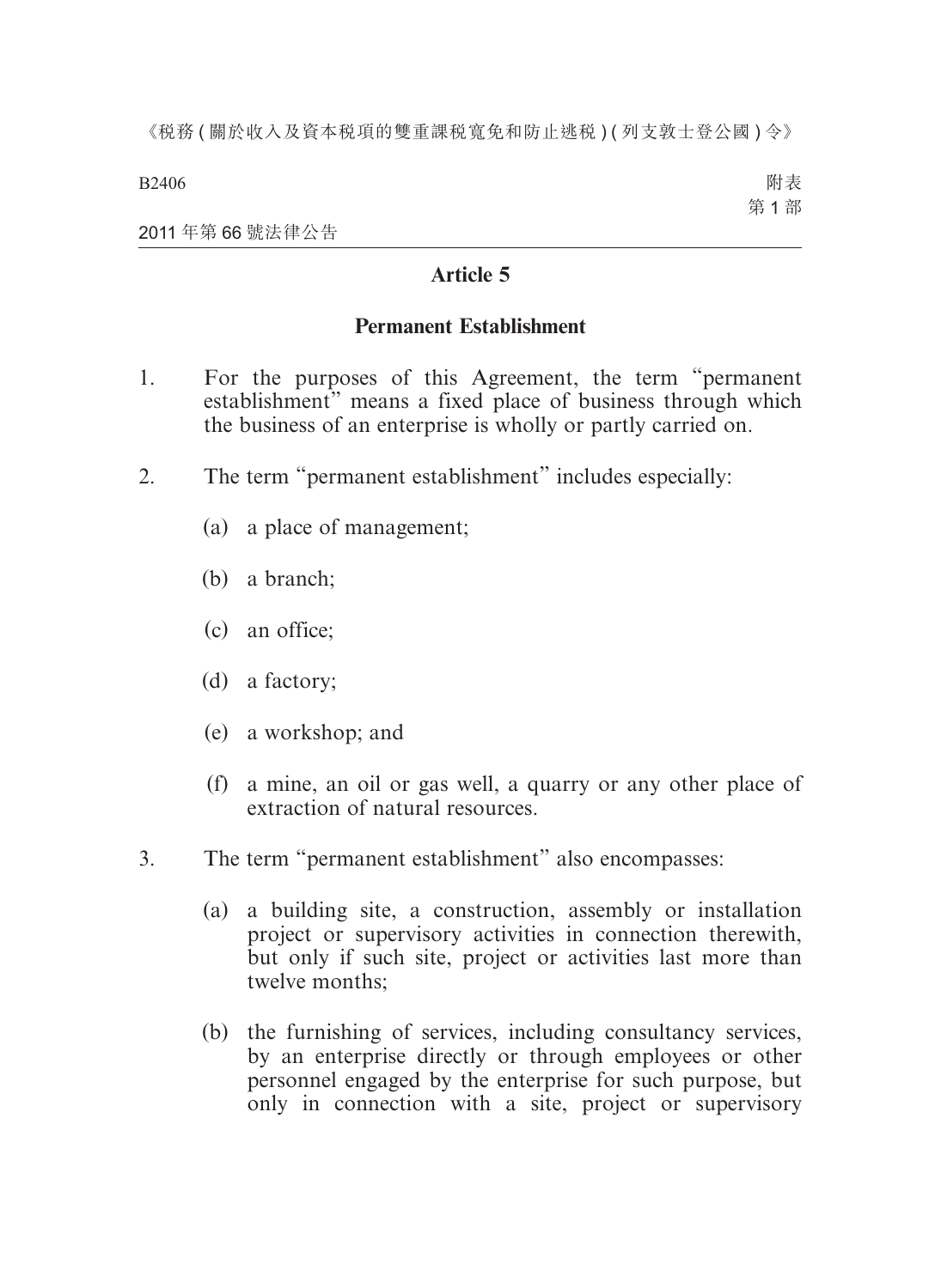## Article 5

### Permanent Establishment

1. For the purposes of this Agreement, the term "permanent establishment" means a fixed place of business through which the business of an enterprise is wholly or partly carried on.

2. The term "permanent establishment" includes especially:

   (a) a place of management;

   (b) a branch;

   (c) an office;

   (d) a factory;

   (e) a workshop; and

   (f) a mine, an oil or gas well, a quarry or any other place of extraction of natural resources.

3. The term "permanent establishment" also encompasses:

   (a) a building site, a construction, assembly or installation project or supervisory activities in connection therewith, but only if such site, project or activities last more than twelve months;

   (b) the furnishing of services, including consultancy services, by an enterprise directly or through employees or other personnel engaged by the enterprise for such purpose, but only in connection with a site, project or supervisory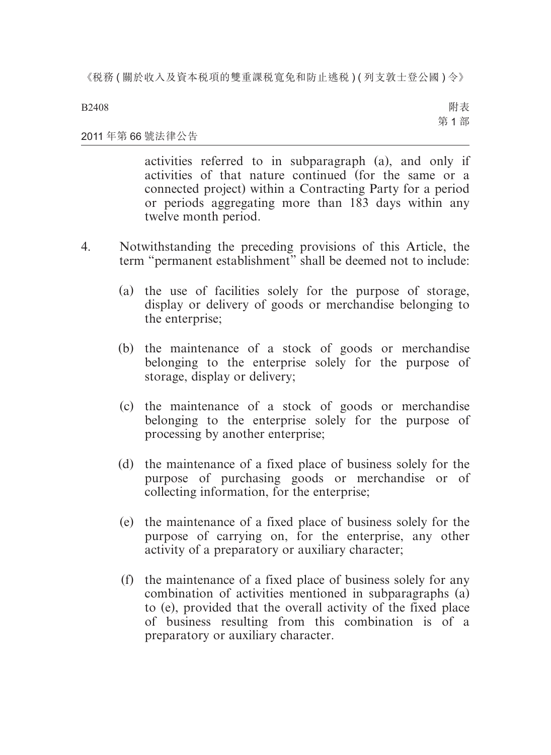activities referred to in subparagraph (a), and only if activities of that nature continued (for the same or a connected project) within a Contracting Party for a period or periods aggregating more than 183 days within any twelve month period.

4. Notwithstanding the preceding provisions of this Article, the term "permanent establishment" shall be deemed not to include:

   (a) the use of facilities solely for the purpose of storage, display or delivery of goods or merchandise belonging to the enterprise;

   (b) the maintenance of a stock of goods or merchandise belonging to the enterprise solely for the purpose of storage, display or delivery;

   (c) the maintenance of a stock of goods or merchandise belonging to the enterprise solely for the purpose of processing by another enterprise;

   (d) the maintenance of a fixed place of business solely for the purpose of purchasing goods or merchandise or of collecting information, for the enterprise;

   (e) the maintenance of a fixed place of business solely for the purpose of carrying on, for the enterprise, any other activity of a preparatory or auxiliary character;

   (f) the maintenance of a fixed place of business solely for any combination of activities mentioned in subparagraphs (a) to (e), provided that the overall activity of the fixed place of business resulting from this combination is of a preparatory or auxiliary character.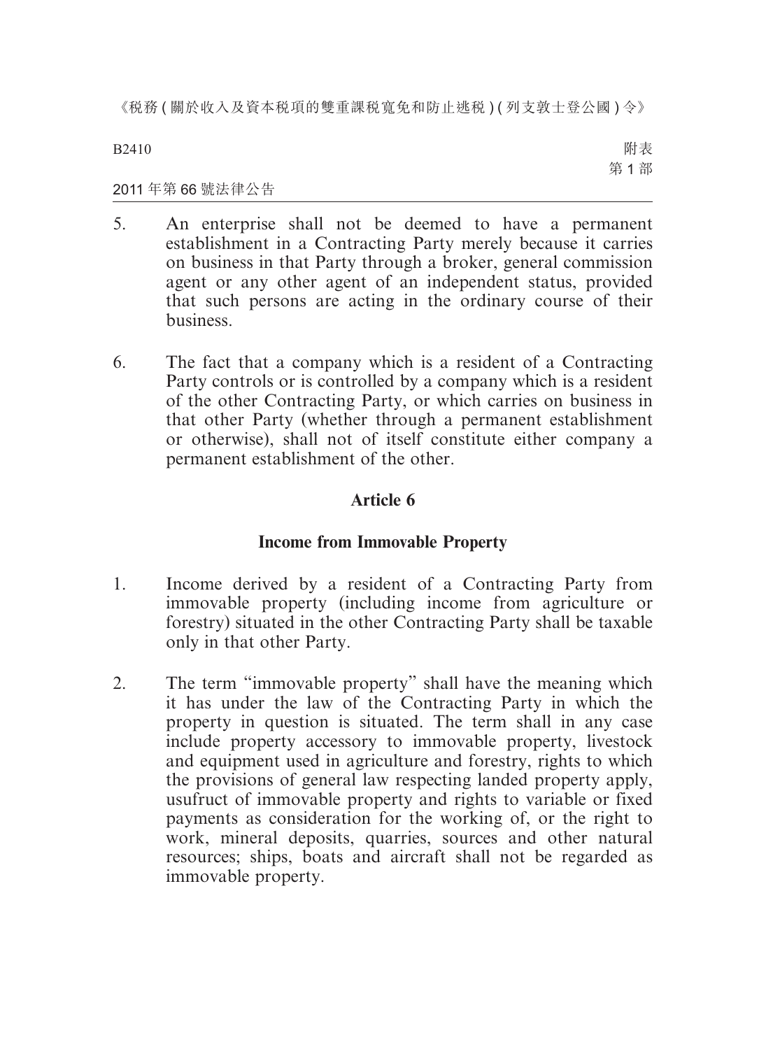5. An enterprise shall not be deemed to have a permanent establishment in a Contracting Party merely because it carries on business in that Party through a broker, general commission agent or any other agent of an independent status, provided that such persons are acting in the ordinary course of their business.

6. The fact that a company which is a resident of a Contracting Party controls or is controlled by a company which is a resident of the other Contracting Party, or which carries on business in that other Party (whether through a permanent establishment or otherwise), shall not of itself constitute either company a permanent establishment of the other.

## Article 6

### Income from Immovable Property

1. Income derived by a resident of a Contracting Party from immovable property (including income from agriculture or forestry) situated in the other Contracting Party shall be taxable only in that other Party.

2. The term "immovable property" shall have the meaning which it has under the law of the Contracting Party in which the property in question is situated. The term shall in any case include property accessory to immovable property, livestock and equipment used in agriculture and forestry, rights to which the provisions of general law respecting landed property apply, usufruct of immovable property and rights to variable or fixed payments as consideration for the working of, or the right to work, mineral deposits, quarries, sources and other natural resources; ships, boats and aircraft shall not be regarded as immovable property.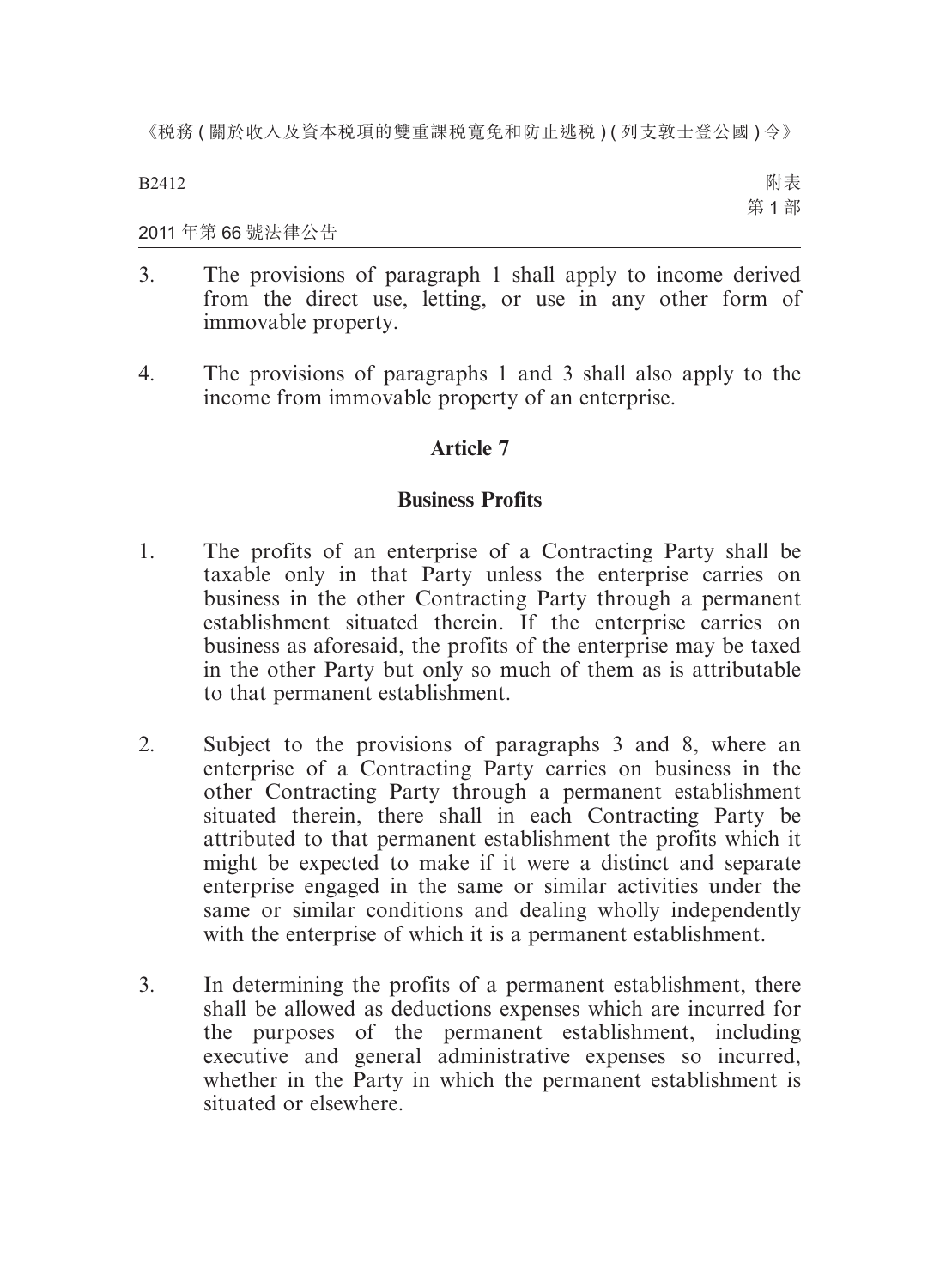3. The provisions of paragraph 1 shall apply to income derived from the direct use, letting, or use in any other form of immovable property.

4. The provisions of paragraphs 1 and 3 shall also apply to the income from immovable property of an enterprise.

## Article 7

### Business Profits

1. The profits of an enterprise of a Contracting Party shall be taxable only in that Party unless the enterprise carries on business in the other Contracting Party through a permanent establishment situated therein. If the enterprise carries on business as aforesaid, the profits of the enterprise may be taxed in the other Party but only so much of them as is attributable to that permanent establishment.

2. Subject to the provisions of paragraphs 3 and 8, where an enterprise of a Contracting Party carries on business in the other Contracting Party through a permanent establishment situated therein, there shall in each Contracting Party be attributed to that permanent establishment the profits which it might be expected to make if it were a distinct and separate enterprise engaged in the same or similar activities under the same or similar conditions and dealing wholly independently with the enterprise of which it is a permanent establishment.

3. In determining the profits of a permanent establishment, there shall be allowed as deductions expenses which are incurred for the purposes of the permanent establishment, including executive and general administrative expenses so incurred, whether in the Party in which the permanent establishment is situated or elsewhere.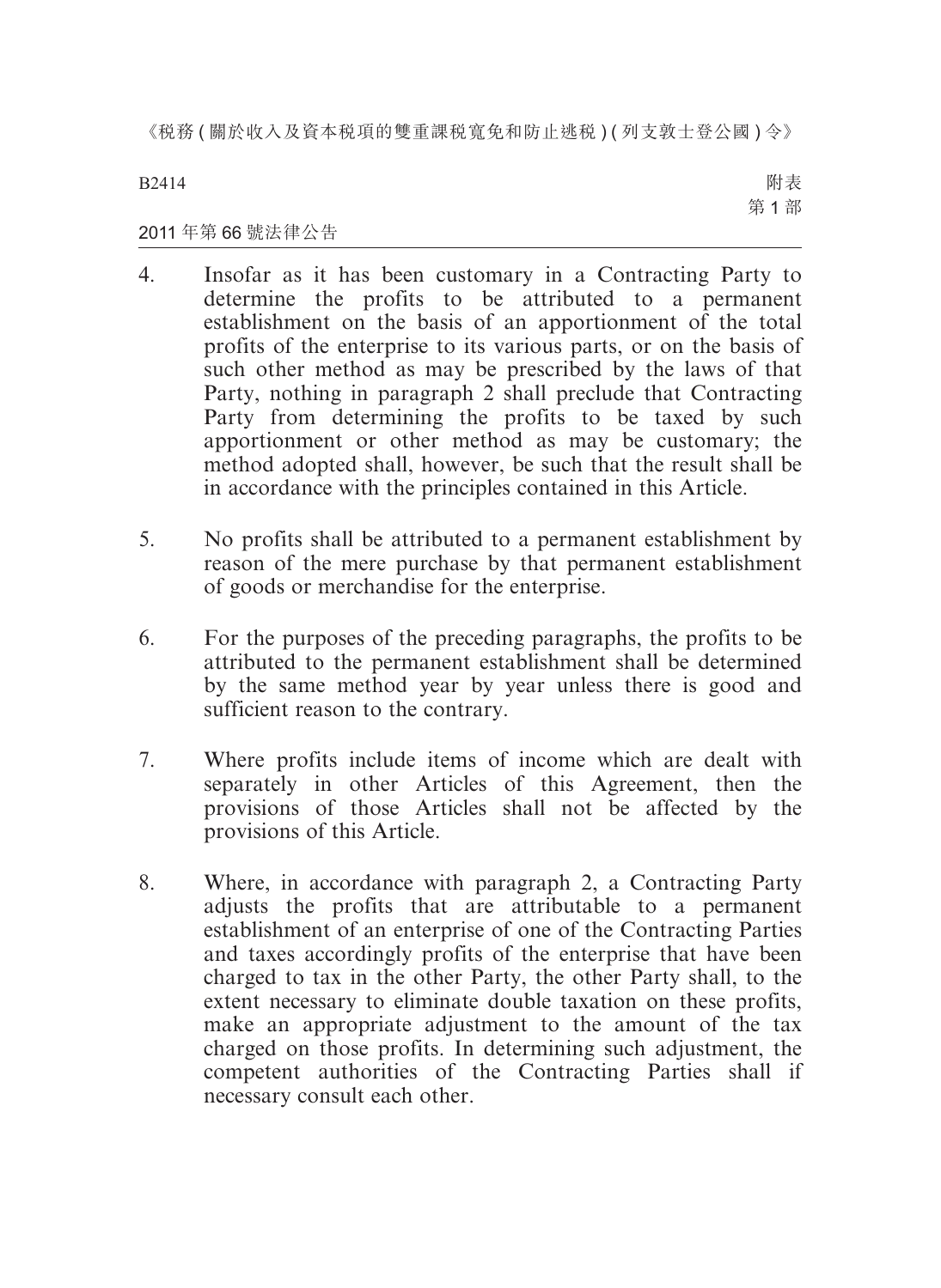4. Insofar as it has been customary in a Contracting Party to determine the profits to be attributed to a permanent establishment on the basis of an apportionment of the total profits of the enterprise to its various parts, or on the basis of such other method as may be prescribed by the laws of that Party, nothing in paragraph 2 shall preclude that Contracting Party from determining the profits to be taxed by such apportionment or other method as may be customary; the method adopted shall, however, be such that the result shall be in accordance with the principles contained in this Article.

5. No profits shall be attributed to a permanent establishment by reason of the mere purchase by that permanent establishment of goods or merchandise for the enterprise.

6. For the purposes of the preceding paragraphs, the profits to be attributed to the permanent establishment shall be determined by the same method year by year unless there is good and sufficient reason to the contrary.

7. Where profits include items of income which are dealt with separately in other Articles of this Agreement, then the provisions of those Articles shall not be affected by the provisions of this Article.

8. Where, in accordance with paragraph 2, a Contracting Party adjusts the profits that are attributable to a permanent establishment of an enterprise of one of the Contracting Parties and taxes accordingly profits of the enterprise that have been charged to tax in the other Party, the other Party shall, to the extent necessary to eliminate double taxation on these profits, make an appropriate adjustment to the amount of the tax charged on those profits. In determining such adjustment, the competent authorities of the Contracting Parties shall if necessary consult each other.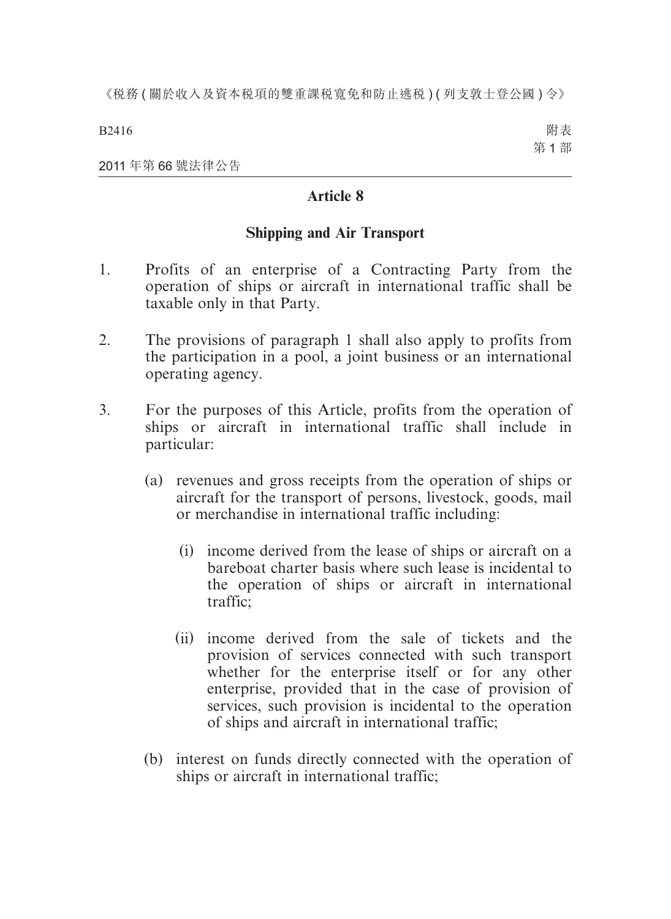## Article 8

### Shipping and Air Transport

1. Profits of an enterprise of a Contracting Party from the operation of ships or aircraft in international traffic shall be taxable only in that Party.

2. The provisions of paragraph 1 shall also apply to profits from the participation in a pool, a joint business or an international operating agency.

3. For the purposes of this Article, profits from the operation of ships or aircraft in international traffic shall include in particular:

   (a) revenues and gross receipts from the operation of ships or aircraft for the transport of persons, livestock, goods, mail or merchandise in international traffic including:

      (i) income derived from the lease of ships or aircraft on a bareboat charter basis where such lease is incidental to the operation of ships or aircraft in international traffic;

      (ii) income derived from the sale of tickets and the provision of services connected with such transport whether for the enterprise itself or for any other enterprise, provided that in the case of provision of services, such provision is incidental to the operation of ships and aircraft in international traffic;

   (b) interest on funds directly connected with the operation of ships or aircraft in international traffic;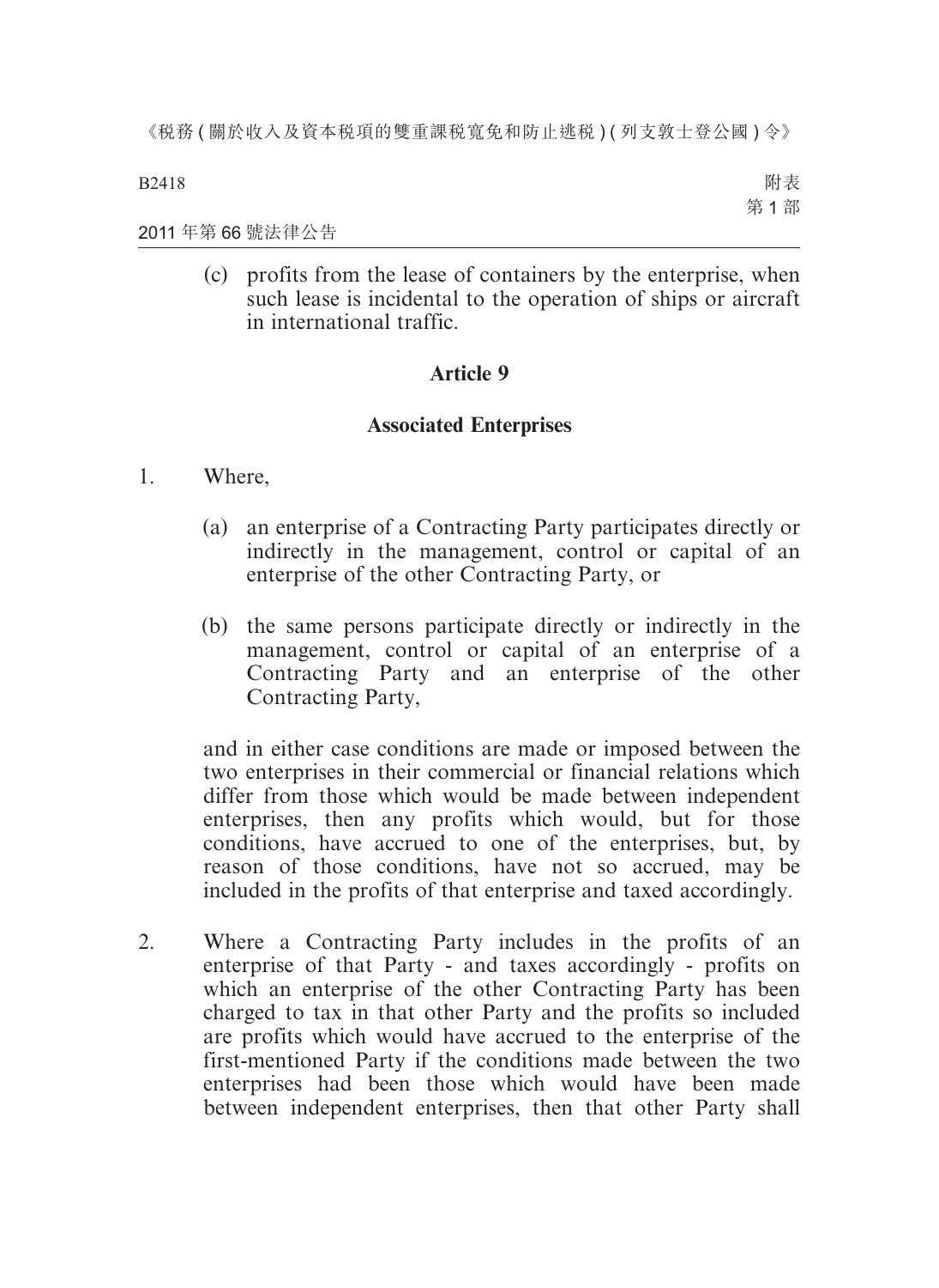(c) profits from the lease of containers by the enterprise, when such lease is incidental to the operation of ships or aircraft in international traffic.

## Article 9

### Associated Enterprises

1. Where,

   (a) an enterprise of a Contracting Party participates directly or indirectly in the management, control or capital of an enterprise of the other Contracting Party, or

   (b) the same persons participate directly or indirectly in the management, control or capital of an enterprise of a Contracting Party and an enterprise of the other Contracting Party,

   and in either case conditions are made or imposed between the two enterprises in their commercial or financial relations which differ from those which would be made between independent enterprises, then any profits which would, but for those conditions, have accrued to one of the enterprises, but, by reason of those conditions, have not so accrued, may be included in the profits of that enterprise and taxed accordingly.

2. Where a Contracting Party includes in the profits of an enterprise of that Party - and taxes accordingly - profits on which an enterprise of the other Contracting Party has been charged to tax in that other Party and the profits so included are profits which would have accrued to the enterprise of the first-mentioned Party if the conditions made between the two enterprises had been those which would have been made between independent enterprises, then that other Party shall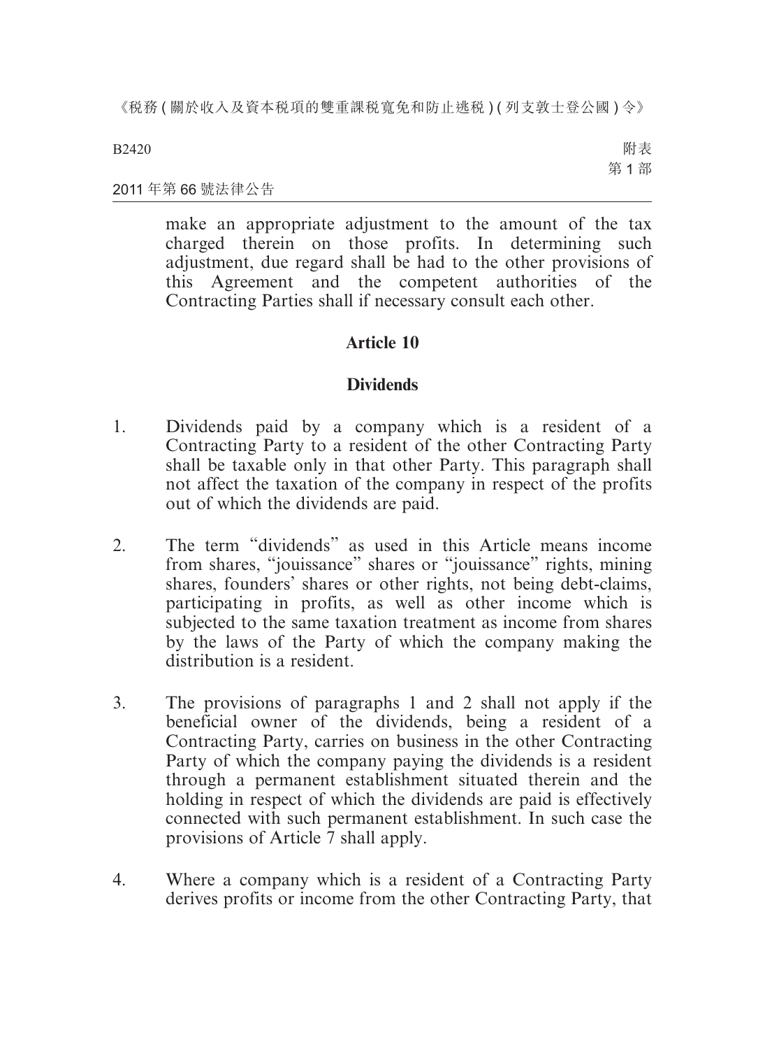make an appropriate adjustment to the amount of the tax charged therein on those profits. In determining such adjustment, due regard shall be had to the other provisions of this Agreement and the competent authorities of the Contracting Parties shall if necessary consult each other.

## Article 10

## Dividends

1. Dividends paid by a company which is a resident of a Contracting Party to a resident of the other Contracting Party shall be taxable only in that other Party. This paragraph shall not affect the taxation of the company in respect of the profits out of which the dividends are paid.

2. The term "dividends" as used in this Article means income from shares, "jouissance" shares or "jouissance" rights, mining shares, founders' shares or other rights, not being debt-claims, participating in profits, as well as other income which is subjected to the same taxation treatment as income from shares by the laws of the Party of which the company making the distribution is a resident.

3. The provisions of paragraphs 1 and 2 shall not apply if the beneficial owner of the dividends, being a resident of a Contracting Party, carries on business in the other Contracting Party of which the company paying the dividends is a resident through a permanent establishment situated therein and the holding in respect of which the dividends are paid is effectively connected with such permanent establishment. In such case the provisions of Article 7 shall apply.

4. Where a company which is a resident of a Contracting Party derives profits or income from the other Contracting Party, that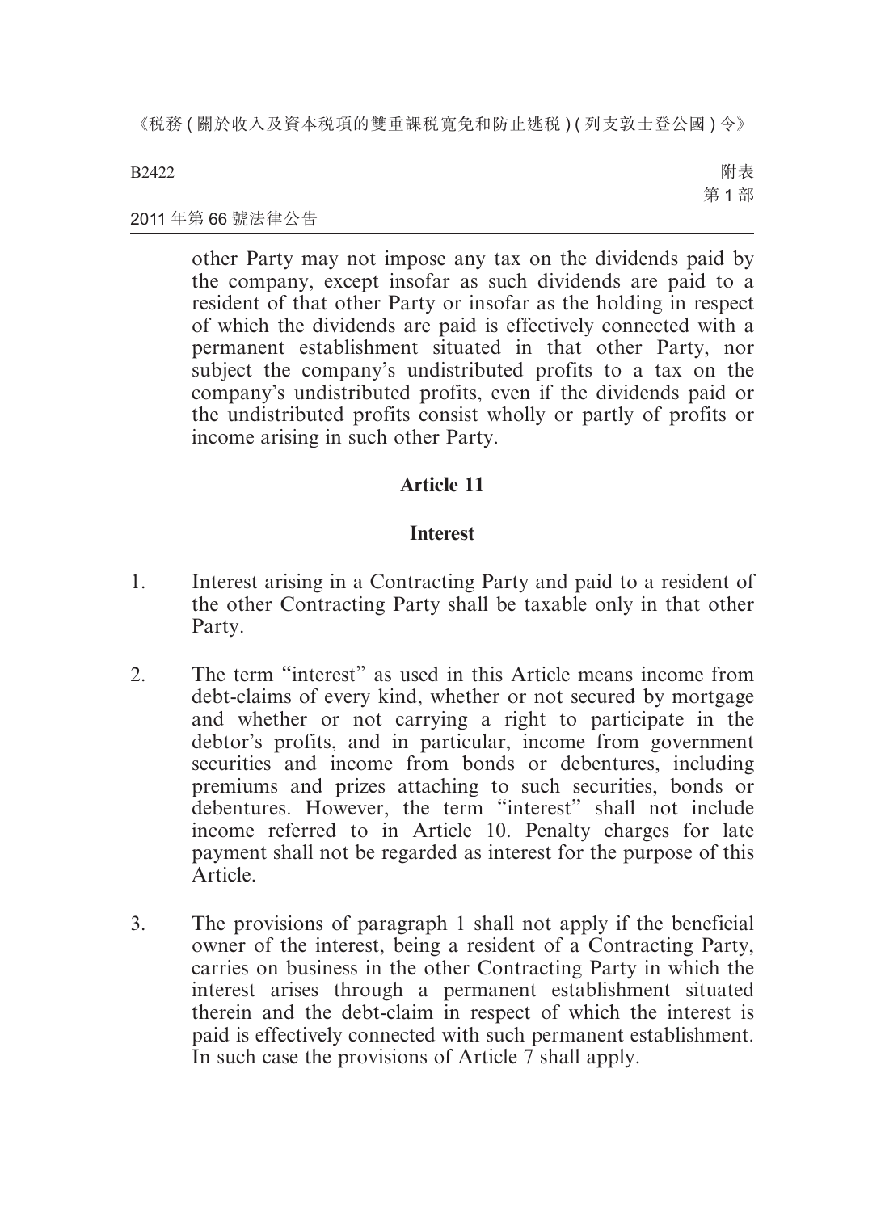other Party may not impose any tax on the dividends paid by the company, except insofar as such dividends are paid to a resident of that other Party or insofar as the holding in respect of which the dividends are paid is effectively connected with a permanent establishment situated in that other Party, nor subject the company's undistributed profits to a tax on the company's undistributed profits, even if the dividends paid or the undistributed profits consist wholly or partly of profits or income arising in such other Party.

## Article 11

## Interest

1. Interest arising in a Contracting Party and paid to a resident of the other Contracting Party shall be taxable only in that other Party.

2. The term "interest" as used in this Article means income from debt-claims of every kind, whether or not secured by mortgage and whether or not carrying a right to participate in the debtor's profits, and in particular, income from government securities and income from bonds or debentures, including premiums and prizes attaching to such securities, bonds or debentures. However, the term "interest" shall not include income referred to in Article 10. Penalty charges for late payment shall not be regarded as interest for the purpose of this Article.

3. The provisions of paragraph 1 shall not apply if the beneficial owner of the interest, being a resident of a Contracting Party, carries on business in the other Contracting Party in which the interest arises through a permanent establishment situated therein and the debt-claim in respect of which the interest is paid is effectively connected with such permanent establishment. In such case the provisions of Article 7 shall apply.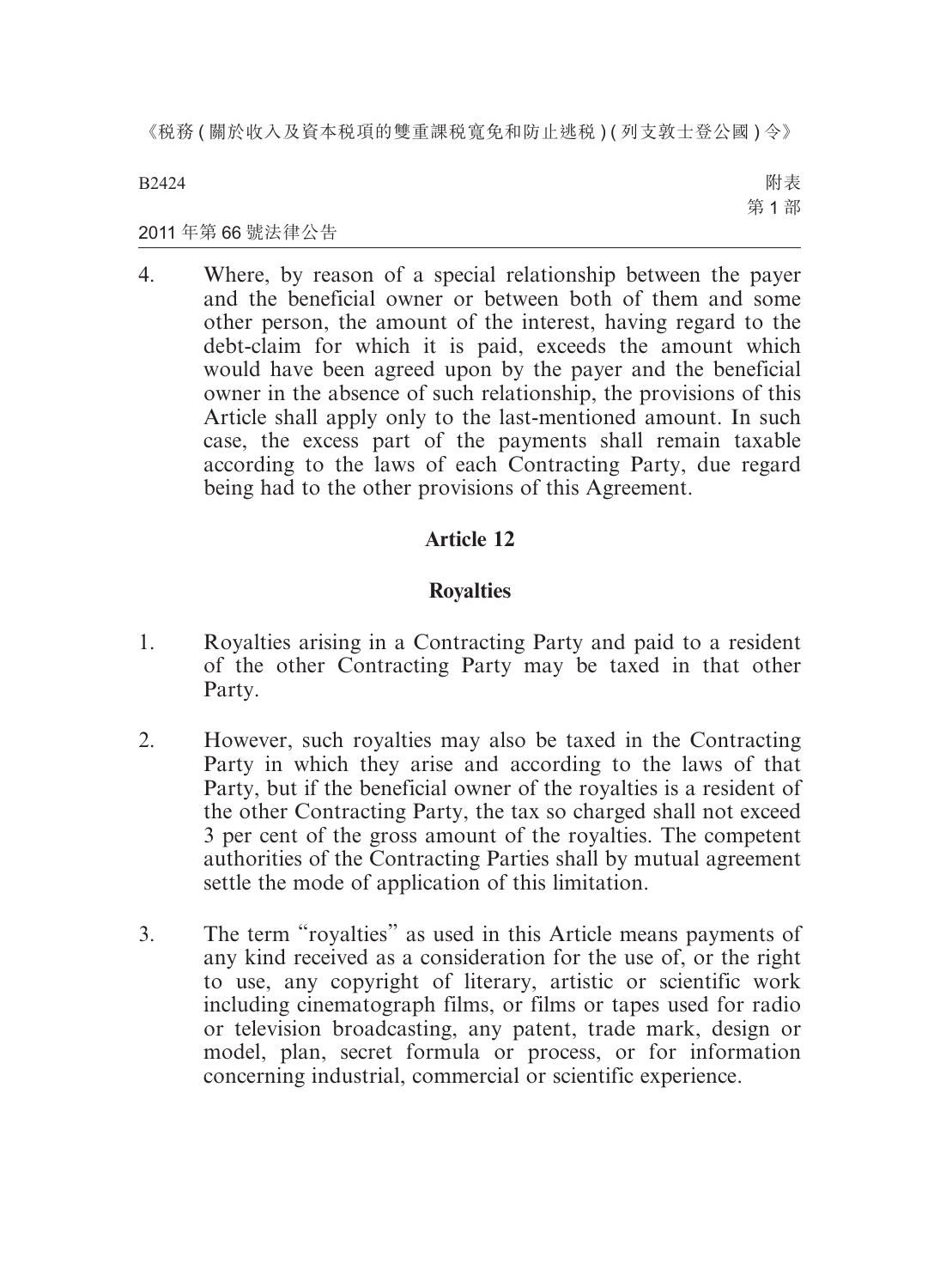4. Where, by reason of a special relationship between the payer and the beneficial owner or between both of them and some other person, the amount of the interest, having regard to the debt-claim for which it is paid, exceeds the amount which would have been agreed upon by the payer and the beneficial owner in the absence of such relationship, the provisions of this Article shall apply only to the last-mentioned amount. In such case, the excess part of the payments shall remain taxable according to the laws of each Contracting Party, due regard being had to the other provisions of this Agreement.

## Article 12

## Royalties

1. Royalties arising in a Contracting Party and paid to a resident of the other Contracting Party may be taxed in that other Party.

2. However, such royalties may also be taxed in the Contracting Party in which they arise and according to the laws of that Party, but if the beneficial owner of the royalties is a resident of the other Contracting Party, the tax so charged shall not exceed 3 per cent of the gross amount of the royalties. The competent authorities of the Contracting Parties shall by mutual agreement settle the mode of application of this limitation.

3. The term "royalties" as used in this Article means payments of any kind received as a consideration for the use of, or the right to use, any copyright of literary, artistic or scientific work including cinematograph films, or films or tapes used for radio or television broadcasting, any patent, trade mark, design or model, plan, secret formula or process, or for information concerning industrial, commercial or scientific experience.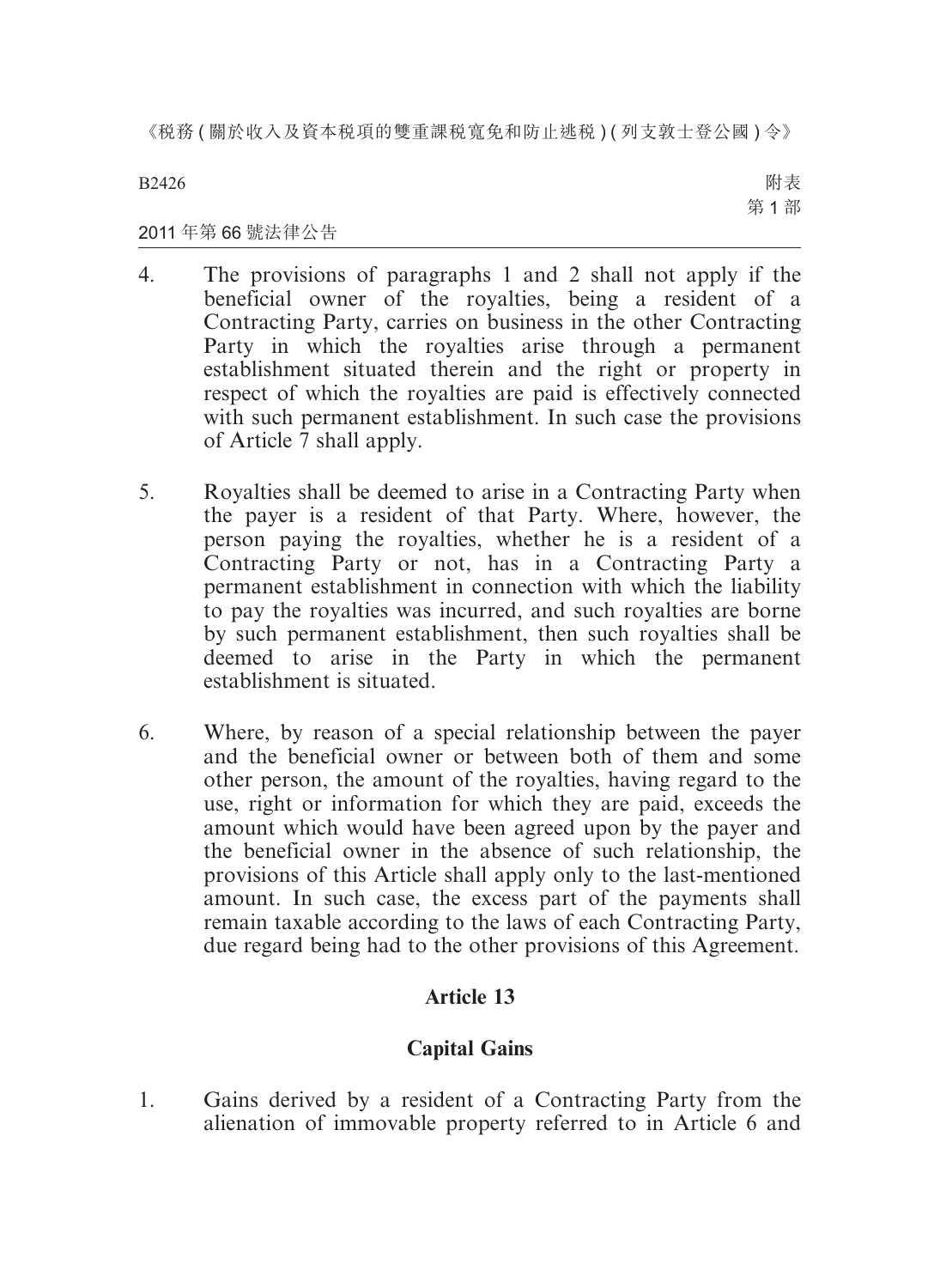4. The provisions of paragraphs 1 and 2 shall not apply if the beneficial owner of the royalties, being a resident of a Contracting Party, carries on business in the other Contracting Party in which the royalties arise through a permanent establishment situated therein and the right or property in respect of which the royalties are paid is effectively connected with such permanent establishment. In such case the provisions of Article 7 shall apply.

5. Royalties shall be deemed to arise in a Contracting Party when the payer is a resident of that Party. Where, however, the person paying the royalties, whether he is a resident of a Contracting Party or not, has in a Contracting Party a permanent establishment in connection with which the liability to pay the royalties was incurred, and such royalties are borne by such permanent establishment, then such royalties shall be deemed to arise in the Party in which the permanent establishment is situated.

6. Where, by reason of a special relationship between the payer and the beneficial owner or between both of them and some other person, the amount of the royalties, having regard to the use, right or information for which they are paid, exceeds the amount which would have been agreed upon by the payer and the beneficial owner in the absence of such relationship, the provisions of this Article shall apply only to the last-mentioned amount. In such case, the excess part of the payments shall remain taxable according to the laws of each Contracting Party, due regard being had to the other provisions of this Agreement.

## Article 13

## Capital Gains

1. Gains derived by a resident of a Contracting Party from the alienation of immovable property referred to in Article 6 and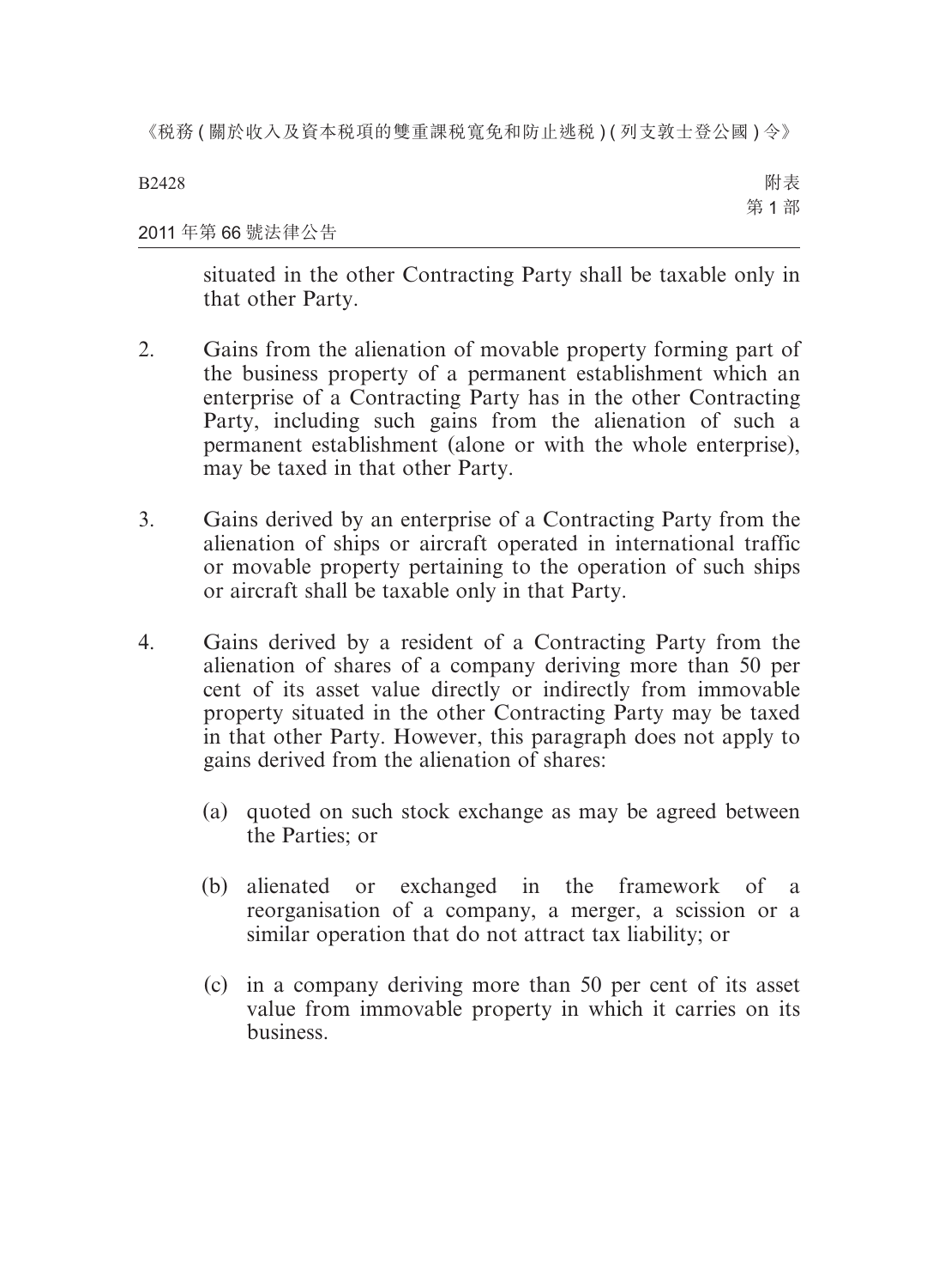situated in the other Contracting Party shall be taxable only in that other Party.

2. Gains from the alienation of movable property forming part of the business property of a permanent establishment which an enterprise of a Contracting Party has in the other Contracting Party, including such gains from the alienation of such a permanent establishment (alone or with the whole enterprise), may be taxed in that other Party.

3. Gains derived by an enterprise of a Contracting Party from the alienation of ships or aircraft operated in international traffic or movable property pertaining to the operation of such ships or aircraft shall be taxable only in that Party.

4. Gains derived by a resident of a Contracting Party from the alienation of shares of a company deriving more than 50 per cent of its asset value directly or indirectly from immovable property situated in the other Contracting Party may be taxed in that other Party. However, this paragraph does not apply to gains derived from the alienation of shares:

   (a) quoted on such stock exchange as may be agreed between the Parties; or

   (b) alienated or exchanged in the framework of a reorganisation of a company, a merger, a scission or a similar operation that do not attract tax liability; or

   (c) in a company deriving more than 50 per cent of its asset value from immovable property in which it carries on its business.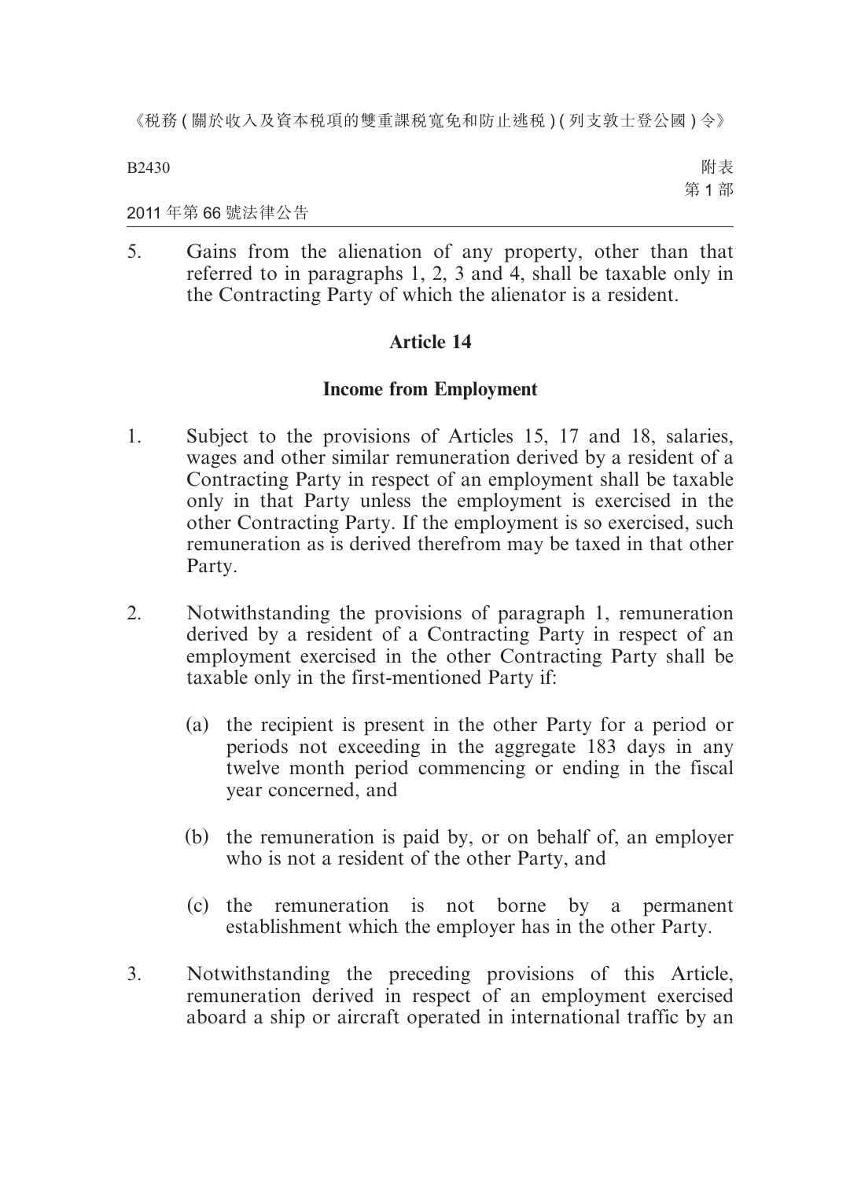5. Gains from the alienation of any property, other than that referred to in paragraphs 1, 2, 3 and 4, shall be taxable only in the Contracting Party of which the alienator is a resident.

## Article 14

### Income from Employment

1. Subject to the provisions of Articles 15, 17 and 18, salaries, wages and other similar remuneration derived by a resident of a Contracting Party in respect of an employment shall be taxable only in that Party unless the employment is exercised in the other Contracting Party. If the employment is so exercised, such remuneration as is derived therefrom may be taxed in that other Party.

2. Notwithstanding the provisions of paragraph 1, remuneration derived by a resident of a Contracting Party in respect of an employment exercised in the other Contracting Party shall be taxable only in the first-mentioned Party if:

   (a) the recipient is present in the other Party for a period or periods not exceeding in the aggregate 183 days in any twelve month period commencing or ending in the fiscal year concerned, and

   (b) the remuneration is paid by, or on behalf of, an employer who is not a resident of the other Party, and

   (c) the remuneration is not borne by a permanent establishment which the employer has in the other Party.

3. Notwithstanding the preceding provisions of this Article, remuneration derived in respect of an employment exercised aboard a ship or aircraft operated in international traffic by an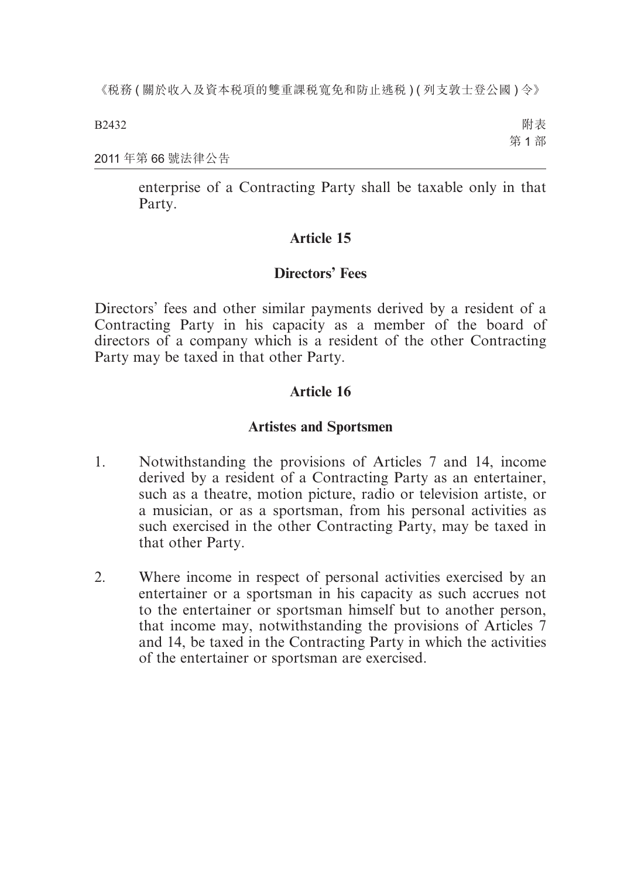enterprise of a Contracting Party shall be taxable only in that Party.

## Article 15

## Directors' Fees

Directors' fees and other similar payments derived by a resident of a Contracting Party in his capacity as a member of the board of directors of a company which is a resident of the other Contracting Party may be taxed in that other Party.

## Article 16

## Artistes and Sportsmen

1. Notwithstanding the provisions of Articles 7 and 14, income derived by a resident of a Contracting Party as an entertainer, such as a theatre, motion picture, radio or television artiste, or a musician, or as a sportsman, from his personal activities as such exercised in the other Contracting Party, may be taxed in that other Party.

2. Where income in respect of personal activities exercised by an entertainer or a sportsman in his capacity as such accrues not to the entertainer or sportsman himself but to another person, that income may, notwithstanding the provisions of Articles 7 and 14, be taxed in the Contracting Party in which the activities of the entertainer or sportsman are exercised.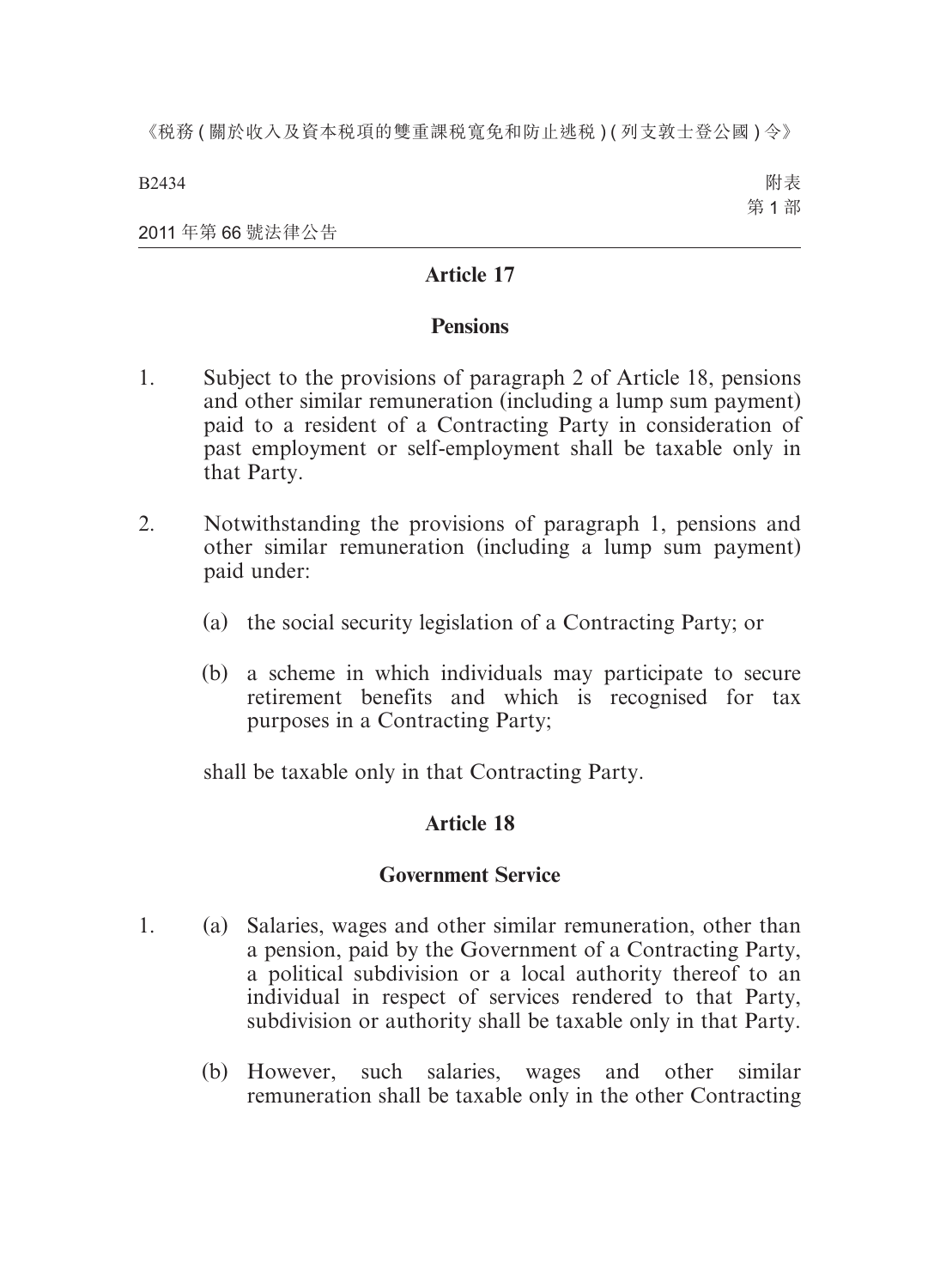## Article 17

### Pensions

1. Subject to the provisions of paragraph 2 of Article 18, pensions and other similar remuneration (including a lump sum payment) paid to a resident of a Contracting Party in consideration of past employment or self-employment shall be taxable only in that Party.

2. Notwithstanding the provisions of paragraph 1, pensions and other similar remuneration (including a lump sum payment) paid under:

   (a) the social security legislation of a Contracting Party; or

   (b) a scheme in which individuals may participate to secure retirement benefits and which is recognised for tax purposes in a Contracting Party;

   shall be taxable only in that Contracting Party.

## Article 18

### Government Service

1. (a) Salaries, wages and other similar remuneration, other than a pension, paid by the Government of a Contracting Party, a political subdivision or a local authority thereof to an individual in respect of services rendered to that Party, subdivision or authority shall be taxable only in that Party.

   (b) However, such salaries, wages and other similar remuneration shall be taxable only in the other Contracting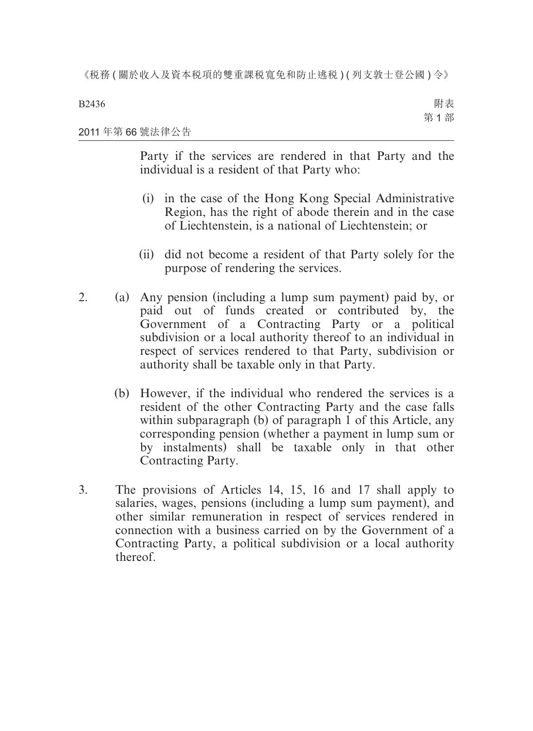Party if the services are rendered in that Party and the individual is a resident of that Party who:

(i) in the case of the Hong Kong Special Administrative Region, has the right of abode therein and in the case of Liechtenstein, is a national of Liechtenstein; or

(ii) did not become a resident of that Party solely for the purpose of rendering the services.

2. (a) Any pension (including a lump sum payment) paid by, or paid out of funds created or contributed by, the Government of a Contracting Party or a political subdivision or a local authority thereof to an individual in respect of services rendered to that Party, subdivision or authority shall be taxable only in that Party.

   (b) However, if the individual who rendered the services is a resident of the other Contracting Party and the case falls within subparagraph (b) of paragraph 1 of this Article, any corresponding pension (whether a payment in lump sum or by instalments) shall be taxable only in that other Contracting Party.

3. The provisions of Articles 14, 15, 16 and 17 shall apply to salaries, wages, pensions (including a lump sum payment), and other similar remuneration in respect of services rendered in connection with a business carried on by the Government of a Contracting Party, a political subdivision or a local authority thereof.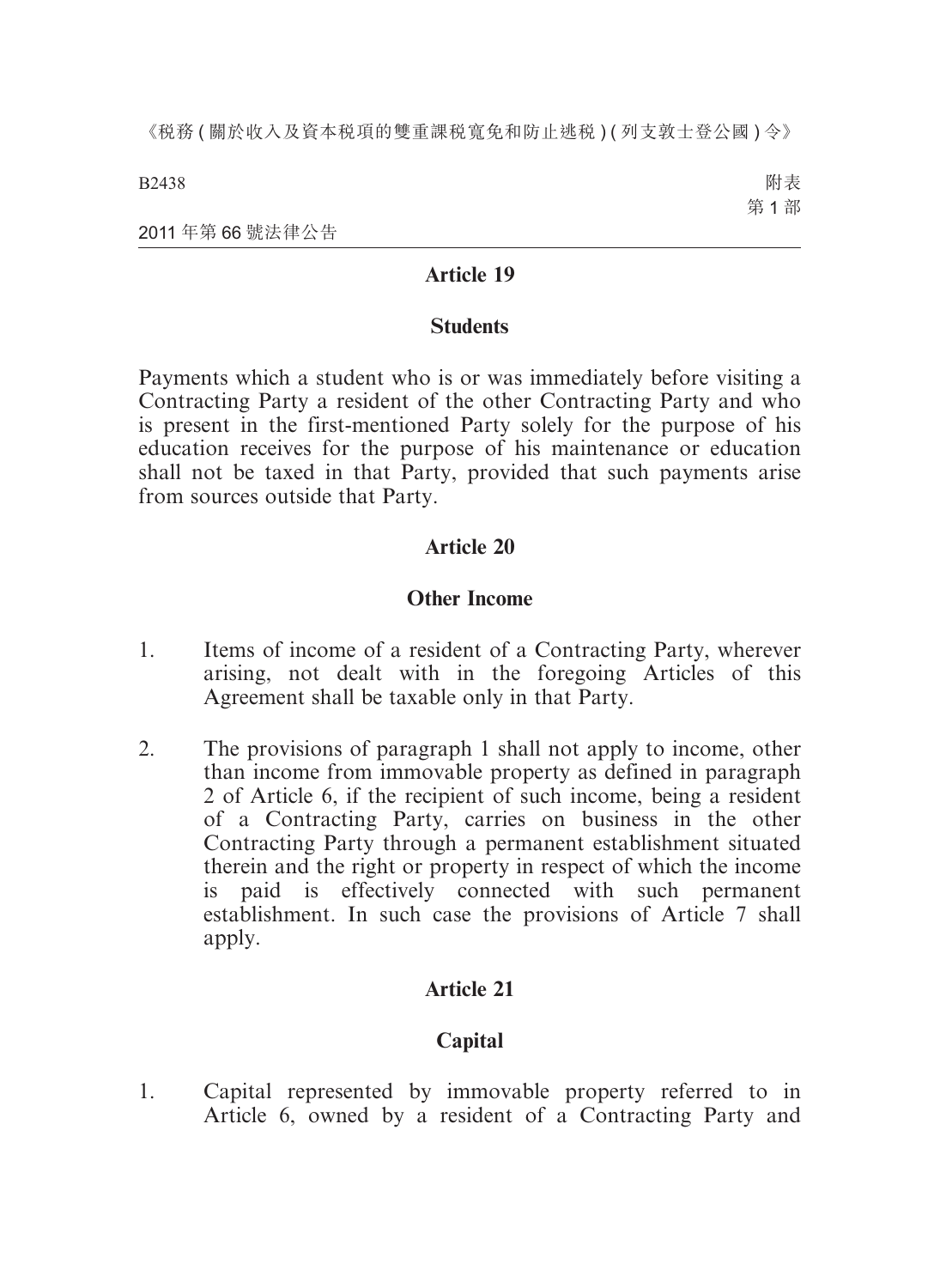## Article 19

### Students

Payments which a student who is or was immediately before visiting a Contracting Party a resident of the other Contracting Party and who is present in the first-mentioned Party solely for the purpose of his education receives for the purpose of his maintenance or education shall not be taxed in that Party, provided that such payments arise from sources outside that Party.

## Article 20

### Other Income

1. Items of income of a resident of a Contracting Party, wherever arising, not dealt with in the foregoing Articles of this Agreement shall be taxable only in that Party.

2. The provisions of paragraph 1 shall not apply to income, other than income from immovable property as defined in paragraph 2 of Article 6, if the recipient of such income, being a resident of a Contracting Party, carries on business in the other Contracting Party through a permanent establishment situated therein and the right or property in respect of which the income is paid is effectively connected with such permanent establishment. In such case the provisions of Article 7 shall apply.

## Article 21

### Capital

1. Capital represented by immovable property referred to in Article 6, owned by a resident of a Contracting Party and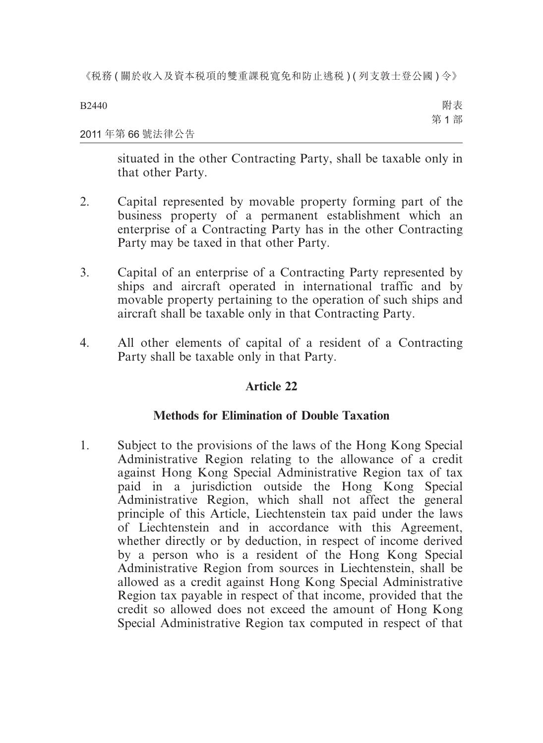situated in the other Contracting Party, shall be taxable only in that other Party.

2. Capital represented by movable property forming part of the business property of a permanent establishment which an enterprise of a Contracting Party has in the other Contracting Party may be taxed in that other Party.

3. Capital of an enterprise of a Contracting Party represented by ships and aircraft operated in international traffic and by movable property pertaining to the operation of such ships and aircraft shall be taxable only in that Contracting Party.

4. All other elements of capital of a resident of a Contracting Party shall be taxable only in that Party.

## Article 22

## Methods for Elimination of Double Taxation

1. Subject to the provisions of the laws of the Hong Kong Special Administrative Region relating to the allowance of a credit against Hong Kong Special Administrative Region tax of tax paid in a jurisdiction outside the Hong Kong Special Administrative Region, which shall not affect the general principle of this Article, Liechtenstein tax paid under the laws of Liechtenstein and in accordance with this Agreement, whether directly or by deduction, in respect of income derived by a person who is a resident of the Hong Kong Special Administrative Region from sources in Liechtenstein, shall be allowed as a credit against Hong Kong Special Administrative Region tax payable in respect of that income, provided that the credit so allowed does not exceed the amount of Hong Kong Special Administrative Region tax computed in respect of that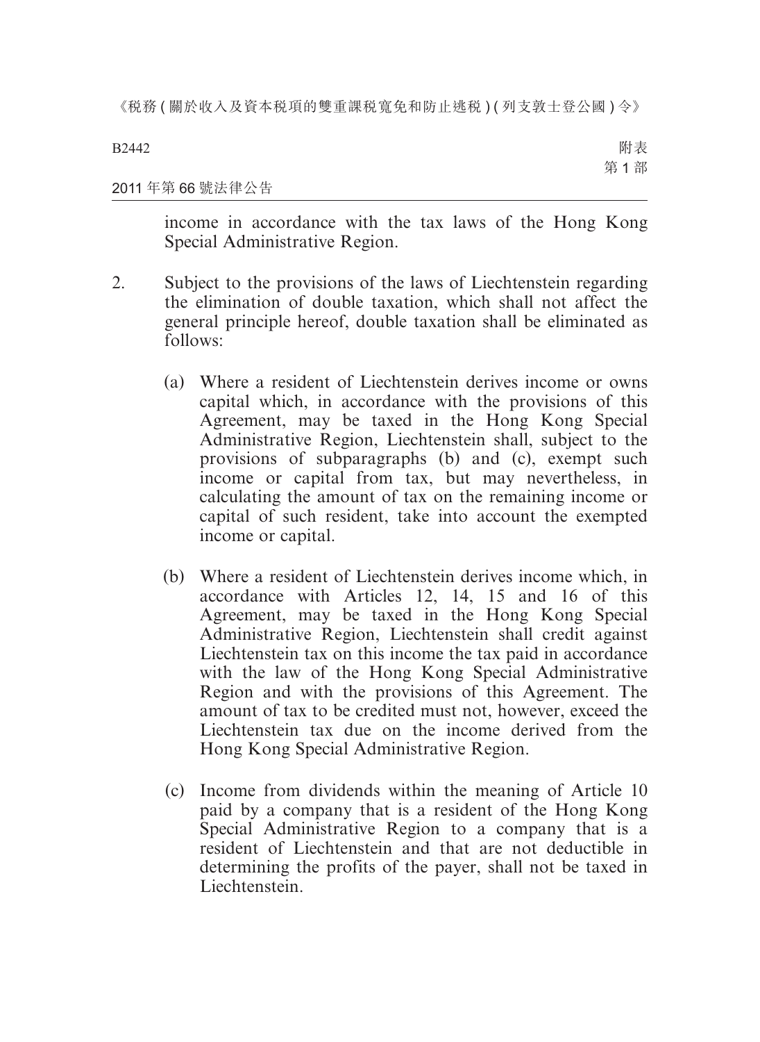income in accordance with the tax laws of the Hong Kong Special Administrative Region.

2. Subject to the provisions of the laws of Liechtenstein regarding the elimination of double taxation, which shall not affect the general principle hereof, double taxation shall be eliminated as follows:

   (a) Where a resident of Liechtenstein derives income or owns capital which, in accordance with the provisions of this Agreement, may be taxed in the Hong Kong Special Administrative Region, Liechtenstein shall, subject to the provisions of subparagraphs (b) and (c), exempt such income or capital from tax, but may nevertheless, in calculating the amount of tax on the remaining income or capital of such resident, take into account the exempted income or capital.

   (b) Where a resident of Liechtenstein derives income which, in accordance with Articles 12, 14, 15 and 16 of this Agreement, may be taxed in the Hong Kong Special Administrative Region, Liechtenstein shall credit against Liechtenstein tax on this income the tax paid in accordance with the law of the Hong Kong Special Administrative Region and with the provisions of this Agreement. The amount of tax to be credited must not, however, exceed the Liechtenstein tax due on the income derived from the Hong Kong Special Administrative Region.

   (c) Income from dividends within the meaning of Article 10 paid by a company that is a resident of the Hong Kong Special Administrative Region to a company that is a resident of Liechtenstein and that are not deductible in determining the profits of the payer, shall not be taxed in Liechtenstein.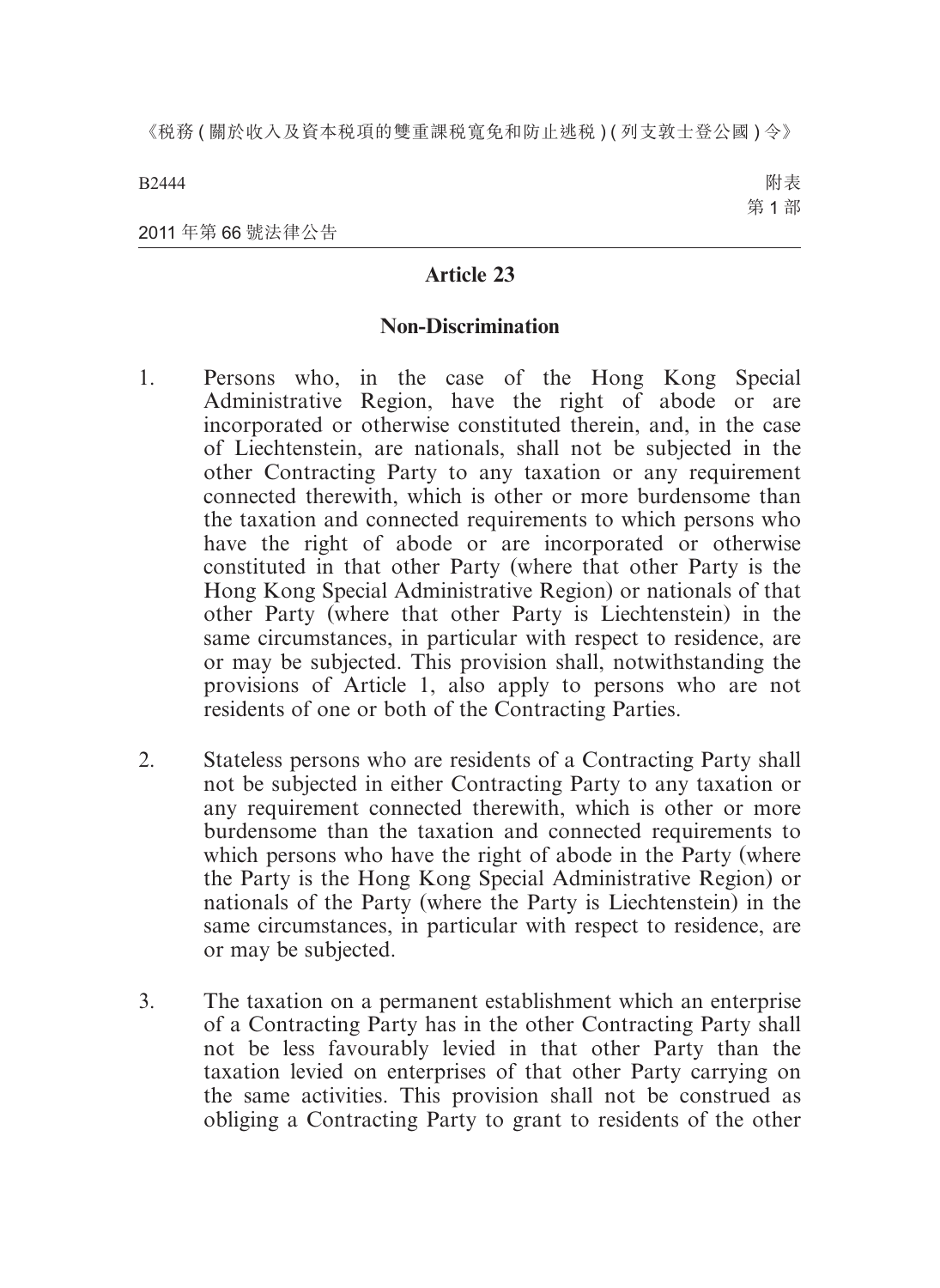## Article 23

### Non-Discrimination

1. Persons who, in the case of the Hong Kong Special Administrative Region, have the right of abode or are incorporated or otherwise constituted therein, and, in the case of Liechtenstein, are nationals, shall not be subjected in the other Contracting Party to any taxation or any requirement connected therewith, which is other or more burdensome than the taxation and connected requirements to which persons who have the right of abode or are incorporated or otherwise constituted in that other Party (where that other Party is the Hong Kong Special Administrative Region) or nationals of that other Party (where that other Party is Liechtenstein) in the same circumstances, in particular with respect to residence, are or may be subjected. This provision shall, notwithstanding the provisions of Article 1, also apply to persons who are not residents of one or both of the Contracting Parties.

2. Stateless persons who are residents of a Contracting Party shall not be subjected in either Contracting Party to any taxation or any requirement connected therewith, which is other or more burdensome than the taxation and connected requirements to which persons who have the right of abode in the Party (where the Party is the Hong Kong Special Administrative Region) or nationals of the Party (where the Party is Liechtenstein) in the same circumstances, in particular with respect to residence, are or may be subjected.

3. The taxation on a permanent establishment which an enterprise of a Contracting Party has in the other Contracting Party shall not be less favourably levied in that other Party than the taxation levied on enterprises of that other Party carrying on the same activities. This provision shall not be construed as obliging a Contracting Party to grant to residents of the other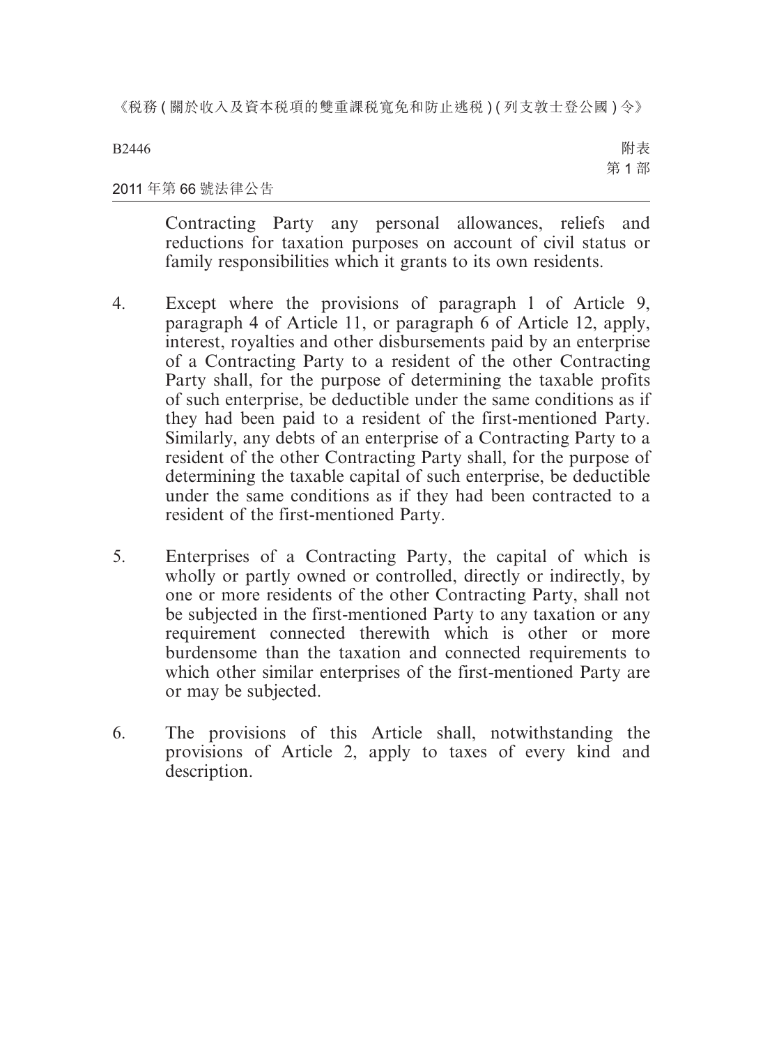Contracting Party any personal allowances, reliefs and reductions for taxation purposes on account of civil status or family responsibilities which it grants to its own residents.

4. Except where the provisions of paragraph 1 of Article 9, paragraph 4 of Article 11, or paragraph 6 of Article 12, apply, interest, royalties and other disbursements paid by an enterprise of a Contracting Party to a resident of the other Contracting Party shall, for the purpose of determining the taxable profits of such enterprise, be deductible under the same conditions as if they had been paid to a resident of the first-mentioned Party. Similarly, any debts of an enterprise of a Contracting Party to a resident of the other Contracting Party shall, for the purpose of determining the taxable capital of such enterprise, be deductible under the same conditions as if they had been contracted to a resident of the first-mentioned Party.

5. Enterprises of a Contracting Party, the capital of which is wholly or partly owned or controlled, directly or indirectly, by one or more residents of the other Contracting Party, shall not be subjected in the first-mentioned Party to any taxation or any requirement connected therewith which is other or more burdensome than the taxation and connected requirements to which other similar enterprises of the first-mentioned Party are or may be subjected.

6. The provisions of this Article shall, notwithstanding the provisions of Article 2, apply to taxes of every kind and description.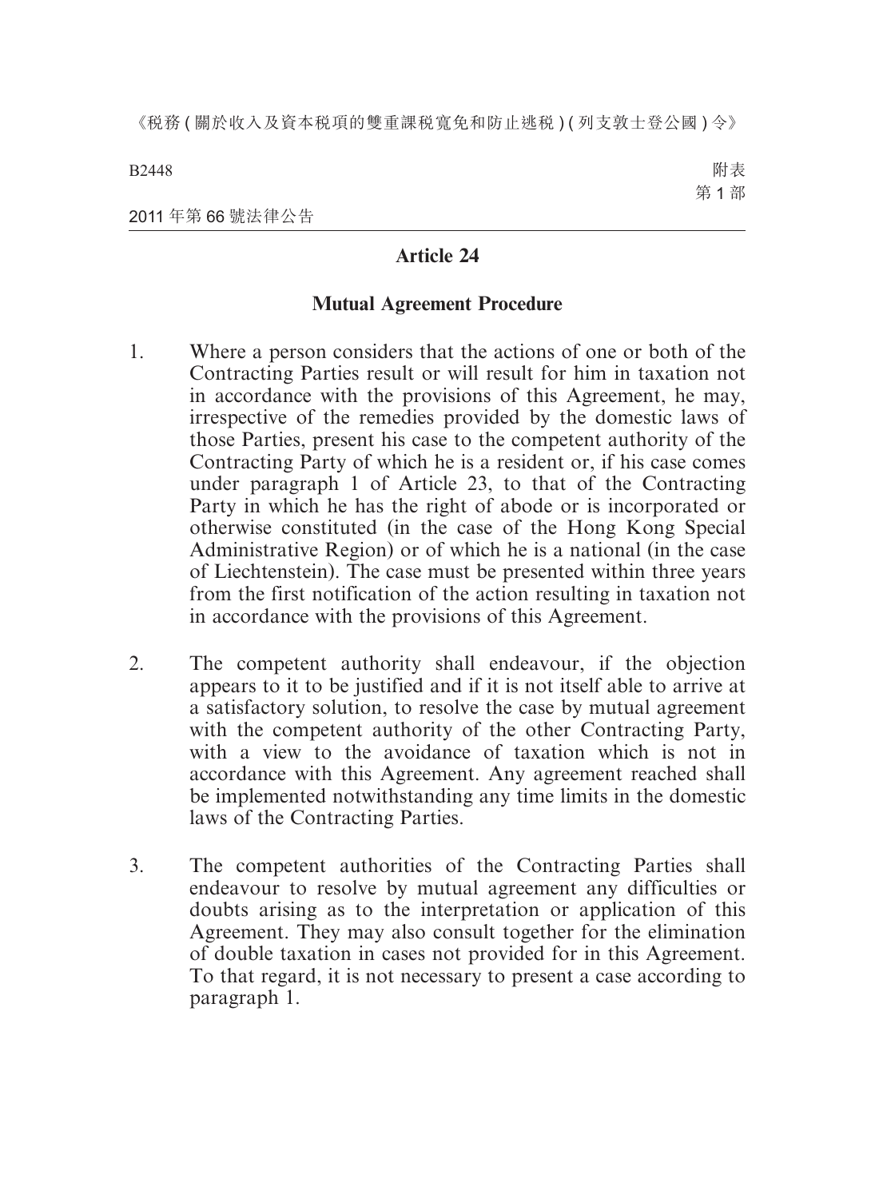## Article 24

### Mutual Agreement Procedure

1. Where a person considers that the actions of one or both of the Contracting Parties result or will result for him in taxation not in accordance with the provisions of this Agreement, he may, irrespective of the remedies provided by the domestic laws of those Parties, present his case to the competent authority of the Contracting Party of which he is a resident or, if his case comes under paragraph 1 of Article 23, to that of the Contracting Party in which he has the right of abode or is incorporated or otherwise constituted (in the case of the Hong Kong Special Administrative Region) or of which he is a national (in the case of Liechtenstein). The case must be presented within three years from the first notification of the action resulting in taxation not in accordance with the provisions of this Agreement.

2. The competent authority shall endeavour, if the objection appears to it to be justified and if it is not itself able to arrive at a satisfactory solution, to resolve the case by mutual agreement with the competent authority of the other Contracting Party, with a view to the avoidance of taxation which is not in accordance with this Agreement. Any agreement reached shall be implemented notwithstanding any time limits in the domestic laws of the Contracting Parties.

3. The competent authorities of the Contracting Parties shall endeavour to resolve by mutual agreement any difficulties or doubts arising as to the interpretation or application of this Agreement. They may also consult together for the elimination of double taxation in cases not provided for in this Agreement. To that regard, it is not necessary to present a case according to paragraph 1.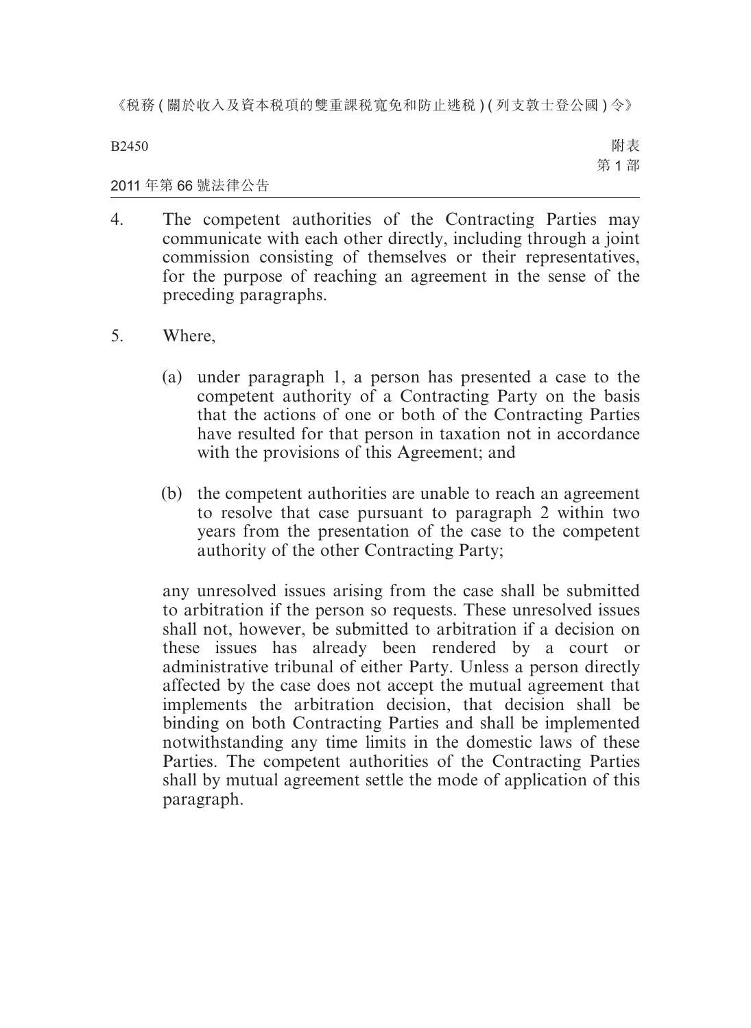4. The competent authorities of the Contracting Parties may communicate with each other directly, including through a joint commission consisting of themselves or their representatives, for the purpose of reaching an agreement in the sense of the preceding paragraphs.

5. Where,

   (a) under paragraph 1, a person has presented a case to the competent authority of a Contracting Party on the basis that the actions of one or both of the Contracting Parties have resulted for that person in taxation not in accordance with the provisions of this Agreement; and

   (b) the competent authorities are unable to reach an agreement to resolve that case pursuant to paragraph 2 within two years from the presentation of the case to the competent authority of the other Contracting Party;

   any unresolved issues arising from the case shall be submitted to arbitration if the person so requests. These unresolved issues shall not, however, be submitted to arbitration if a decision on these issues has already been rendered by a court or administrative tribunal of either Party. Unless a person directly affected by the case does not accept the mutual agreement that implements the arbitration decision, that decision shall be binding on both Contracting Parties and shall be implemented notwithstanding any time limits in the domestic laws of these Parties. The competent authorities of the Contracting Parties shall by mutual agreement settle the mode of application of this paragraph.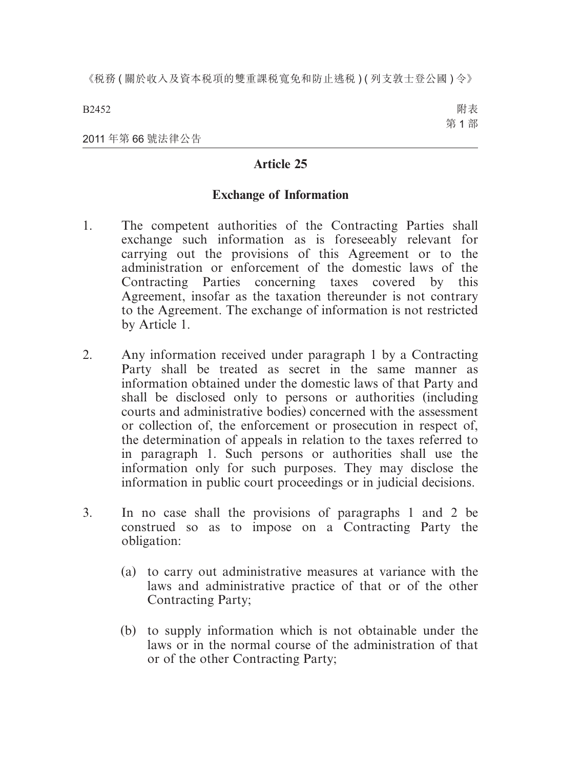## Article 25

### Exchange of Information

1. The competent authorities of the Contracting Parties shall exchange such information as is foreseeably relevant for carrying out the provisions of this Agreement or to the administration or enforcement of the domestic laws of the Contracting Parties concerning taxes covered by this Agreement, insofar as the taxation thereunder is not contrary to the Agreement. The exchange of information is not restricted by Article 1.

2. Any information received under paragraph 1 by a Contracting Party shall be treated as secret in the same manner as information obtained under the domestic laws of that Party and shall be disclosed only to persons or authorities (including courts and administrative bodies) concerned with the assessment or collection of, the enforcement or prosecution in respect of, the determination of appeals in relation to the taxes referred to in paragraph 1. Such persons or authorities shall use the information only for such purposes. They may disclose the information in public court proceedings or in judicial decisions.

3. In no case shall the provisions of paragraphs 1 and 2 be construed so as to impose on a Contracting Party the obligation:

    (a) to carry out administrative measures at variance with the laws and administrative practice of that or of the other Contracting Party;

    (b) to supply information which is not obtainable under the laws or in the normal course of the administration of that or of the other Contracting Party;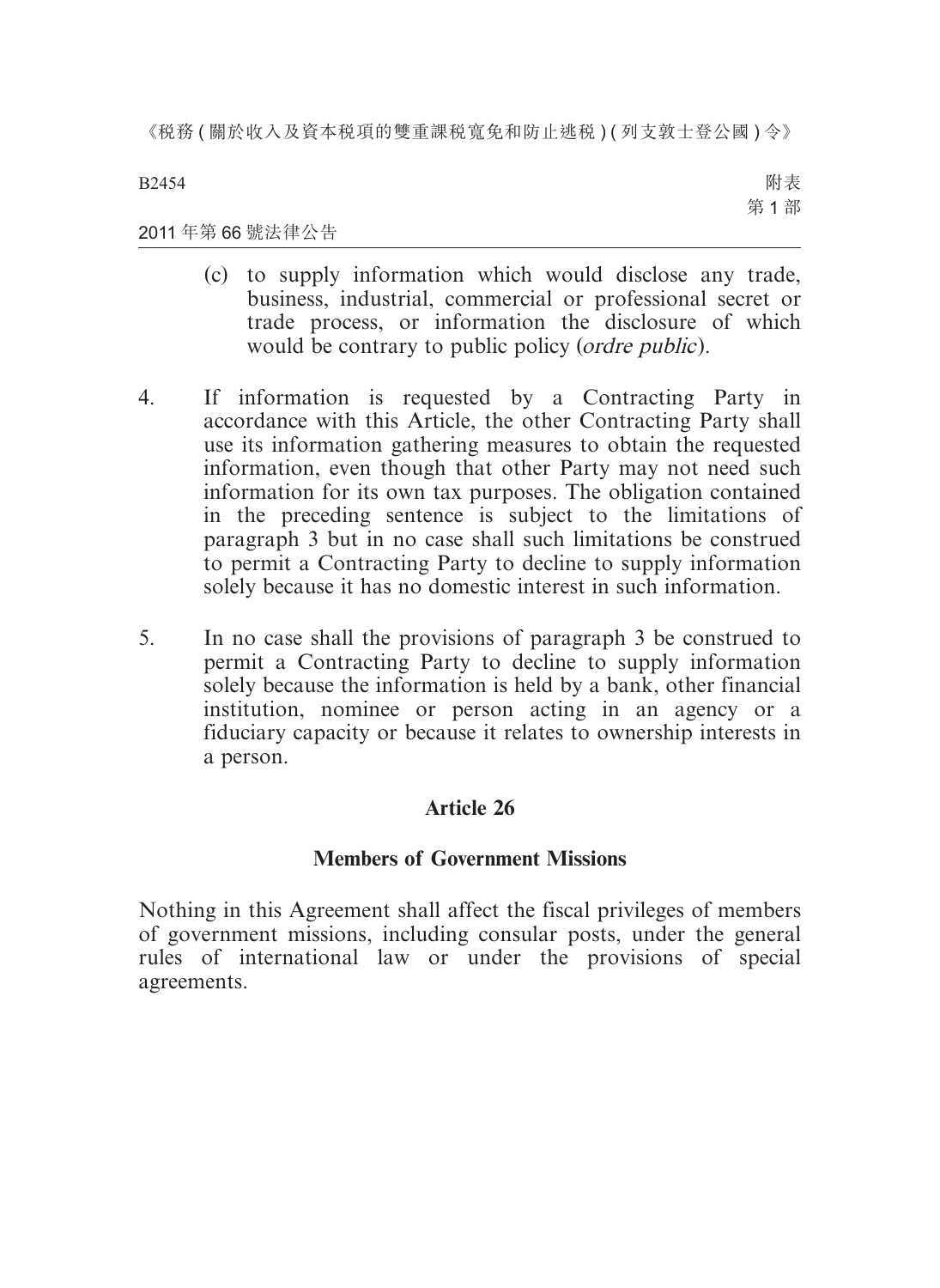(c) to supply information which would disclose any trade, business, industrial, commercial or professional secret or trade process, or information the disclosure of which would be contrary to public policy (*ordre public*).

4. If information is requested by a Contracting Party in accordance with this Article, the other Contracting Party shall use its information gathering measures to obtain the requested information, even though that other Party may not need such information for its own tax purposes. The obligation contained in the preceding sentence is subject to the limitations of paragraph 3 but in no case shall such limitations be construed to permit a Contracting Party to decline to supply information solely because it has no domestic interest in such information.

5. In no case shall the provisions of paragraph 3 be construed to permit a Contracting Party to decline to supply information solely because the information is held by a bank, other financial institution, nominee or person acting in an agency or a fiduciary capacity or because it relates to ownership interests in a person.

## Article 26

## Members of Government Missions

Nothing in this Agreement shall affect the fiscal privileges of members of government missions, including consular posts, under the general rules of international law or under the provisions of special agreements.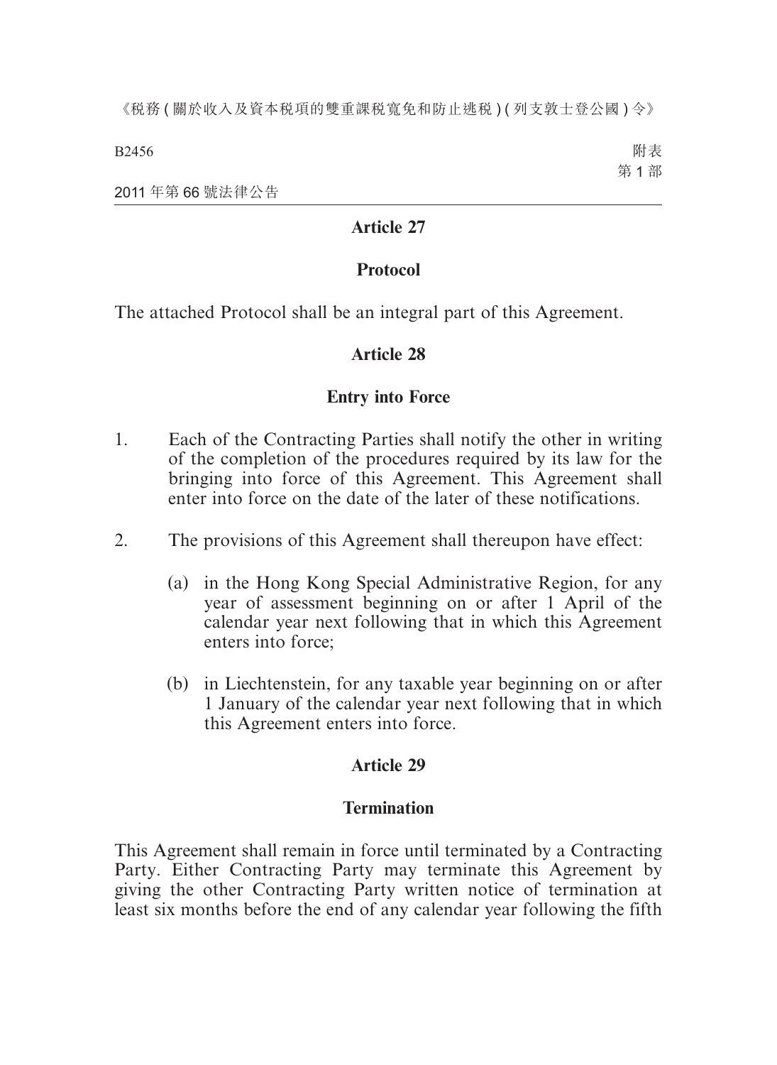## Article 27

### Protocol

The attached Protocol shall be an integral part of this Agreement.

## Article 28

### Entry into Force

1. Each of the Contracting Parties shall notify the other in writing of the completion of the procedures required by its law for the bringing into force of this Agreement. This Agreement shall enter into force on the date of the later of these notifications.

2. The provisions of this Agreement shall thereupon have effect:

   (a) in the Hong Kong Special Administrative Region, for any year of assessment beginning on or after 1 April of the calendar year next following that in which this Agreement enters into force;

   (b) in Liechtenstein, for any taxable year beginning on or after 1 January of the calendar year next following that in which this Agreement enters into force.

## Article 29

### Termination

This Agreement shall remain in force until terminated by a Contracting Party. Either Contracting Party may terminate this Agreement by giving the other Contracting Party written notice of termination at least six months before the end of any calendar year following the fifth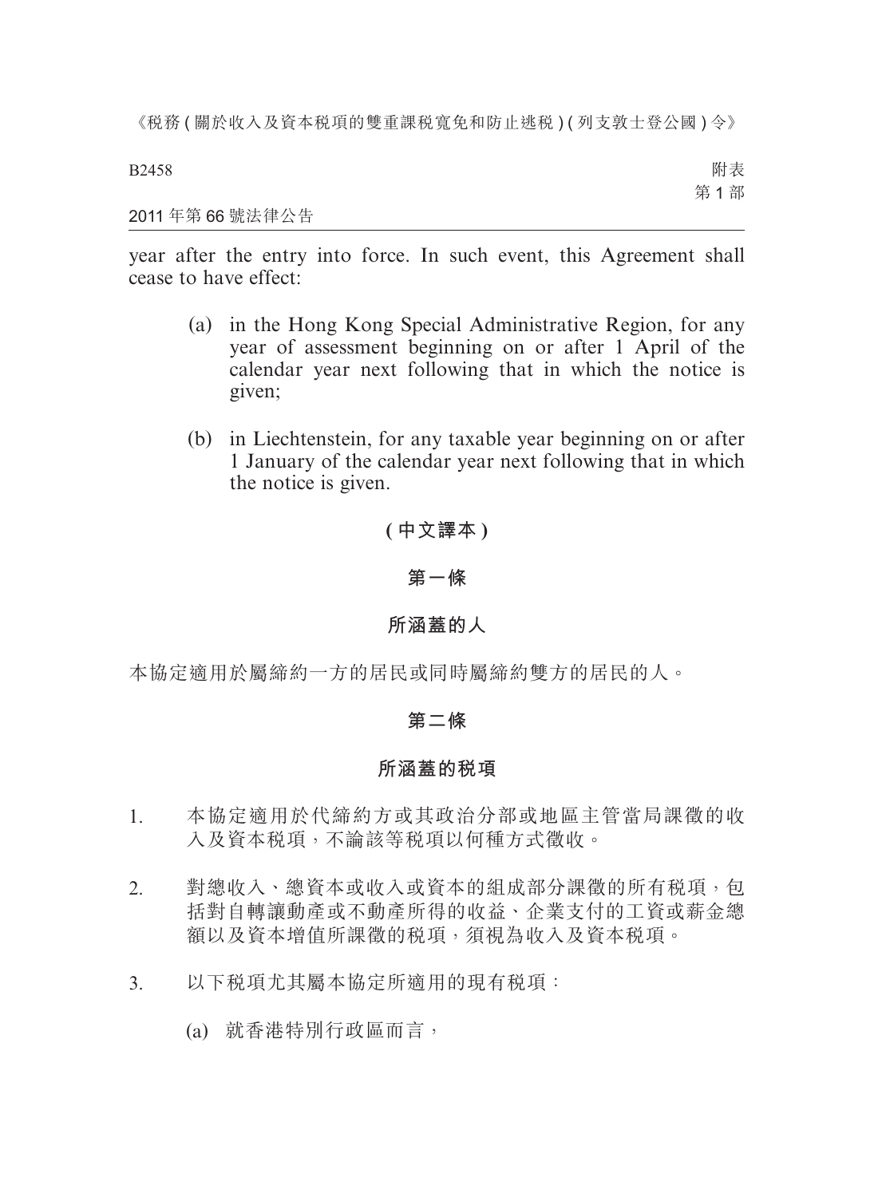year after the entry into force. In such event, this Agreement shall cease to have effect:

(a) in the Hong Kong Special Administrative Region, for any year of assessment beginning on or after 1 April of the calendar year next following that in which the notice is given;

(b) in Liechtenstein, for any taxable year beginning on or after 1 January of the calendar year next following that in which the notice is given.

**(中文譯本)**

**第一條**

**所涵蓋的人**

本協定適用於屬締約一方的居民或同時屬締約雙方的居民的人。

**第二條**

**所涵蓋的稅項**

1. 本協定適用於代締約方或其政治分部或地區主管當局課徵的收入及資本稅項,不論該等稅項以何種方式徵收。

2. 對總收入、總資本或收入或資本的組成部分課徵的所有稅項,包括對自轉讓動產或不動產所得的收益、企業支付的工資或薪金總額以及資本增值所課徵的稅項,須視為收入及資本稅項。

3. 以下稅項尤其屬本協定所適用的現有稅項:

(a) 就香港特別行政區而言,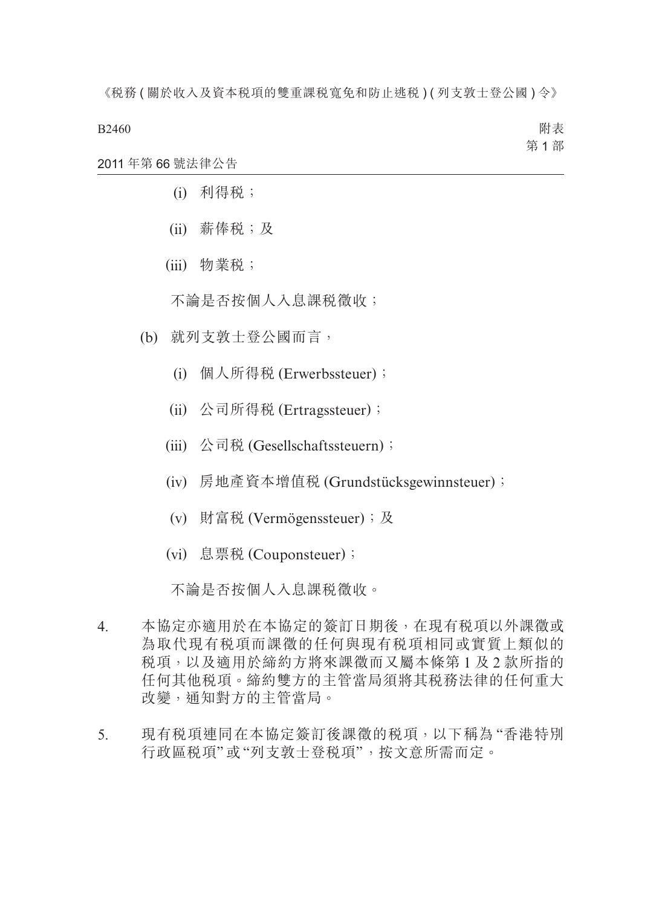(i) 利得税；

(ii) 薪俸税；及

(iii) 物業税；

不論是否按個人入息課税徵收；

(b) 就列支敦士登公國而言，

(i) 個人所得税 (Erwerbssteuer)；

(ii) 公司所得税 (Ertragssteuer)；

(iii) 公司税 (Gesellschaftssteuern)；

(iv) 房地產資本增值税 (Grundstücksgewinnsteuer)；

(v) 財富税 (Vermögenssteuer)；及

(vi) 息票税 (Couponsteuer)；

不論是否按個人入息課税徵收。

4. 本協定亦適用於在本協定的簽訂日期後，在現有税項以外課徵或為取代現有税項而課徵的任何與現有税項相同或實質上類似的税項，以及適用於締約方將來課徵而又屬本條第 1 及 2 款所指的任何其他税項。締約雙方的主管當局須將其税務法律的任何重大改變，通知對方的主管當局。

5. 現有税項連同在本協定簽訂後課徵的税項，以下稱為 "香港特別行政區税項" 或 "列支敦士登税項"，按文意所需而定。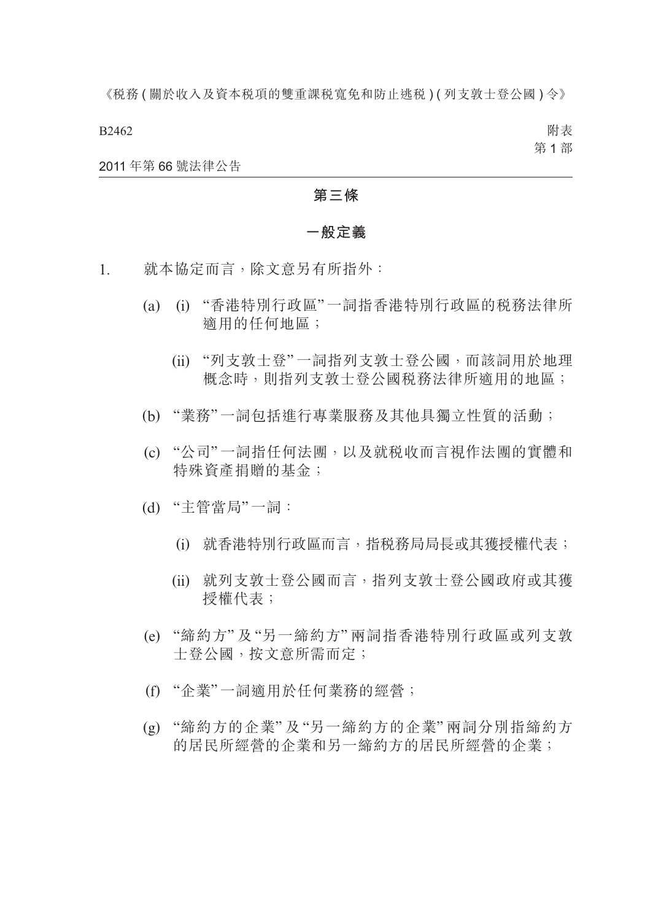## 第三條

### 一般定義

1. 就本協定而言，除文意另有所指外：

   (a) (i) "香港特別行政區"一詞指香港特別行政區的稅務法律所適用的任何地區；

   (ii) "列支敦士登"一詞指列支敦士登公國，而該詞用於地理概念時，則指列支敦士登公國稅務法律所適用的地區；

   (b) "業務"一詞包括進行專業服務及其他具獨立性質的活動；

   (c) "公司"一詞指任何法團，以及就稅收而言視作法團的實體和特殊資產捐贈的基金；

   (d) "主管當局"一詞：

   (i) 就香港特別行政區而言，指稅務局局長或其獲授權代表；

   (ii) 就列支敦士登公國而言，指列支敦士登公國政府或其獲授權代表；

   (e) "締約方"及"另一締約方"兩詞指香港特別行政區或列支敦士登公國，按文意所需而定；

   (f) "企業"一詞適用於任何業務的經營；

   (g) "締約方的企業"及"另一締約方的企業"兩詞分別指締約方的居民所經營的企業和另一締約方的居民所經營的企業；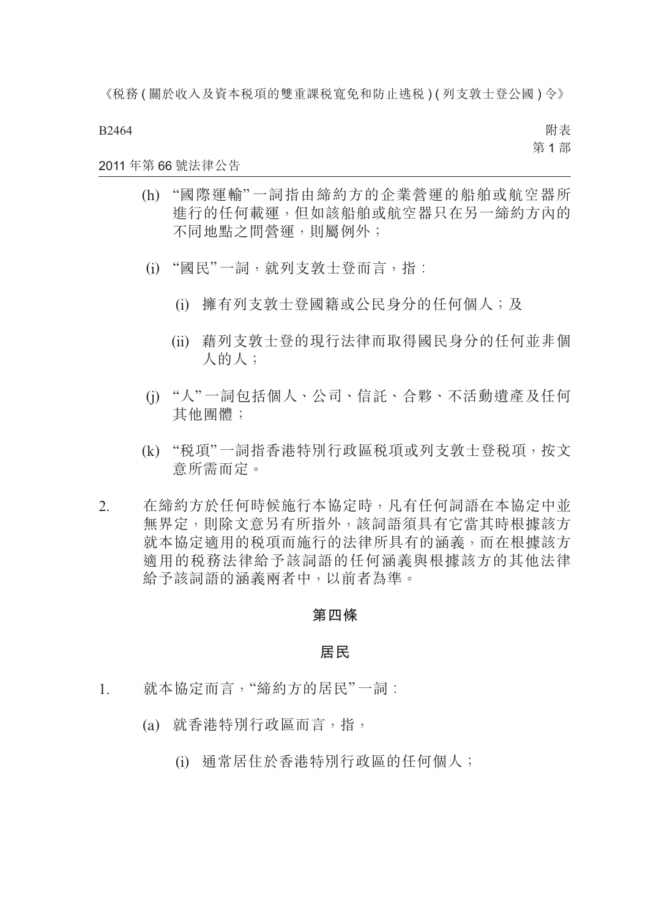(h) "國際運輸"一詞指由締約方的企業營運的船舶或航空器所進行的任何載運，但如該船舶或航空器只在另一締約方內的不同地點之間營運，則屬例外；

(i) "國民"一詞，就列支敦士登而言，指：

   (i) 擁有列支敦士登國籍或公民身分的任何個人；及

   (ii) 藉列支敦士登的現行法律而取得國民身分的任何並非個人的人；

(j) "人"一詞包括個人、公司、信託、合夥、不活動遺產及任何其他團體；

(k) "稅項"一詞指香港特別行政區稅項或列支敦士登稅項，按文意所需而定。

2. 在締約方於任何時候施行本協定時，凡有任何詞語在本協定中並無界定，則除文意另有所指外，該詞語須具有它當其時根據該方就本協定適用的稅項而施行的法律所具有的涵義，而在根據該方適用的稅務法律給予該詞語的任何涵義與根據該方的其他法律給予該詞語的涵義兩者中，以前者為準。

## 第四條

## 居民

1. 就本協定而言，"締約方的居民"一詞：

(a) 就香港特別行政區而言，指，

   (i) 通常居住於香港特別行政區的任何個人；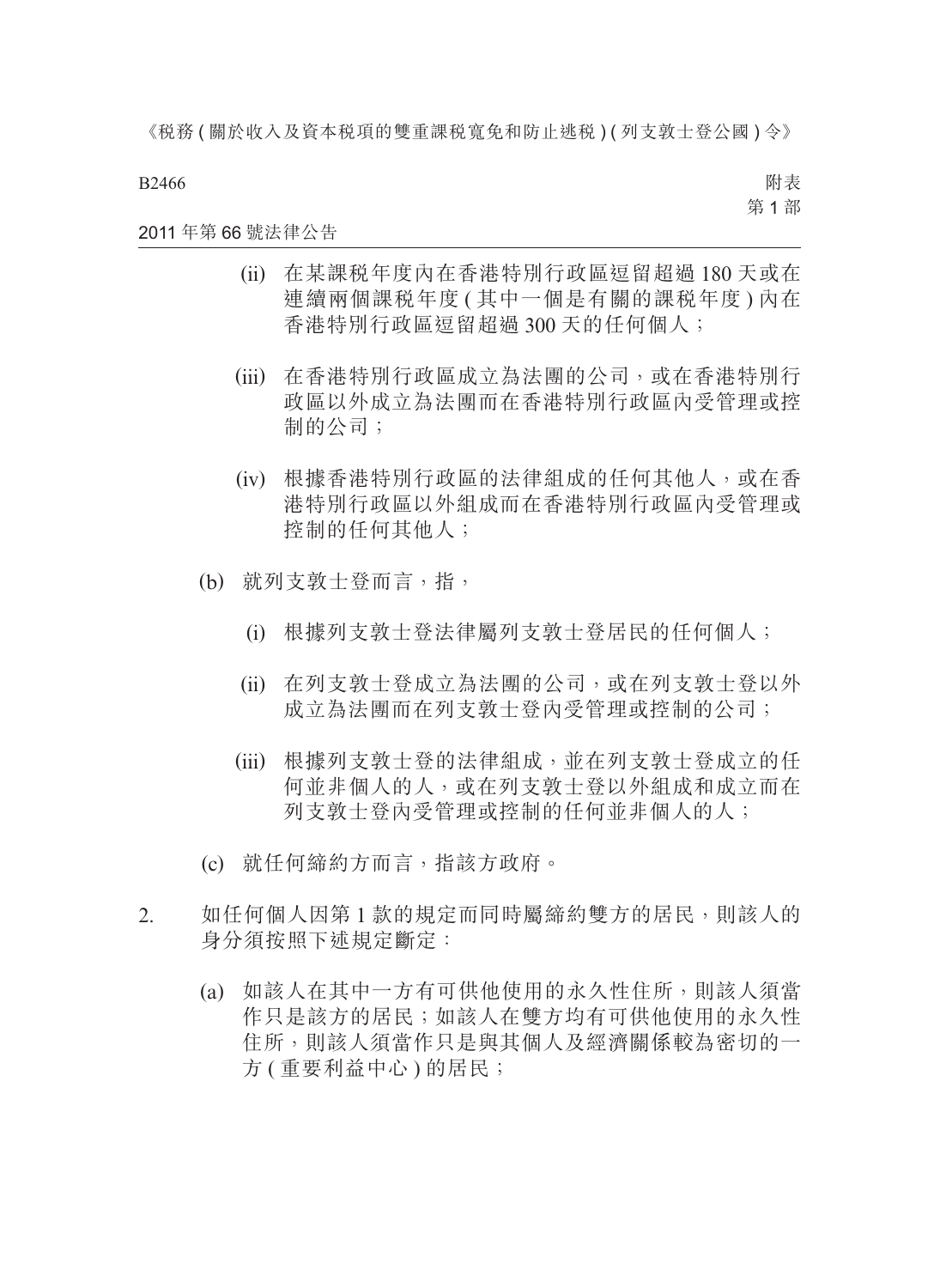(ii) 在某課税年度內在香港特別行政區逗留超過 180 天或在連續兩個課税年度 ( 其中一個是有關的課税年度 ) 內在香港特別行政區逗留超過 300 天的任何個人；

(iii) 在香港特別行政區成立為法團的公司，或在香港特別行政區以外成立為法團而在香港特別行政區內受管理或控制的公司；

(iv) 根據香港特別行政區的法律組成的任何其他人，或在香港特別行政區以外組成而在香港特別行政區內受管理或控制的任何其他人；

(b) 就列支敦士登而言，指，

(i) 根據列支敦士登法律屬列支敦士登居民的任何個人；

(ii) 在列支敦士登成立為法團的公司，或在列支敦士登以外成立為法團而在列支敦士登內受管理或控制的公司；

(iii) 根據列支敦士登的法律組成，並在列支敦士登成立的任何並非個人的人，或在列支敦士登以外組成和成立而在列支敦士登內受管理或控制的任何並非個人的人；

(c) 就任何締約方而言，指該方政府。

2. 如任何個人因第 1 款的規定而同時屬締約雙方的居民，則該人的身分須按照下述規定斷定：

(a) 如該人在其中一方有可供他使用的永久性住所，則該人須當作只是該方的居民；如該人在雙方均有可供他使用的永久性住所，則該人須當作只是與其個人及經濟關係較為密切的一方 ( 重要利益中心 ) 的居民；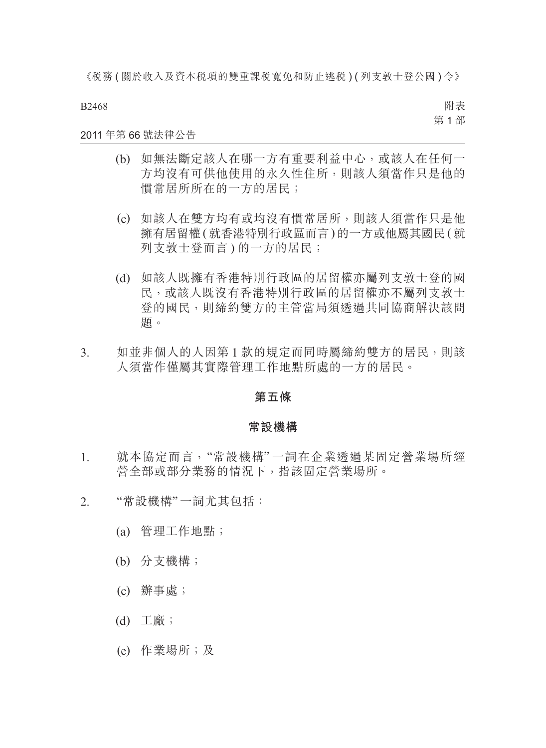(b) 如無法斷定該人在哪一方有重要利益中心，或該人在任何一方均沒有可供他使用的永久性住所，則該人須當作只是他的慣常居所所在的一方的居民；

(c) 如該人在雙方均有或均沒有慣常居所，則該人須當作只是他擁有居留權(就香港特別行政區而言)的一方或他屬其國民(就列支敦士登而言)的一方的居民；

(d) 如該人既擁有香港特別行政區的居留權亦屬列支敦士登的國民，或該人既沒有香港特別行政區的居留權亦不屬列支敦士登的國民，則締約雙方的主管當局須透過共同協商解決該問題。

3. 如並非個人的人因第 1 款的規定而同時屬締約雙方的居民，則該人須當作僅屬其實際管理工作地點所處的一方的居民。

## 第五條

## 常設機構

1. 就本協定而言，“常設機構”一詞在企業透過某固定營業場所經營全部或部分業務的情況下，指該固定營業場所。

2. “常設機構”一詞尤其包括：

 (a) 管理工作地點；

 (b) 分支機構；

 (c) 辦事處；

 (d) 工廠；

 (e) 作業場所；及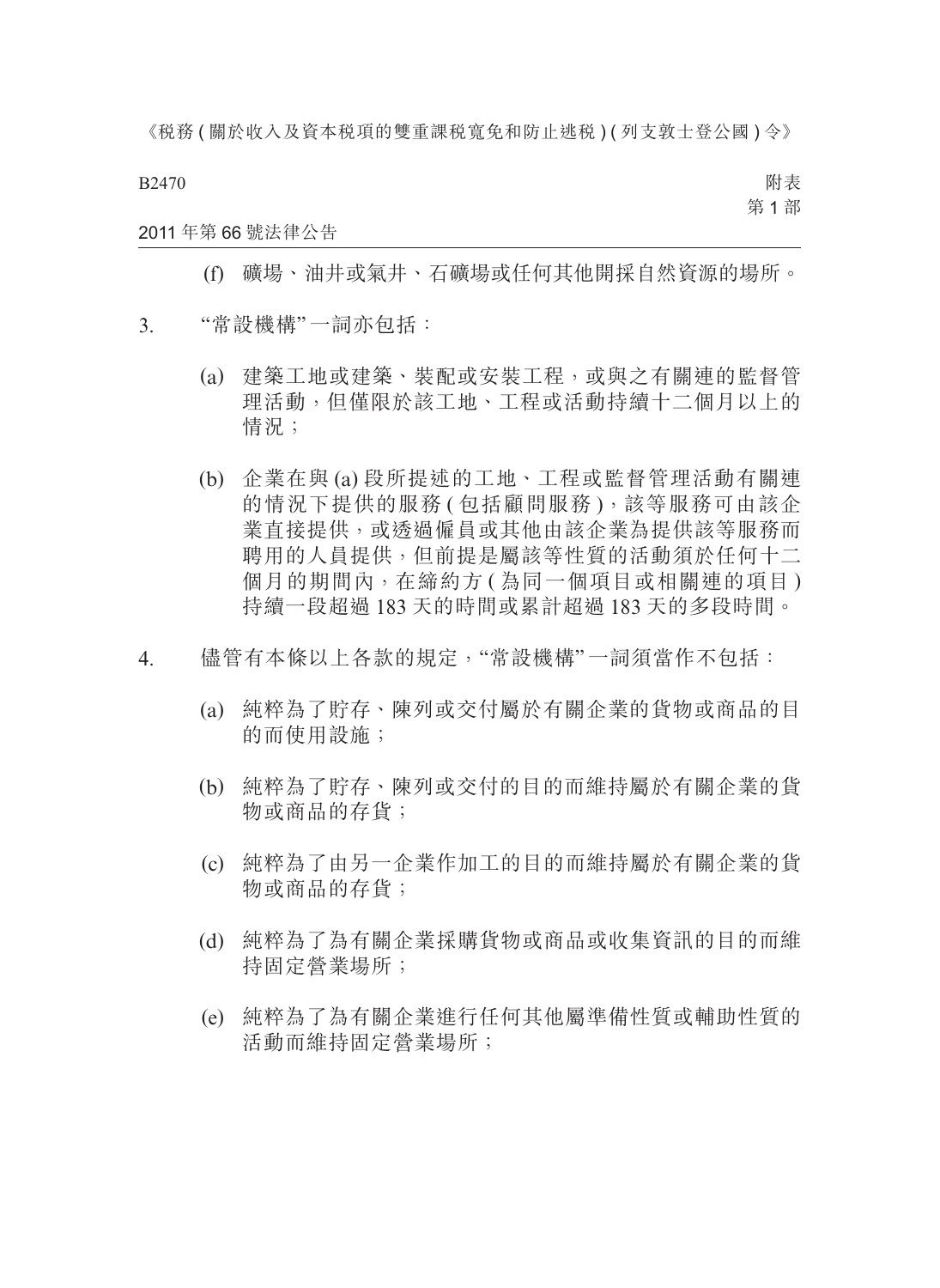(f) 礦場、油井或氣井、石礦場或任何其他開採自然資源的場所。

3. “常設機構”一詞亦包括：

(a) 建築工地或建築、裝配或安裝工程，或與之有關連的監督管理活動，但僅限於該工地、工程或活動持續十二個月以上的情況；

(b) 企業在與 (a) 段所提述的工地、工程或監督管理活動有關連的情況下提供的服務 (包括顧問服務)，該等服務可由該企業直接提供，或透過僱員或其他由該企業為提供該等服務而聘用的人員提供，但前提是屬該等性質的活動須於任何十二個月的期間內，在締約方 (為同一個項目或相關連的項目) 持續一段超過 183 天的時間或累計超過 183 天的多段時間。

4. 儘管有本條以上各款的規定，“常設機構”一詞須當作不包括：

(a) 純粹為了貯存、陳列或交付屬於有關企業的貨物或商品的目的而使用設施；

(b) 純粹為了貯存、陳列或交付的目的而維持屬於有關企業的貨物或商品的存貨；

(c) 純粹為了由另一企業作加工的目的而維持屬於有關企業的貨物或商品的存貨；

(d) 純粹為了為有關企業採購貨物或商品或收集資訊的目的而維持固定營業場所；

(e) 純粹為了為有關企業進行任何其他屬準備性質或輔助性質的活動而維持固定營業場所；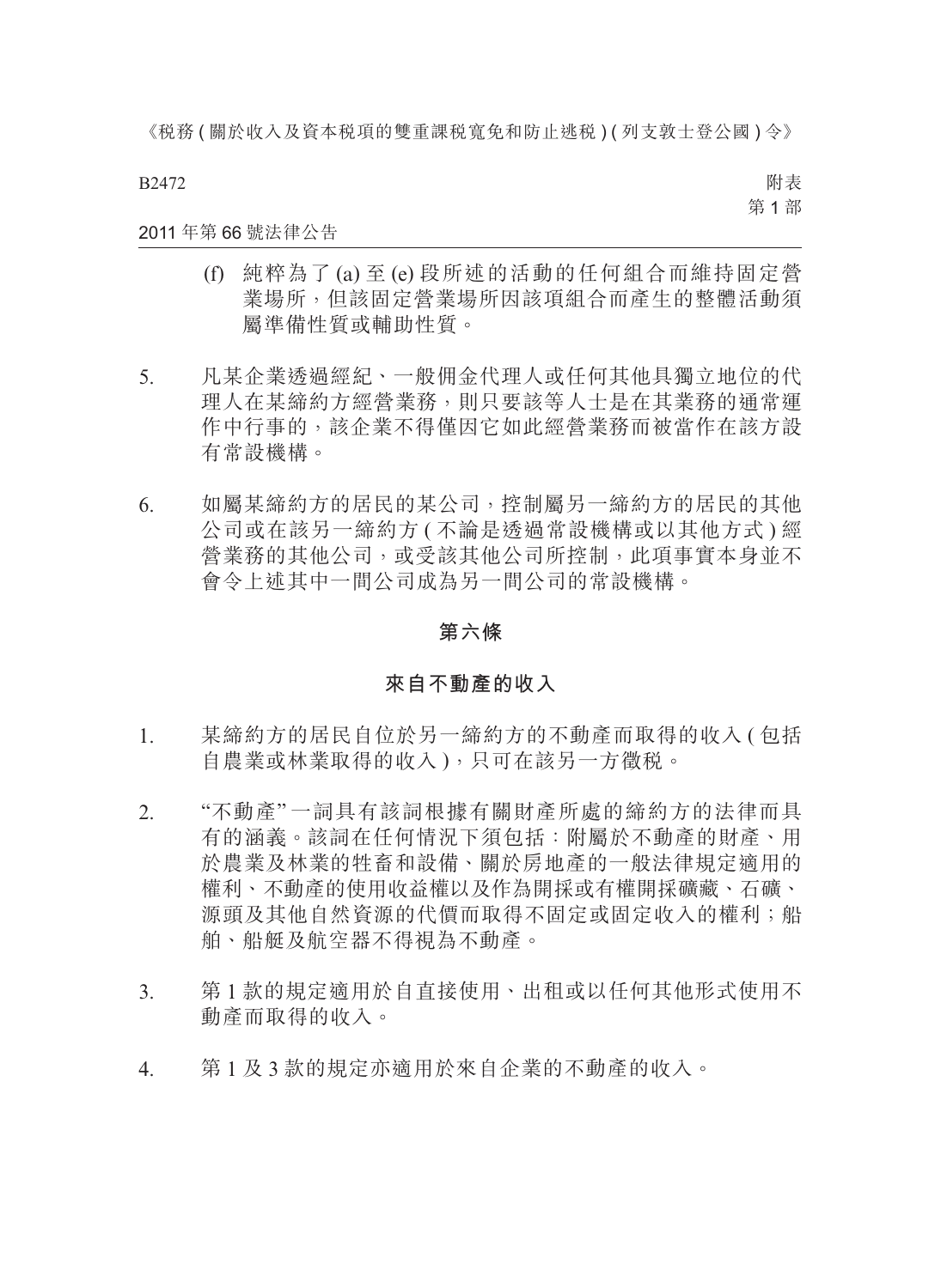(f) 純粹為了 (a) 至 (e) 段所述的活動的任何組合而維持固定營業場所，但該固定營業場所因該項組合而產生的整體活動須屬準備性質或輔助性質。

5. 凡某企業透過經紀、一般佣金代理人或任何其他具獨立地位的代理人在某締約方經營業務，則只要該等人士是在其業務的通常運作中行事的，該企業不得僅因它如此經營業務而被當作在該方設有常設機構。

6. 如屬某締約方的居民的某公司，控制屬另一締約方的居民的其他公司或在該另一締約方 (不論是透過常設機構或以其他方式) 經營業務的其他公司，或受該其他公司所控制，此項事實本身並不會令上述其中一間公司成為另一間公司的常設機構。

## 第六條

## 來自不動產的收入

1. 某締約方的居民自位於另一締約方的不動產而取得的收入 (包括自農業或林業取得的收入)，只可在該另一方徵稅。

2. "不動產"一詞具有該詞根據有關財產所處的締約方的法律而具有的涵義。該詞在任何情況下須包括：附屬於不動產的財產、用於農業及林業的牲畜和設備、關於房地產的一般法律規定適用的權利、不動產的使用收益權以及作為開採或有權開採礦藏、石礦、源頭及其他自然資源的代價而取得不固定或固定收入的權利；船舶、船艇及航空器不得視為不動產。

3. 第 1 款的規定適用於自直接使用、出租或以任何其他形式使用不動產而取得的收入。

4. 第 1 及 3 款的規定亦適用於來自企業的不動產的收入。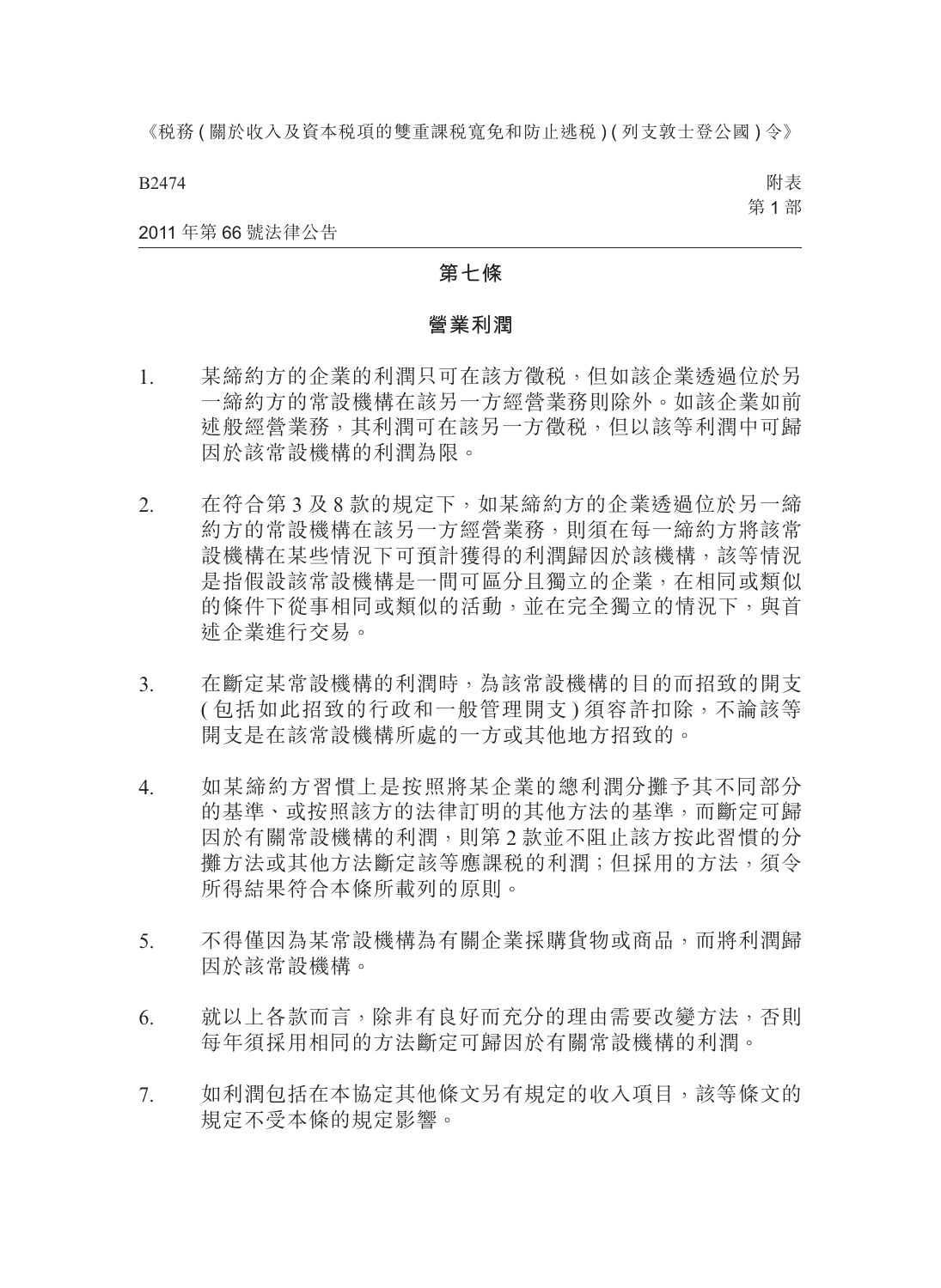## 第七條

### 營業利潤

1. 某締約方的企業的利潤只可在該方徵稅，但如該企業透過位於另一締約方的常設機構在該另一方經營業務則除外。如該企業如前述般經營業務，其利潤可在該另一方徵稅，但以該等利潤中可歸因於該常設機構的利潤為限。

2. 在符合第 3 及 8 款的規定下，如某締約方的企業透過位於另一締約方的常設機構在該另一方經營業務，則須在每一締約方將該常設機構在某些情況下可預計獲得的利潤歸因於該機構，該等情況是指假設該常設機構是一間可區分且獨立的企業，在相同或類似的條件下從事相同或類似的活動，並在完全獨立的情況下，與首述企業進行交易。

3. 在斷定某常設機構的利潤時，為該常設機構的目的而招致的開支 ( 包括如此招致的行政和一般管理開支 ) 須容許扣除，不論該等開支是在該常設機構所處的一方或其他地方招致的。

4. 如某締約方習慣上是按照將某企業的總利潤分攤予其不同部分的基準、或按照該方的法律訂明的其他方法的基準，而斷定可歸因於有關常設機構的利潤，則第 2 款並不阻止該方按此習慣的分攤方法或其他方法斷定該等應課稅的利潤；但採用的方法，須令所得結果符合本條所載列的原則。

5. 不得僅因為某常設機構為有關企業採購貨物或商品，而將利潤歸因於該常設機構。

6. 就以上各款而言，除非有良好而充分的理由需要改變方法，否則每年須採用相同的方法斷定可歸因於有關常設機構的利潤。

7. 如利潤包括在本協定其他條文另有規定的收入項目，該等條文的規定不受本條的規定影響。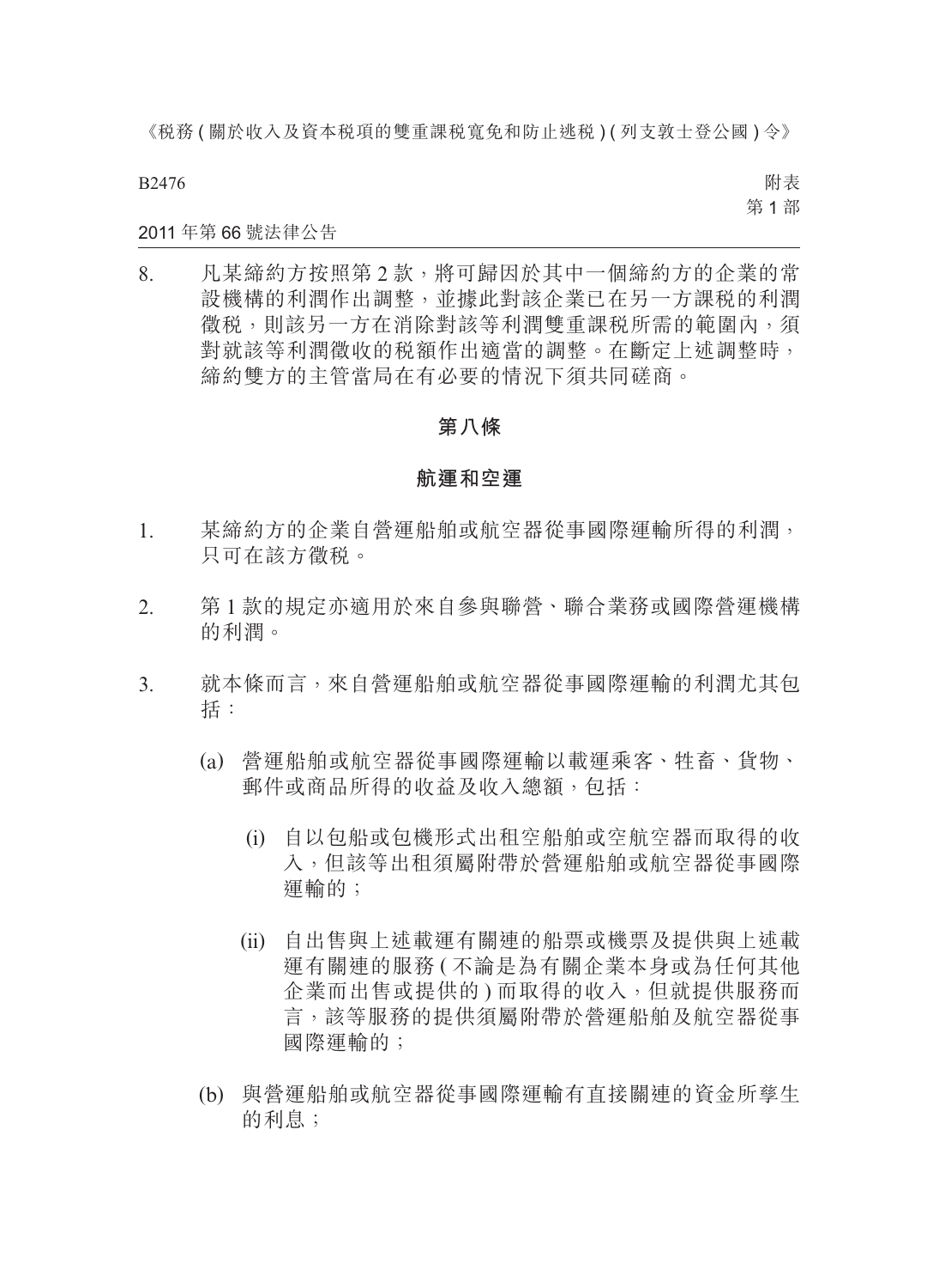8. 凡某締約方按照第 2 款，將可歸因於其中一個締約方的企業的常設機構的利潤作出調整，並據此對該企業已在另一方課稅的利潤徵稅，則該另一方在消除對該等利潤雙重課稅所需的範圍內，須對就該等利潤徵收的稅額作出適當的調整。在斷定上述調整時，締約雙方的主管當局在有必要的情況下須共同磋商。

## 第八條

## 航運和空運

1. 某締約方的企業自營運船舶或航空器從事國際運輸所得的利潤，只可在該方徵稅。

2. 第 1 款的規定亦適用於來自參與聯營、聯合業務或國際營運機構的利潤。

3. 就本條而言，來自營運船舶或航空器從事國際運輸的利潤尤其包括：

   (a) 營運船舶或航空器從事國際運輸以載運乘客、牲畜、貨物、郵件或商品所得的收益及收入總額，包括：

      (i) 自以包船或包機形式出租空船舶或空航空器而取得的收入，但該等出租須屬附帶於營運船舶或航空器從事國際運輸的；

      (ii) 自出售與上述載運有關連的船票或機票及提供與上述載運有關連的服務 ( 不論是為有關企業本身或為任何其他企業而出售或提供的 ) 而取得的收入，但就提供服務而言，該等服務的提供須屬附帶於營運船舶及航空器從事國際運輸的；

   (b) 與營運船舶或航空器從事國際運輸有直接關連的資金所孳生的利息；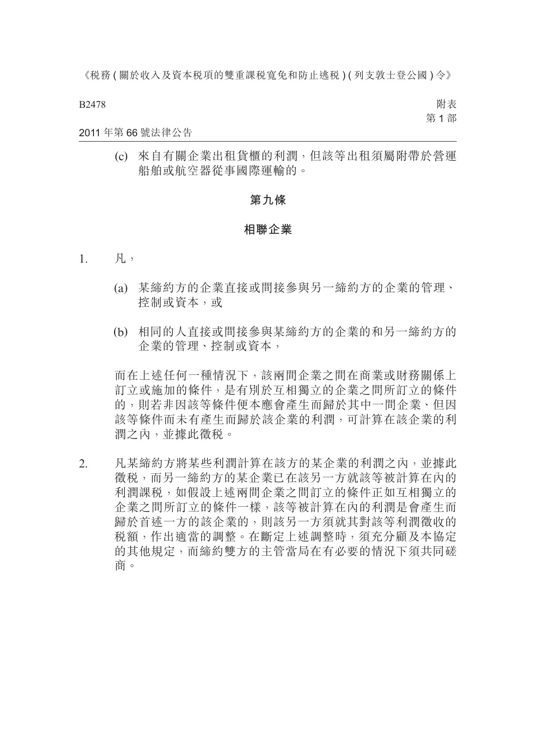(c) 來自有關企業出租貨櫃的利潤，但該等出租須屬附帶於營運船舶或航空器從事國際運輸的。

### 第九條

### 相聯企業

1. 凡，

   (a) 某締約方的企業直接或間接參與另一締約方的企業的管理、控制或資本，或

   (b) 相同的人直接或間接參與某締約方的企業的和另一締約方的企業的管理、控制或資本，

   而在上述任何一種情況下，該兩間企業之間在商業或財務關係上訂立或施加的條件，是有別於互相獨立的企業之間所訂立的條件的，則若非因該等條件便本應會產生而歸於其中一間企業、但因該等條件而未有產生而歸於該企業的利潤，可計算在該企業的利潤之內，並據此徵稅。

2. 凡某締約方將某些利潤計算在該方的某企業的利潤之內，並據此徵稅，而另一締約方的某企業已在該另一方就該等被計算在內的利潤課稅，如假設上述兩間企業之間訂立的條件正如互相獨立的企業之間所訂立的條件一樣，該等被計算在內的利潤是會產生而歸於首述一方的該企業的，則該另一方須就其對該等利潤徵收的稅額，作出適當的調整。在斷定上述調整時，須充分顧及本協定的其他規定，而締約雙方的主管當局在有必要的情況下須共同磋商。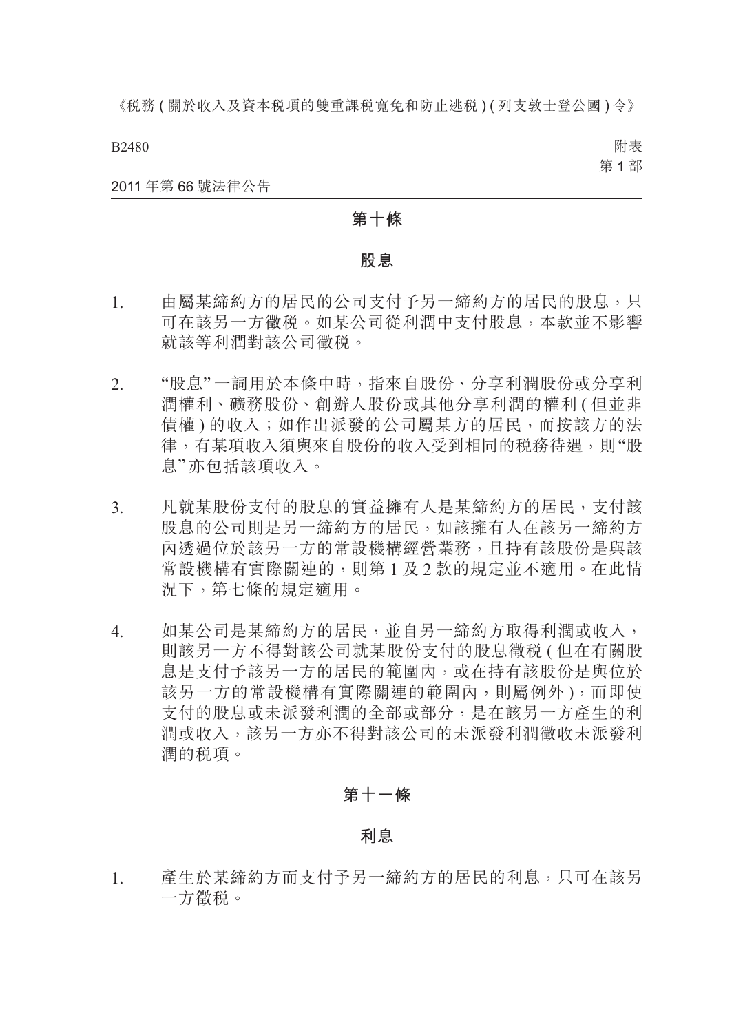## 第十條

### 股息

1. 由屬某締約方的居民的公司支付予另一締約方的居民的股息，只可在該另一方徵稅。如某公司從利潤中支付股息，本款並不影響就該等利潤對該公司徵稅。

2. “股息”一詞用於本條中時，指來自股份、分享利潤股份或分享利潤權利、礦務股份、創辦人股份或其他分享利潤的權利(但並非債權)的收入；如作出派發的公司屬某方的居民，而按該方的法律，有某項收入須與來自股份的收入受到相同的稅務待遇，則“股息”亦包括該項收入。

3. 凡就某股份支付的股息的實益擁有人是某締約方的居民，支付該股息的公司則是另一締約方的居民，如該擁有人在該另一締約方內透過位於該另一方的常設機構經營業務，且持有該股份是與該常設機構有實際關連的，則第 1 及 2 款的規定並不適用。在此情況下，第七條的規定適用。

4. 如某公司是某締約方的居民，並自另一締約方取得利潤或收入，則該另一方不得對該公司就某股份支付的股息徵稅(但在有關股息是支付予該另一方的居民的範圍內，或在持有該股份是與位於該另一方的常設機構有實際關連的範圍內，則屬例外)，而即使支付的股息或未派發利潤的全部或部分，是在該另一方產生的利潤或收入，該另一方亦不得對該公司的未派發利潤徵收未派發利潤的稅項。

## 第十一條

### 利息

1. 產生於某締約方而支付予另一締約方的居民的利息，只可在該另一方徵稅。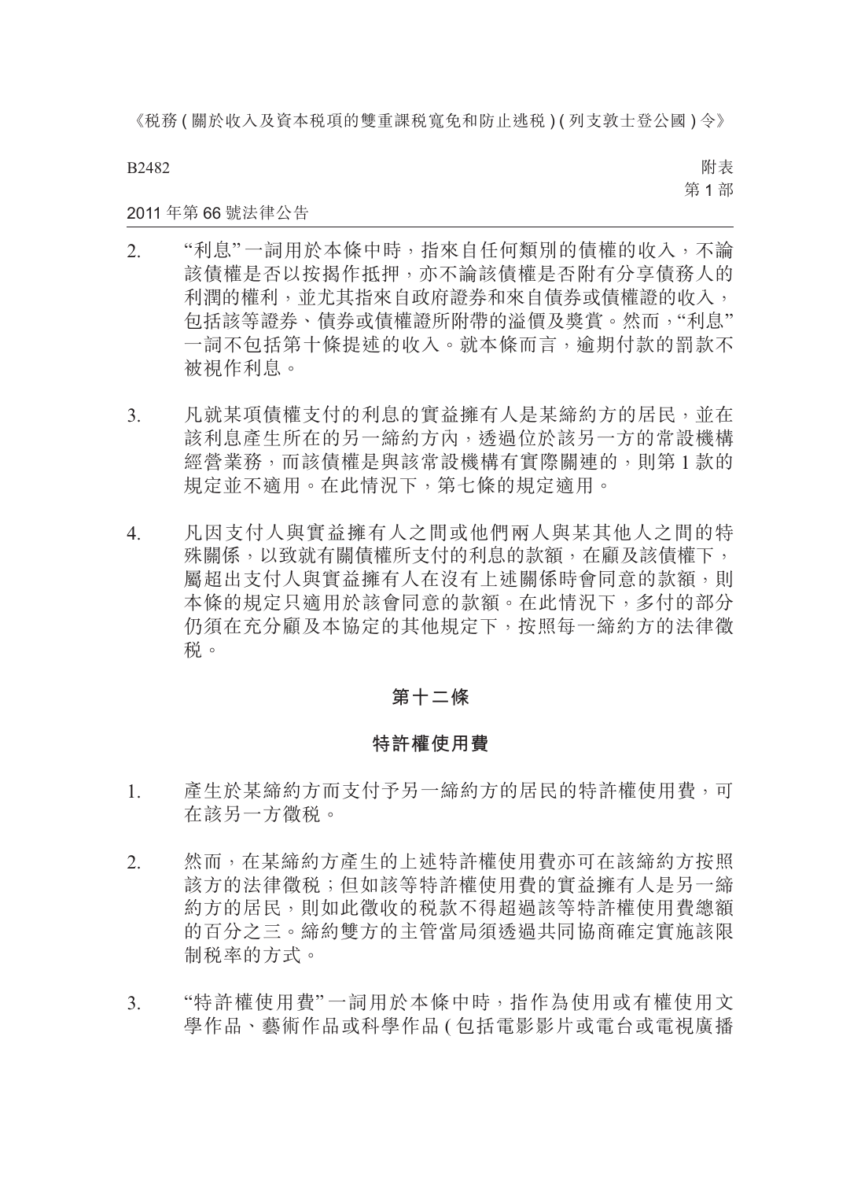2. “利息”一詞用於本條中時，指來自任何類別的債權的收入，不論該債權是否以按揭作抵押，亦不論該債權是否附有分享債務人的利潤的權利，並尤其指來自政府證券和來自債券或債權證的收入，包括該等證券、債券或債權證所附帶的溢價及獎賞。然而，“利息”一詞不包括第十條提述的收入。就本條而言，逾期付款的罰款不被視作利息。

3. 凡就某項債權支付的利息的實益擁有人是某締約方的居民，並在該利息產生所在的另一締約方內，透過位於該另一方的常設機構經營業務，而該債權是與該常設機構有實際關連的，則第 1 款的規定並不適用。在此情況下，第七條的規定適用。

4. 凡因支付人與實益擁有人之間或他們兩人與某其他人之間的特殊關係，以致就有關債權所支付的利息的款額，在顧及該債權下，屬超出支付人與實益擁有人在沒有上述關係時會同意的款額，則本條的規定只適用於該會同意的款額。在此情況下，多付的部分仍須在充分顧及本協定的其他規定下，按照每一締約方的法律徵稅。

## 第十二條

## 特許權使用費

1. 產生於某締約方而支付予另一締約方的居民的特許權使用費，可在該另一方徵稅。

2. 然而，在某締約方產生的上述特許權使用費亦可在該締約方按照該方的法律徵稅；但如該等特許權使用費的實益擁有人是另一締約方的居民，則如此徵收的稅款不得超過該等特許權使用費總額的百分之三。締約雙方的主管當局須透過共同協商確定實施該限制稅率的方式。

3. “特許權使用費”一詞用於本條中時，指作為使用或有權使用文學作品、藝術作品或科學作品 ( 包括電影影片或電台或電視廣播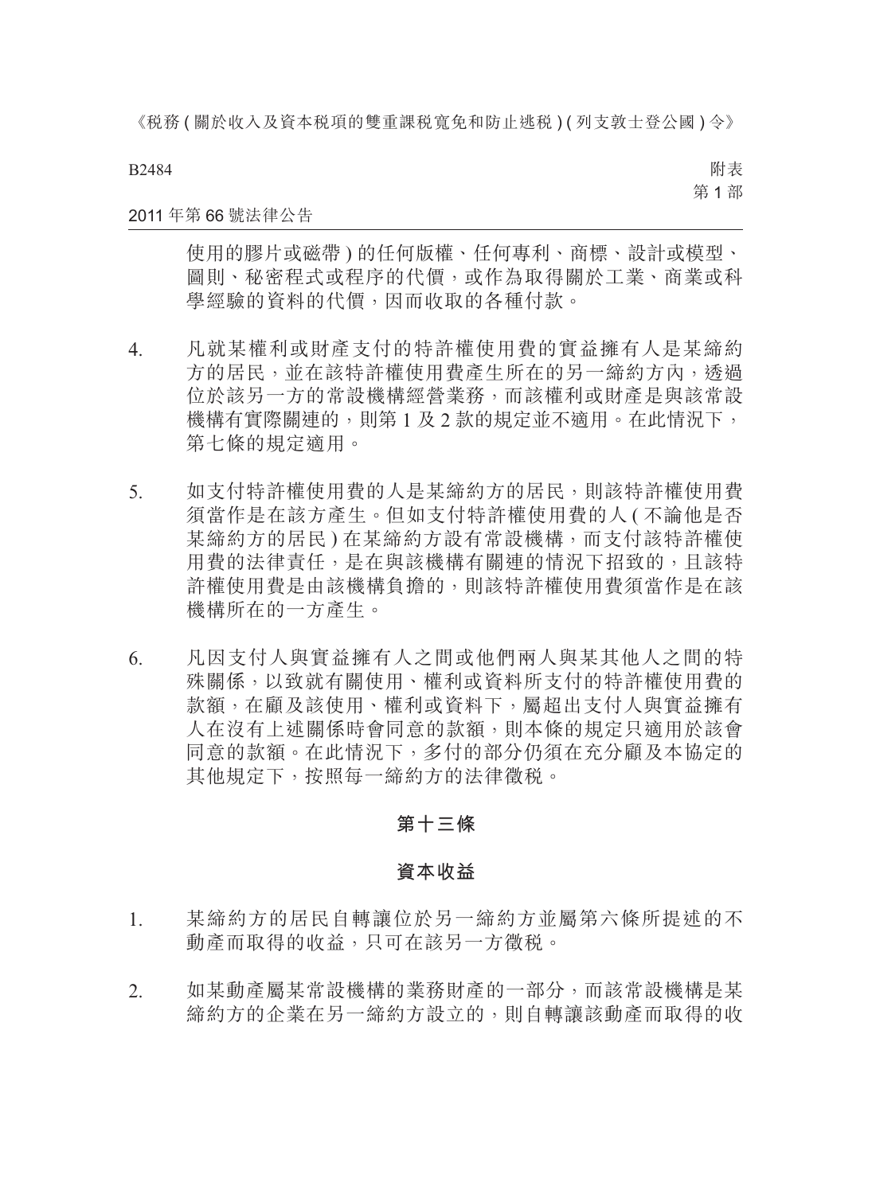使用的膠片或磁帶 ) 的任何版權、任何專利、商標、設計或模型、圖則、秘密程式或程序的代價，或作為取得關於工業、商業或科學經驗的資料的代價，因而收取的各種付款。

4. 凡就某權利或財產支付的特許權使用費的實益擁有人是某締約方的居民，並在該特許權使用費產生所在的另一締約方內，透過位於該另一方的常設機構經營業務，而該權利或財產是與該常設機構有實際關連的，則第 1 及 2 款的規定並不適用。在此情況下，第七條的規定適用。

5. 如支付特許權使用費的人是某締約方的居民，則該特許權使用費須當作是在該方產生。但如支付特許權使用費的人 ( 不論他是否某締約方的居民 ) 在某締約方設有常設機構，而支付該特許權使用費的法律責任，是在與該機構有關連的情況下招致的，且該特許權使用費是由該機構負擔的，則該特許權使用費須當作是在該機構所在的一方產生。

6. 凡因支付人與實益擁有人之間或他們兩人與某其他人之間的特殊關係，以致就有關使用、權利或資料所支付的特許權使用費的款額，在顧及該使用、權利或資料下，屬超出支付人與實益擁有人在沒有上述關係時會同意的款額，則本條的規定只適用於該會同意的款額。在此情況下，多付的部分仍須在充分顧及本協定的其他規定下，按照每一締約方的法律徵稅。

## 第十三條

## 資本收益

1. 某締約方的居民自轉讓位於另一締約方並屬第六條所提述的不動產而取得的收益，只可在該另一方徵稅。

2. 如某動產屬某常設機構的業務財產的一部分，而該常設機構是某締約方的企業在另一締約方設立的，則自轉讓該動產而取得的收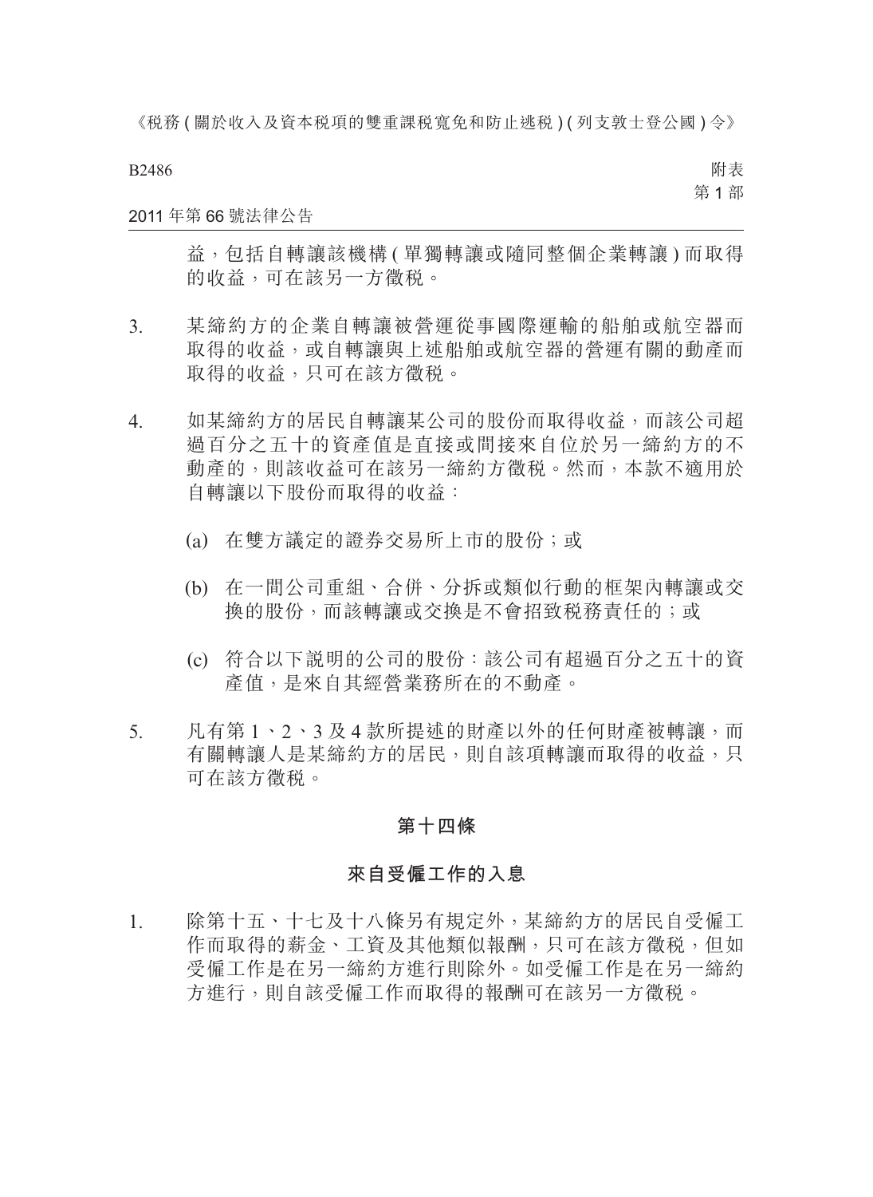益，包括自轉讓該機構 ( 單獨轉讓或隨同整個企業轉讓 ) 而取得的收益，可在該另一方徵稅。

3. 某締約方的企業自轉讓被營運從事國際運輸的船舶或航空器而取得的收益，或自轉讓與上述船舶或航空器的營運有關的動產而取得的收益，只可在該方徵稅。

4. 如某締約方的居民自轉讓某公司的股份而取得收益，而該公司超過百分之五十的資產值是直接或間接來自位於另一締約方的不動產的，則該收益可在該另一締約方徵稅。然而，本款不適用於自轉讓以下股份而取得的收益：

   (a) 在雙方議定的證券交易所上市的股份；或

   (b) 在一間公司重組、合併、分拆或類似行動的框架內轉讓或交換的股份，而該轉讓或交換是不會招致稅務責任的；或

   (c) 符合以下説明的公司的股份：該公司有超過百分之五十的資產值，是來自其經營業務所在的不動產。

5. 凡有第 1、2、3 及 4 款所提述的財產以外的任何財產被轉讓，而有關轉讓人是某締約方的居民，則自該項轉讓而取得的收益，只可在該方徵稅。

### 第十四條

### 來自受僱工作的入息

1. 除第十五、十七及十八條另有規定外，某締約方的居民自受僱工作而取得的薪金、工資及其他類似報酬，只可在該方徵稅，但如受僱工作是在另一締約方進行則除外。如受僱工作是在另一締約方進行，則自該受僱工作而取得的報酬可在該另一方徵稅。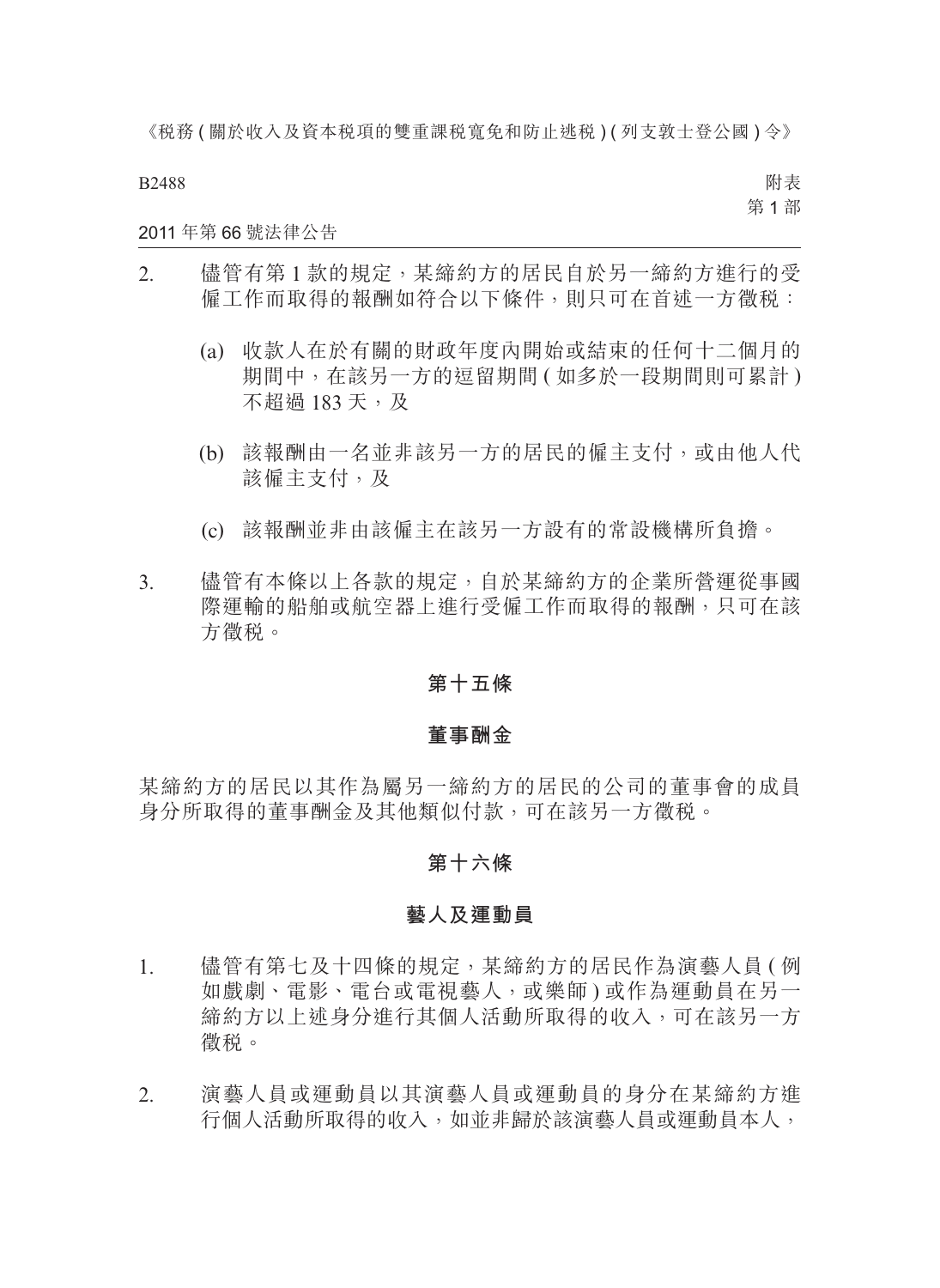2. 儘管有第 1 款的規定，某締約方的居民自於另一締約方進行的受僱工作而取得的報酬如符合以下條件，則只可在首述一方徵稅：

   (a) 收款人在於有關的財政年度內開始或結束的任何十二個月的期間中，在該另一方的逗留期間 ( 如多於一段期間則可累計 ) 不超過 183 天，及

   (b) 該報酬由一名並非該另一方的居民的僱主支付，或由他人代該僱主支付，及

   (c) 該報酬並非由該僱主在該另一方設有的常設機構所負擔。

3. 儘管有本條以上各款的規定，自於某締約方的企業所營運從事國際運輸的船舶或航空器上進行受僱工作而取得的報酬，只可在該方徵稅。

## 第十五條

## 董事酬金

某締約方的居民以其作為屬另一締約方的居民的公司的董事會的成員身分所取得的董事酬金及其他類似付款，可在該另一方徵稅。

## 第十六條

## 藝人及運動員

1. 儘管有第七及十四條的規定，某締約方的居民作為演藝人員 ( 例如戲劇、電影、電台或電視藝人，或樂師 ) 或作為運動員在另一締約方以上述身分進行其個人活動所取得的收入，可在該另一方徵稅。

2. 演藝人員或運動員以其演藝人員或運動員的身分在某締約方進行個人活動所取得的收入，如並非歸於該演藝人員或運動員本人，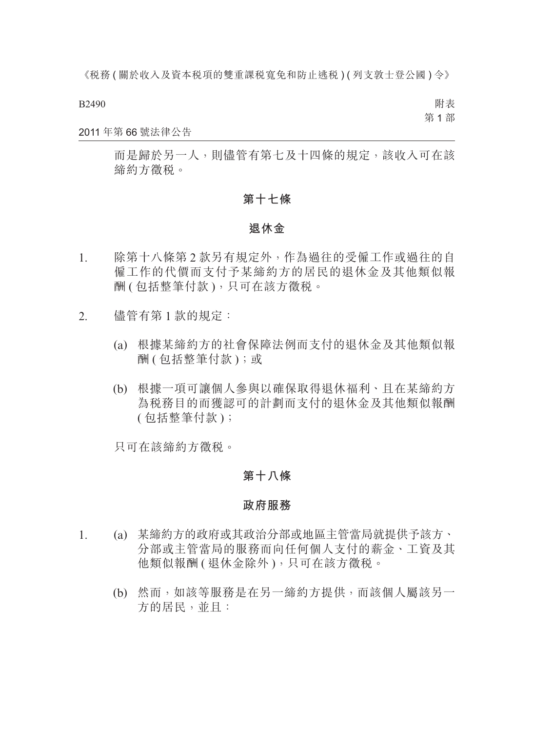而是歸於另一人，則儘管有第七及十四條的規定，該收入可在該締約方徵稅。

## 第十七條

## 退休金

1. 除第十八條第 2 款另有規定外，作為過往的受僱工作或過往的自僱工作的代價而支付予某締約方的居民的退休金及其他類似報酬 ( 包括整筆付款 )，只可在該方徵稅。

2. 儘管有第 1 款的規定：

   (a) 根據某締約方的社會保障法例而支付的退休金及其他類似報酬 ( 包括整筆付款 )；或

   (b) 根據一項可讓個人參與以確保取得退休福利、且在某締約方為稅務目的而獲認可的計劃而支付的退休金及其他類似報酬 ( 包括整筆付款 )；

   只可在該締約方徵稅。

## 第十八條

## 政府服務

1. (a) 某締約方的政府或其政治分部或地區主管當局就提供予該方、分部或主管當局的服務而向任何個人支付的薪金、工資及其他類似報酬 ( 退休金除外 )，只可在該方徵稅。

   (b) 然而，如該等服務是在另一締約方提供，而該個人屬該另一方的居民，並且：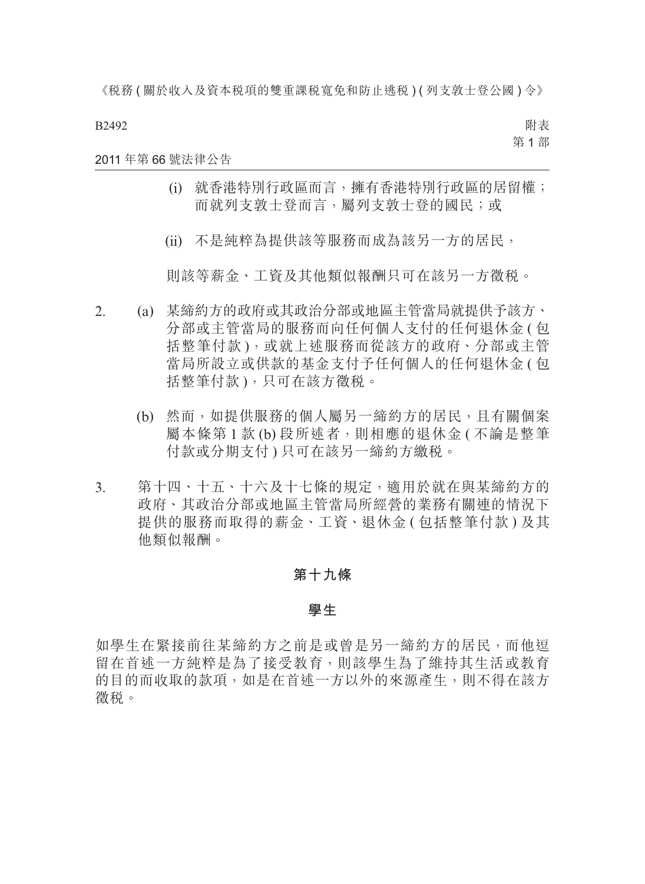(i) 就香港特別行政區而言，擁有香港特別行政區的居留權；而就列支敦士登而言，屬列支敦士登的國民；或

(ii) 不是純粹為提供該等服務而成為該另一方的居民，

則該等薪金、工資及其他類似報酬只可在該另一方徵稅。

2. (a) 某締約方的政府或其政治分部或地區主管當局就提供予該方、分部或主管當局的服務而向任何個人支付的任何退休金 ( 包括整筆付款 )，或就上述服務而從該方的政府、分部或主管當局所設立或供款的基金支付予任何個人的任何退休金 ( 包括整筆付款 )，只可在該方徵稅。

(b) 然而，如提供服務的個人屬另一締約方的居民，且有關個案屬本條第 1 款 (b) 段所述者，則相應的退休金 ( 不論是整筆付款或分期支付 ) 只可在該另一締約方繳稅。

3. 第十四、十五、十六及十七條的規定，適用於就在與某締約方的政府、其政治分部或地區主管當局所經營的業務有關連的情況下提供的服務而取得的薪金、工資、退休金 ( 包括整筆付款 ) 及其他類似報酬。

## 第十九條

## 學生

如學生在緊接前往某締約方之前是或曾是另一締約方的居民，而他逗留在首述一方純粹是為了接受教育，則該學生為了維持其生活或教育的目的而收取的款項，如是在首述一方以外的來源產生，則不得在該方徵稅。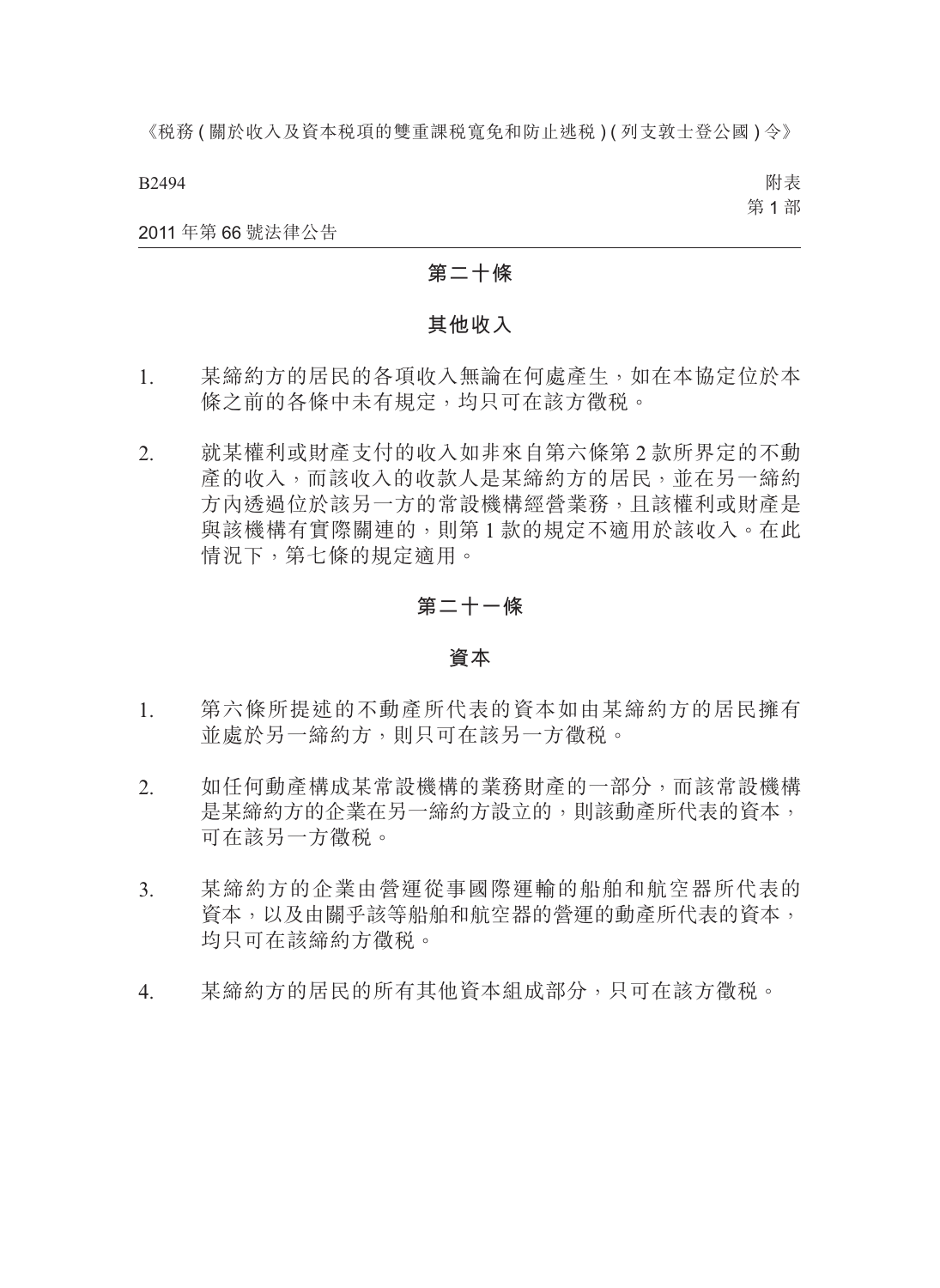## 第二十條

## 其他收入

1. 某締約方的居民的各項收入無論在何處產生，如在本協定位於本條之前的各條中未有規定，均只可在該方徵稅。

2. 就某權利或財產支付的收入如非來自第六條第 2 款所界定的不動產的收入，而該收入的收款人是某締約方的居民，並在另一締約方內透過位於該另一方的常設機構經營業務，且該權利或財產是與該機構有實際關連的，則第 1 款的規定不適用於該收入。在此情況下，第七條的規定適用。

## 第二十一條

## 資本

1. 第六條所提述的不動產所代表的資本如由某締約方的居民擁有並處於另一締約方，則只可在該另一方徵稅。

2. 如任何動產構成某常設機構的業務財產的一部分，而該常設機構是某締約方的企業在另一締約方設立的，則該動產所代表的資本，可在該另一方徵稅。

3. 某締約方的企業由營運從事國際運輸的船舶和航空器所代表的資本，以及由關乎該等船舶和航空器的營運的動產所代表的資本，均只可在該締約方徵稅。

4. 某締約方的居民的所有其他資本組成部分，只可在該方徵稅。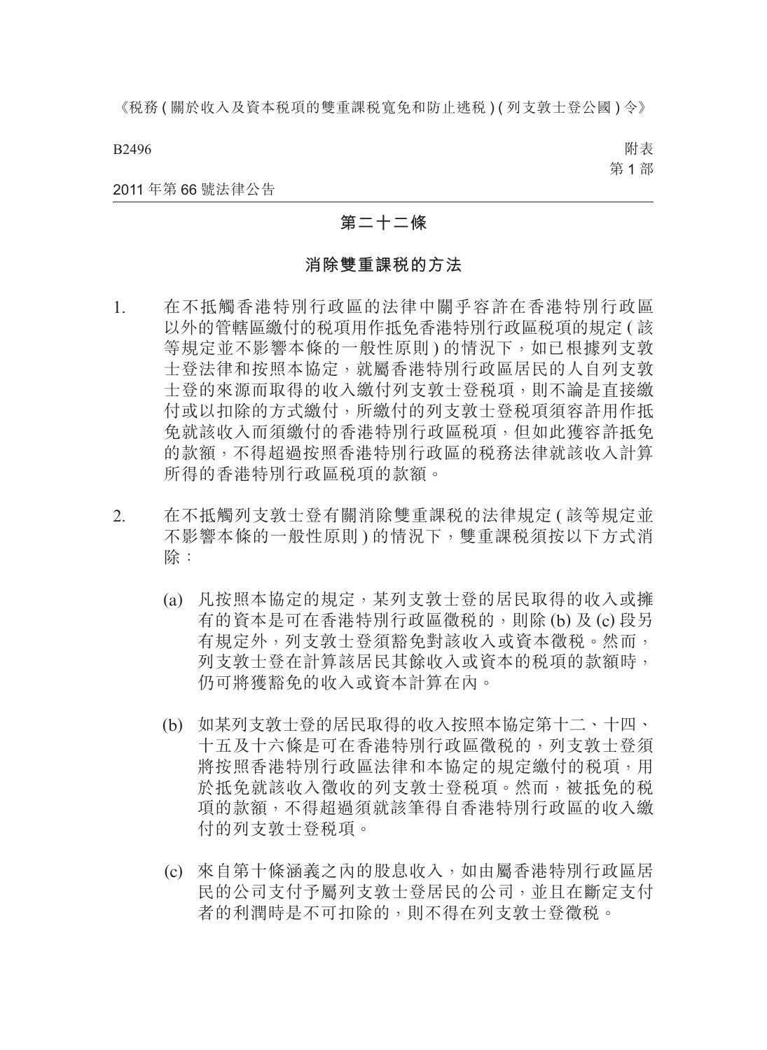## 第二十二條

### 消除雙重課稅的方法

1. 在不抵觸香港特別行政區的法律中關乎容許在香港特別行政區以外的管轄區繳付的稅項用作抵免香港特別行政區稅項的規定 (該等規定並不影響本條的一般性原則) 的情況下，如已根據列支敦士登法律和按照本協定，就屬香港特別行政區居民的人自列支敦士登的來源而取得的收入繳付列支敦士登稅項，則不論是直接繳付或以扣除的方式繳付，所繳付的列支敦士登稅項須容許用作抵免就該收入而須繳付的香港特別行政區稅項，但如此獲容許抵免的款額，不得超過按照香港特別行政區的稅務法律就該收入計算所得的香港特別行政區稅項的款額。

2. 在不抵觸列支敦士登有關消除雙重課稅的法律規定 (該等規定並不影響本條的一般性原則) 的情況下，雙重課稅須按以下方式消除：

   (a) 凡按照本協定的規定，某列支敦士登的居民取得的收入或擁有的資本是可在香港特別行政區徵稅的，則除 (b) 及 (c) 段另有規定外，列支敦士登須豁免對該收入或資本徵稅。然而，列支敦士登在計算該居民其餘收入或資本的稅項的款額時，仍可將獲豁免的收入或資本計算在內。

   (b) 如某列支敦士登的居民取得的收入按照本協定第十二、十四、十五及十六條是可在香港特別行政區徵稅的，列支敦士登須將按照香港特別行政區法律和本協定的規定繳付的稅項，用於抵免就該收入徵收的列支敦士登稅項。然而，被抵免的稅項的款額，不得超過須就該筆得自香港特別行政區的收入繳付的列支敦士登稅項。

   (c) 來自第十條涵義之內的股息收入，如由屬香港特別行政區居民的公司支付予屬列支敦士登居民的公司，並且在斷定支付者的利潤時是不可扣除的，則不得在列支敦士登徵稅。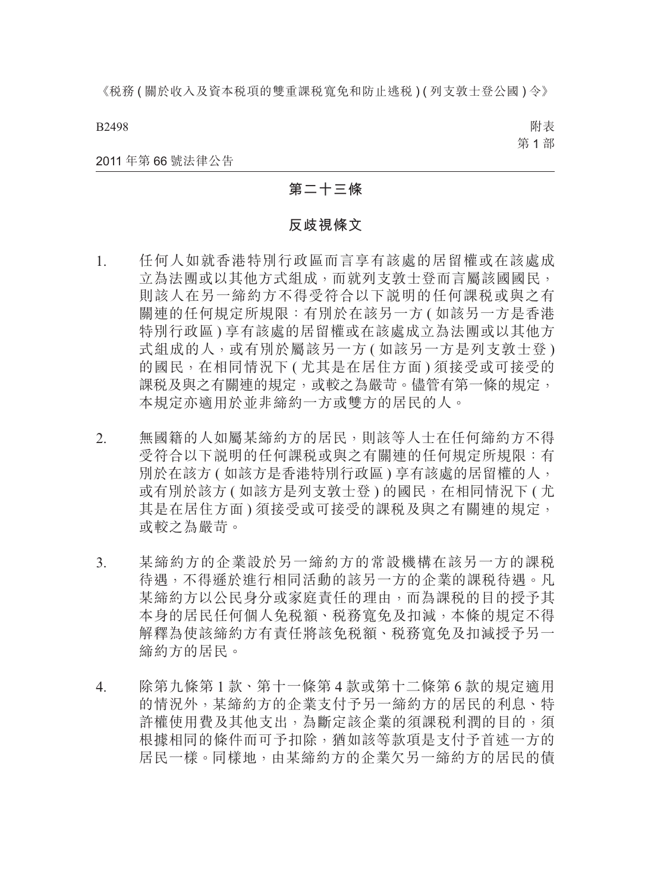## 第二十三條

## 反歧視條文

1. 任何人如就香港特別行政區而言享有該處的居留權或在該處成立為法團或以其他方式組成，而就列支敦士登而言屬該國國民，則該人在另一締約方不得受符合以下說明的任何課稅或與之有關連的任何規定所規限：有別於在該另一方 ( 如該另一方是香港特別行政區 ) 享有該處的居留權或在該處成立為法團或以其他方式組成的人，或有別於屬該另一方 ( 如該另一方是列支敦士登 ) 的國民，在相同情況下 ( 尤其是在居住方面 ) 須接受或可接受的課稅及與之有關連的規定，或較之為嚴苛。儘管有第一條的規定，本規定亦適用於並非締約一方或雙方的居民的人。

2. 無國籍的人如屬某締約方的居民，則該等人士在任何締約方不得受符合以下說明的任何課稅或與之有關連的任何規定所規限：有別於在該方 ( 如該方是香港特別行政區 ) 享有該處的居留權的人，或有別於該方 ( 如該方是列支敦士登 ) 的國民，在相同情況下 ( 尤其是在居住方面 ) 須接受或可接受的課稅及與之有關連的規定，或較之為嚴苛。

3. 某締約方的企業設於另一締約方的常設機構在該另一方的課稅待遇，不得遜於進行相同活動的該另一方的企業的課稅待遇。凡某締約方以公民身分或家庭責任的理由，而為課稅的目的授予其本身的居民任何個人免稅額、稅務寬免及扣減，本條的規定不得解釋為使該締約方有責任將該免稅額、稅務寬免及扣減授予另一締約方的居民。

4. 除第九條第 1 款、第十一條第 4 款或第十二條第 6 款的規定適用的情況外，某締約方的企業支付予另一締約方的居民的利息、特許權使用費及其他支出，為斷定該企業的須課稅利潤的目的，須根據相同的條件而可予扣除，猶如該等款項是支付予首述一方的居民一樣。同樣地，由某締約方的企業欠另一締約方的居民的債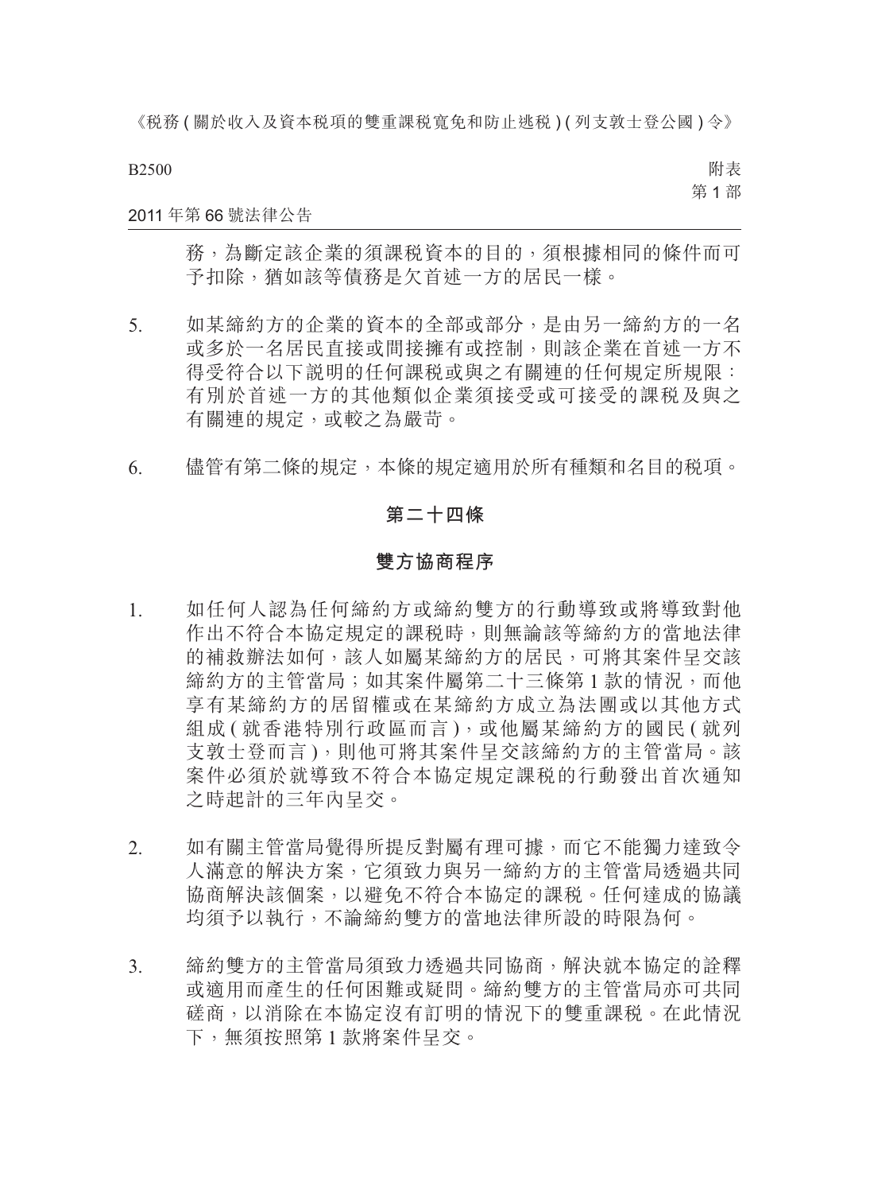務，為斷定該企業的須課稅資本的目的，須根據相同的條件而可予扣除，猶如該等債務是欠首述一方的居民一樣。

5. 如某締約方的企業的資本的全部或部分，是由另一締約方的一名或多於一名居民直接或間接擁有或控制，則該企業在首述一方不得受符合以下說明的任何課稅或與之有關連的任何規定所規限：有別於首述一方的其他類似企業須接受或可接受的課稅及與之有關連的規定，或較之為嚴苛。

6. 儘管有第二條的規定，本條的規定適用於所有種類和名目的稅項。

## 第二十四條

## 雙方協商程序

1. 如任何人認為任何締約方或締約雙方的行動導致或將導致對他作出不符合本協定規定的課稅時，則無論該等締約方的當地法律的補救辦法如何，該人如屬某締約方的居民，可將其案件呈交該締約方的主管當局；如其案件屬第二十三條第 1 款的情況，而他享有某締約方的居留權或在某締約方成立為法團或以其他方式組成 ( 就香港特別行政區而言 )，或他屬某締約方的國民 ( 就列支敦士登而言 )，則他可將其案件呈交該締約方的主管當局。該案件必須於就導致不符合本協定規定課稅的行動發出首次通知之時起計的三年內呈交。

2. 如有關主管當局覺得所提反對屬有理可據，而它不能獨力達致令人滿意的解決方案，它須致力與另一締約方的主管當局透過共同協商解決該個案，以避免不符合本協定的課稅。任何達成的協議均須予以執行，不論締約雙方的當地法律所設的時限為何。

3. 締約雙方的主管當局須致力透過共同協商，解決就本協定的詮釋或適用而產生的任何困難或疑問。締約雙方的主管當局亦可共同磋商，以消除在本協定沒有訂明的情況下的雙重課稅。在此情況下，無須按照第 1 款將案件呈交。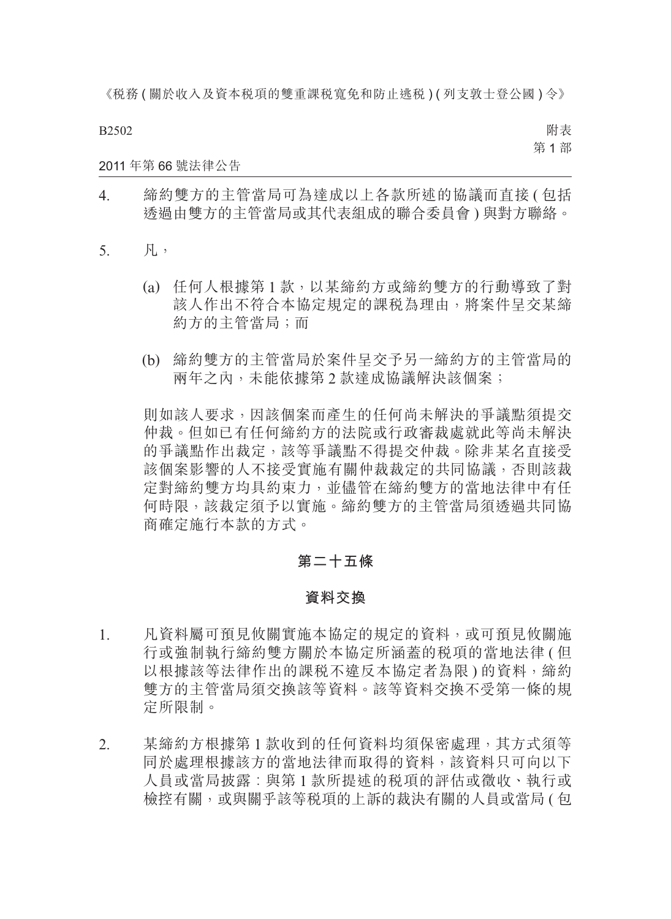4. 締約雙方的主管當局可為達成以上各款所述的協議而直接 ( 包括透過由雙方的主管當局或其代表組成的聯合委員會 ) 與對方聯絡。

5. 凡，

   (a) 任何人根據第 1 款，以某締約方或締約雙方的行動導致了對該人作出不符合本協定規定的課稅為理由，將案件呈交某締約方的主管當局；而

   (b) 締約雙方的主管當局於案件呈交予另一締約方的主管當局的兩年之內，未能依據第 2 款達成協議解決該個案；

   則如該人要求，因該個案而產生的任何尚未解決的爭議點須提交仲裁。但如已有任何締約方的法院或行政審裁處就此等尚未解決的爭議點作出裁定，該等爭議點不得提交仲裁。除非某名直接受該個案影響的人不接受實施有關仲裁裁定的共同協議，否則該裁定對締約雙方均具約束力，並儘管在締約雙方的當地法律中有任何時限，該裁定須予以實施。締約雙方的主管當局須透過共同協商確定施行本款的方式。

## 第二十五條

## 資料交換

1. 凡資料屬可預見攸關實施本協定的規定的資料，或可預見攸關施行或強制執行締約雙方關於本協定所涵蓋的稅項的當地法律 ( 但以根據該等法律作出的課稅不違反本協定者為限 ) 的資料，締約雙方的主管當局須交換該等資料。該等資料交換不受第一條的規定所限制。

2. 某締約方根據第 1 款收到的任何資料均須保密處理，其方式須等同於處理根據該方的當地法律而取得的資料，該資料只可向以下人員或當局披露：與第 1 款所提述的稅項的評估或徵收、執行或檢控有關，或與關乎該等稅項的上訴的裁決有關的人員或當局 ( 包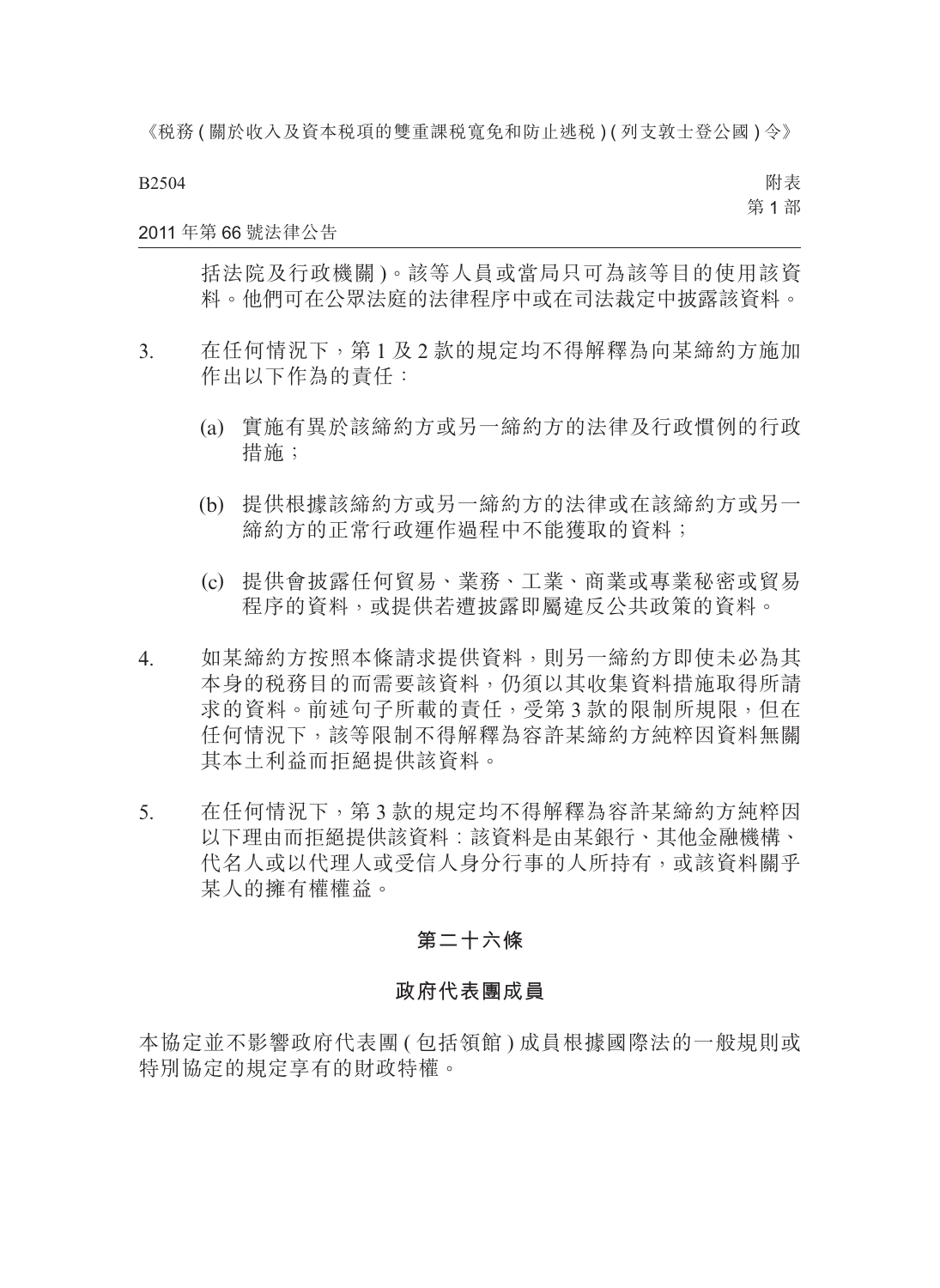括法院及行政機關)。該等人員或當局只可為該等目的使用該資料。他們可在公眾法庭的法律程序中或在司法裁定中披露該資料。

3. 在任何情況下,第 1 及 2 款的規定均不得解釋為向某締約方施加作出以下作為的責任:

 (a) 實施有異於該締約方或另一締約方的法律及行政慣例的行政措施;

 (b) 提供根據該締約方或另一締約方的法律或在該締約方或另一締約方的正常行政運作過程中不能獲取的資料;

 (c) 提供會披露任何貿易、業務、工業、商業或專業秘密或貿易程序的資料,或提供若遭披露即屬違反公共政策的資料。

4. 如某締約方按照本條請求提供資料,則另一締約方即使未必為其本身的稅務目的而需要該資料,仍須以其收集資料措施取得所請求的資料。前述句子所載的責任,受第 3 款的限制所規限,但在任何情況下,該等限制不得解釋為容許某締約方純粹因資料無關其本土利益而拒絕提供該資料。

5. 在任何情況下,第 3 款的規定均不得解釋為容許某締約方純粹因以下理由而拒絕提供該資料:該資料是由某銀行、其他金融機構、代名人或以代理人或受信人身分行事的人所持有,或該資料關乎某人的擁有權權益。

## 第二十六條

## 政府代表團成員

本協定並不影響政府代表團(包括領館)成員根據國際法的一般規則或特別協定的規定享有的財政特權。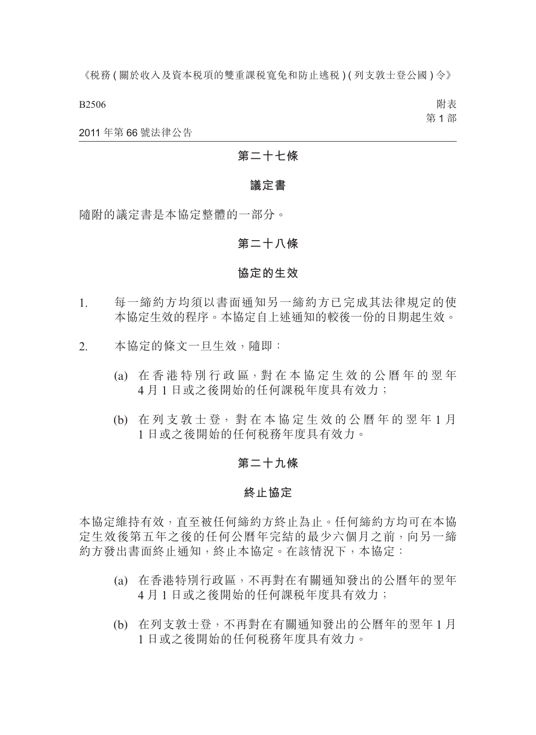## 第二十七條

### 議定書

隨附的議定書是本協定整體的一部分。

## 第二十八條

### 協定的生效

1. 每一締約方均須以書面通知另一締約方已完成其法律規定的使本協定生效的程序。本協定自上述通知的較後一份的日期起生效。

2. 本協定的條文一旦生效，隨即：

   (a) 在香港特別行政區，對在本協定生效的公曆年的翌年4月1日或之後開始的任何課稅年度具有效力；

   (b) 在列支敦士登，對在本協定生效的公曆年的翌年1月1日或之後開始的任何稅務年度具有效力。

## 第二十九條

### 終止協定

本協定維持有效，直至被任何締約方終止為止。任何締約方均可在本協定生效後第五年之後的任何公曆年完結的最少六個月之前，向另一締約方發出書面終止通知，終止本協定。在該情況下，本協定：

(a) 在香港特別行政區，不再對在有關通知發出的公曆年的翌年4月1日或之後開始的任何課稅年度具有效力；

(b) 在列支敦士登，不再對在有關通知發出的公曆年的翌年1月1日或之後開始的任何稅務年度具有效力。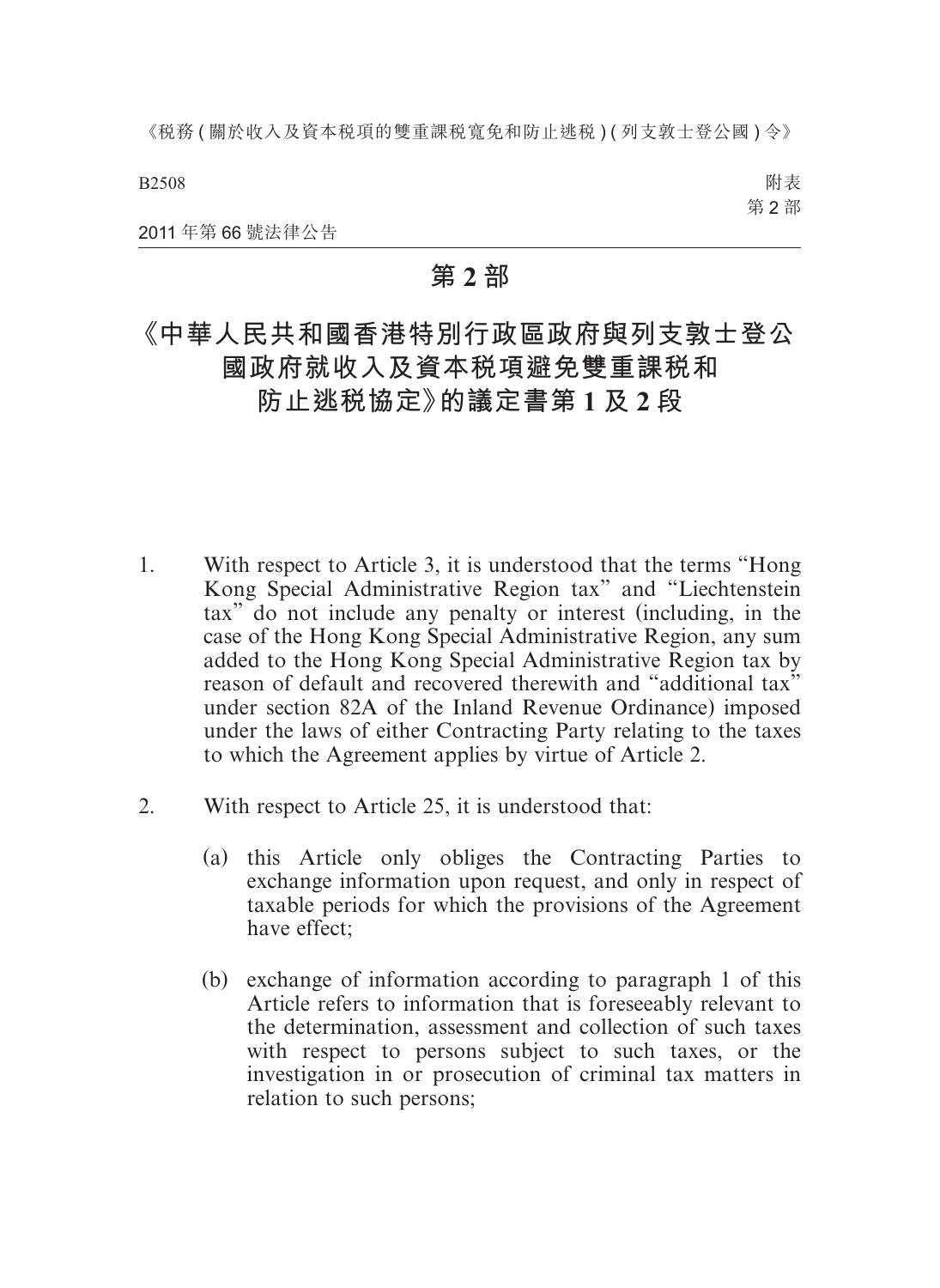# 第 2 部

## 《中華人民共和國香港特別行政區政府與列支敦士登公國政府就收入及資本税項避免雙重課税和防止逃税協定》的議定書第 1 及 2 段

1. With respect to Article 3, it is understood that the terms "Hong Kong Special Administrative Region tax" and "Liechtenstein tax" do not include any penalty or interest (including, in the case of the Hong Kong Special Administrative Region, any sum added to the Hong Kong Special Administrative Region tax by reason of default and recovered therewith and "additional tax" under section 82A of the Inland Revenue Ordinance) imposed under the laws of either Contracting Party relating to the taxes to which the Agreement applies by virtue of Article 2.

2. With respect to Article 25, it is understood that:

   (a) this Article only obliges the Contracting Parties to exchange information upon request, and only in respect of taxable periods for which the provisions of the Agreement have effect;

   (b) exchange of information according to paragraph 1 of this Article refers to information that is foreseeably relevant to the determination, assessment and collection of such taxes with respect to persons subject to such taxes, or the investigation in or prosecution of criminal tax matters in relation to such persons;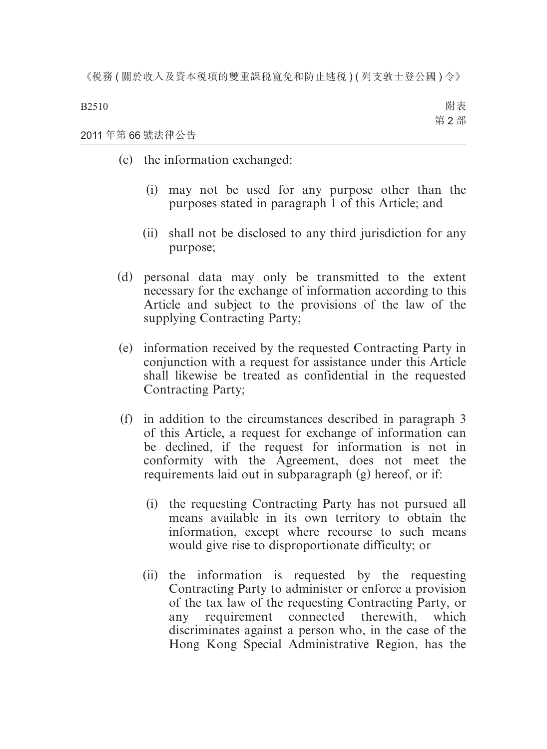(c) the information exchanged:

    (i) may not be used for any purpose other than the purposes stated in paragraph 1 of this Article; and

    (ii) shall not be disclosed to any third jurisdiction for any purpose;

(d) personal data may only be transmitted to the extent necessary for the exchange of information according to this Article and subject to the provisions of the law of the supplying Contracting Party;

(e) information received by the requested Contracting Party in conjunction with a request for assistance under this Article shall likewise be treated as confidential in the requested Contracting Party;

(f) in addition to the circumstances described in paragraph 3 of this Article, a request for exchange of information can be declined, if the request for information is not in conformity with the Agreement, does not meet the requirements laid out in subparagraph (g) hereof, or if:

    (i) the requesting Contracting Party has not pursued all means available in its own territory to obtain the information, except where recourse to such means would give rise to disproportionate difficulty; or

    (ii) the information is requested by the requesting Contracting Party to administer or enforce a provision of the tax law of the requesting Contracting Party, or any requirement connected therewith, which discriminates against a person who, in the case of the Hong Kong Special Administrative Region, has the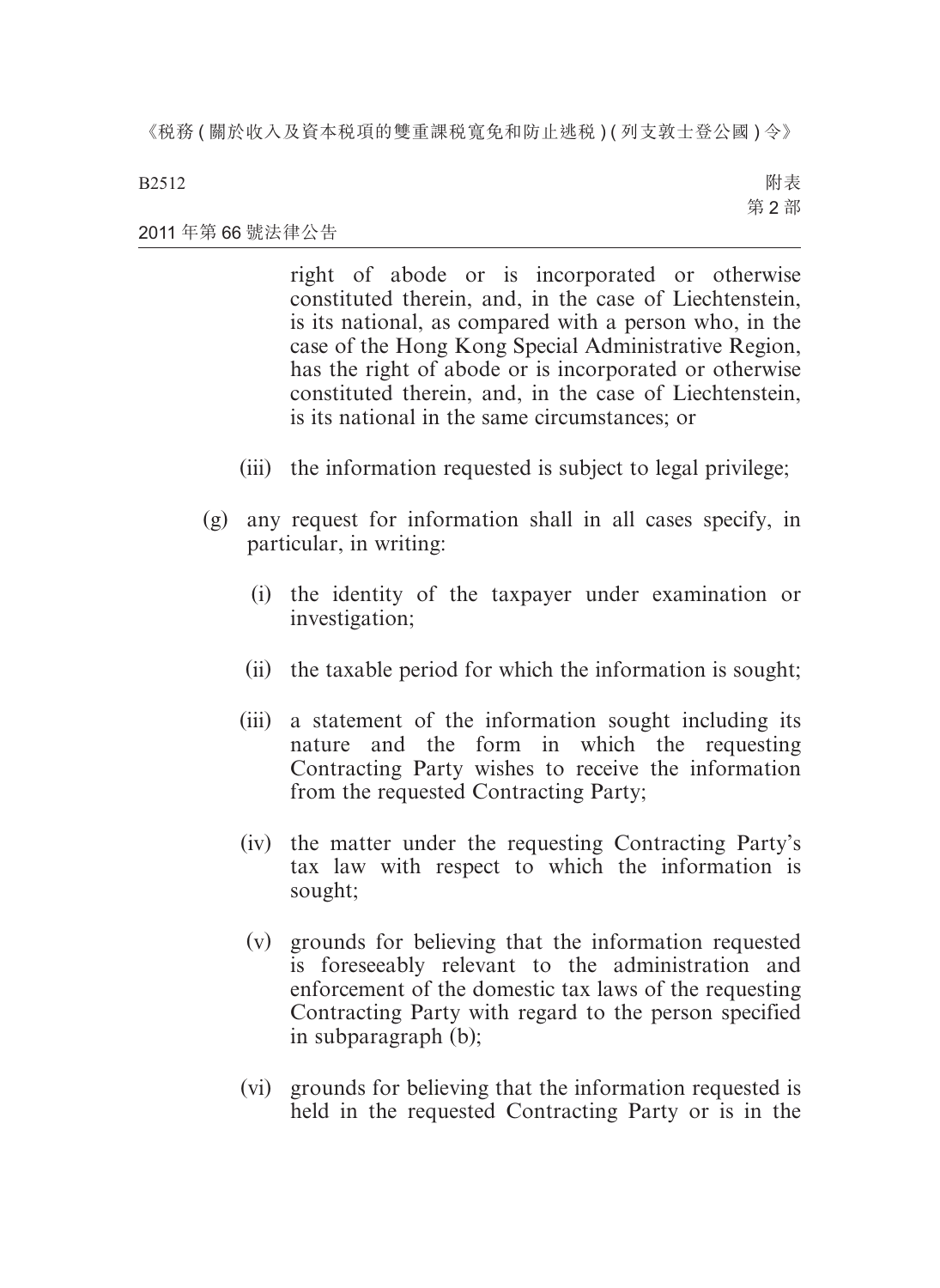right of abode or is incorporated or otherwise constituted therein, and, in the case of Liechtenstein, is its national, as compared with a person who, in the case of the Hong Kong Special Administrative Region, has the right of abode or is incorporated or otherwise constituted therein, and, in the case of Liechtenstein, is its national in the same circumstances; or

(iii) the information requested is subject to legal privilege;

(g) any request for information shall in all cases specify, in particular, in writing:

(i) the identity of the taxpayer under examination or investigation;

(ii) the taxable period for which the information is sought;

(iii) a statement of the information sought including its nature and the form in which the requesting Contracting Party wishes to receive the information from the requested Contracting Party;

(iv) the matter under the requesting Contracting Party's tax law with respect to which the information is sought;

(v) grounds for believing that the information requested is foreseeably relevant to the administration and enforcement of the domestic tax laws of the requesting Contracting Party with regard to the person specified in subparagraph (b);

(vi) grounds for believing that the information requested is held in the requested Contracting Party or is in the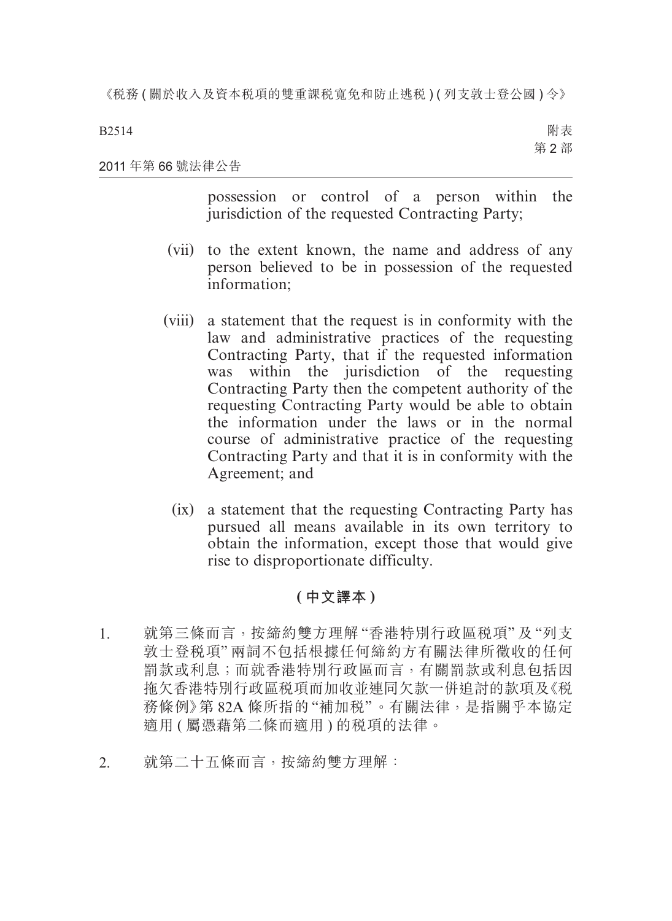possession or control of a person within the jurisdiction of the requested Contracting Party;

(vii) to the extent known, the name and address of any person believed to be in possession of the requested information;

(viii) a statement that the request is in conformity with the law and administrative practices of the requesting Contracting Party, that if the requested information was within the jurisdiction of the requesting Contracting Party then the competent authority of the requesting Contracting Party would be able to obtain the information under the laws or in the normal course of administrative practice of the requesting Contracting Party and that it is in conformity with the Agreement; and

(ix) a statement that the requesting Contracting Party has pursued all means available in its own territory to obtain the information, except those that would give rise to disproportionate difficulty.

**(中文譯本)**

1. 就第三條而言，按締約雙方理解“香港特別行政區稅項”及“列支敦士登稅項”兩詞不包括根據任何締約方有關法律所徵收的任何罰款或利息；而就香港特別行政區而言，有關罰款或利息包括因拖欠香港特別行政區稅項而加收並連同欠款一併追討的款項及《稅務條例》第 82A 條所指的“補加稅”。有關法律，是指關乎本協定適用 (屬憑藉第二條而適用) 的稅項的法律。

2. 就第二十五條而言，按締約雙方理解：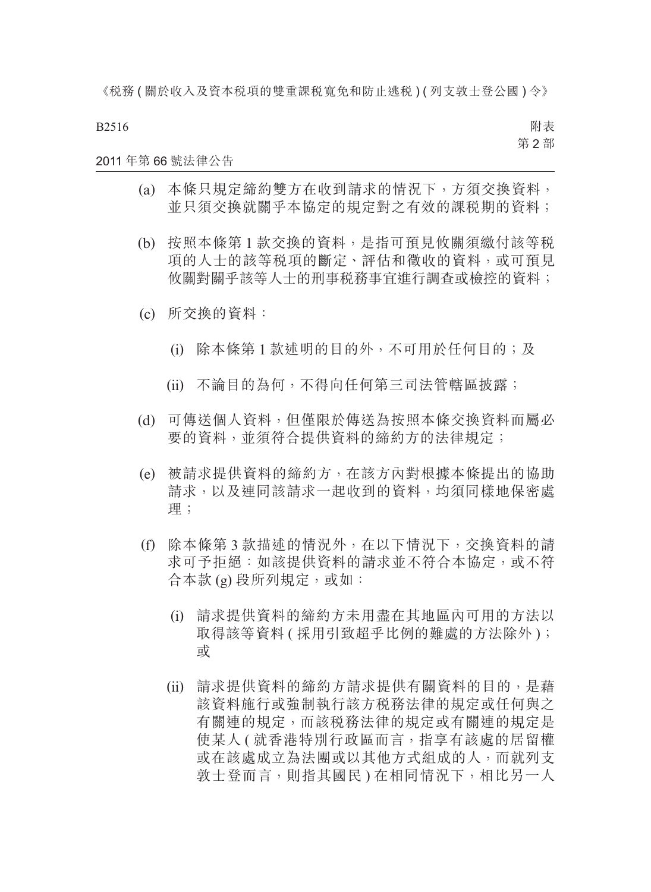(a) 本條只規定締約雙方在收到請求的情況下，方須交換資料，並只須交換就關乎本協定的規定對之有效的課稅期的資料；

(b) 按照本條第 1 款交換的資料，是指可預見攸關須繳付該等稅項的人士的該等稅項的斷定、評估和徵收的資料，或可預見攸關對關乎該等人士的刑事稅務事宜進行調查或檢控的資料；

(c) 所交換的資料：

(i) 除本條第 1 款述明的目的外，不可用於任何目的；及

(ii) 不論目的為何，不得向任何第三司法管轄區披露；

(d) 可傳送個人資料，但僅限於傳送為按照本條交換資料而屬必要的資料，並須符合提供資料的締約方的法律規定；

(e) 被請求提供資料的締約方，在該方內對根據本條提出的協助請求，以及連同該請求一起收到的資料，均須同樣地保密處理；

(f) 除本條第 3 款描述的情況外，在以下情況下，交換資料的請求可予拒絕：如該提供資料的請求並不符合本協定，或不符合本款 (g) 段所列規定，或如：

(i) 請求提供資料的締約方未用盡在其地區內可用的方法以取得該等資料 ( 採用引致超乎比例的難處的方法除外 )；或

(ii) 請求提供資料的締約方請求提供有關資料的目的，是藉該資料施行或強制執行該方稅務法律的規定或任何與之有關連的規定，而該稅務法律的規定或有關連的規定是使某人 ( 就香港特別行政區而言，指享有該處的居留權或在該處成立為法團或以其他方式組成的人，而就列支敦士登而言，則指其國民 ) 在相同情況下，相比另一人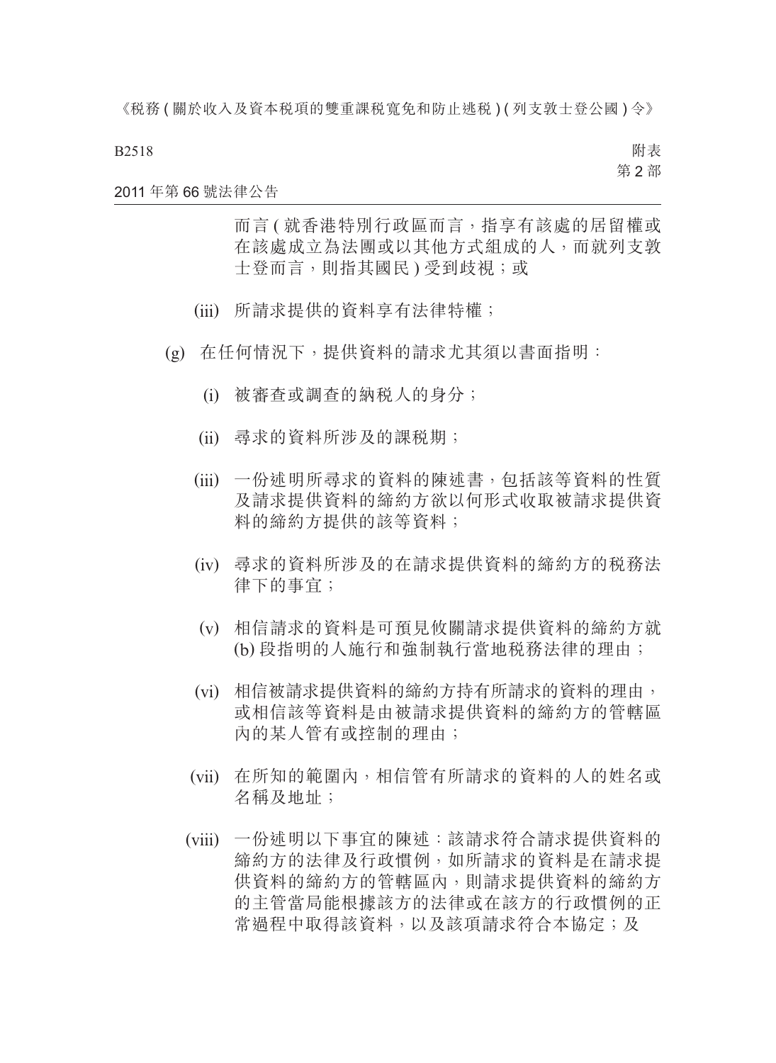而言 ( 就香港特別行政區而言，指享有該處的居留權或在該處成立為法團或以其他方式組成的人，而就列支敦士登而言，則指其國民 ) 受到歧視；或

(iii) 所請求提供的資料享有法律特權；

(g) 在任何情況下，提供資料的請求尤其須以書面指明：

(i) 被審查或調查的納稅人的身分；

(ii) 尋求的資料所涉及的課稅期；

(iii) 一份述明所尋求的資料的陳述書，包括該等資料的性質及請求提供資料的締約方欲以何形式收取被請求提供資料的締約方提供的該等資料；

(iv) 尋求的資料所涉及的在請求提供資料的締約方的稅務法律下的事宜；

(v) 相信請求的資料是可預見攸關請求提供資料的締約方就 (b) 段指明的人施行和強制執行當地稅務法律的理由；

(vi) 相信被請求提供資料的締約方持有所請求的資料的理由，或相信該等資料是由被請求提供資料的締約方的管轄區內的某人管有或控制的理由；

(vii) 在所知的範圍內，相信管有所請求的資料的人的姓名或名稱及地址；

(viii) 一份述明以下事宜的陳述：該請求符合請求提供資料的締約方的法律及行政慣例，如所請求的資料是在請求提供資料的締約方的管轄區內，則請求提供資料的締約方的主管當局能根據該方的法律或在該方的行政慣例的正常過程中取得該資料，以及該項請求符合本協定；及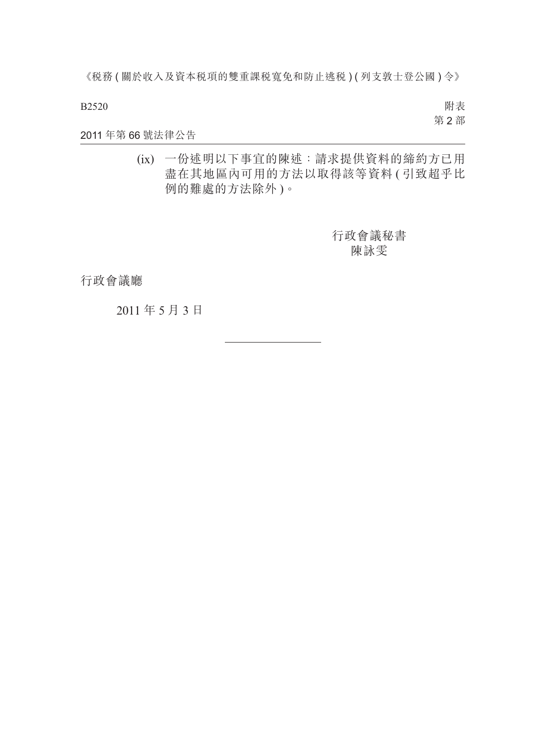(ix) 一份述明以下事宜的陳述：請求提供資料的締約方已用盡在其地區內可用的方法以取得該等資料 ( 引致超乎比例的難處的方法除外 )。

行政會議秘書
陳詠雯

行政會議廳

2011 年 5 月 3 日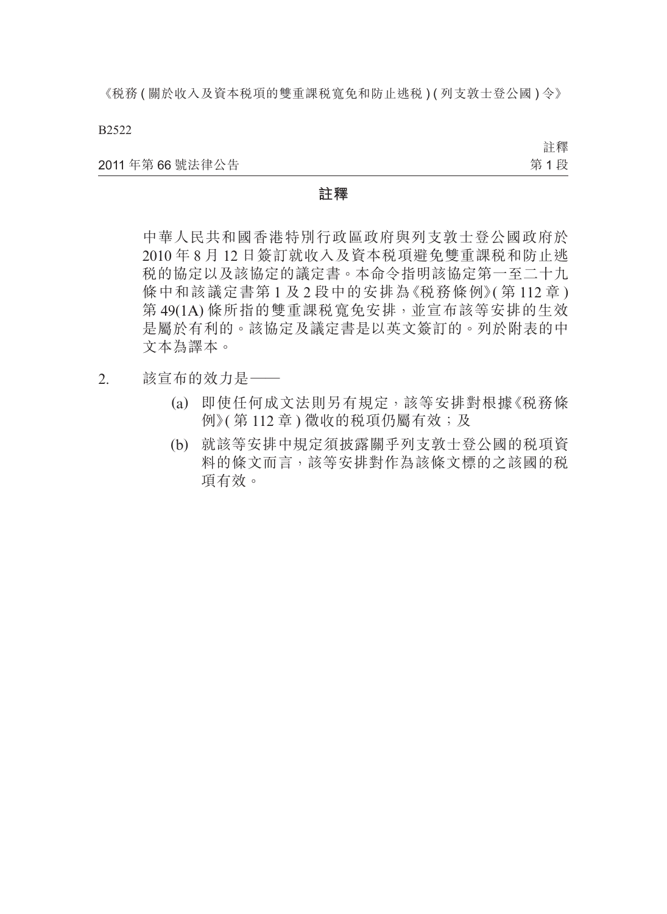## 註釋

中華人民共和國香港特別行政區政府與列支敦士登公國政府於2010年8月12日簽訂就收入及資本稅項避免雙重課稅和防止逃稅的協定以及該協定的議定書。本命令指明該協定第一至二十九條中和該議定書第1及2段中的安排為《稅務條例》(第112章)第49(1A)條所指的雙重課稅寬免安排，並宣布該等安排的生效是屬於有利的。該協定及議定書是以英文簽訂的。列於附表的中文本為譯本。

2. 該宣布的效力是——

(a) 即使任何成文法則另有規定，該等安排對根據《稅務條例》(第112章)徵收的稅項仍屬有效；及

(b) 就該等安排中規定須披露關乎列支敦士登公國的稅項資料的條文而言，該等安排對作為該條文標的之該國的稅項有效。